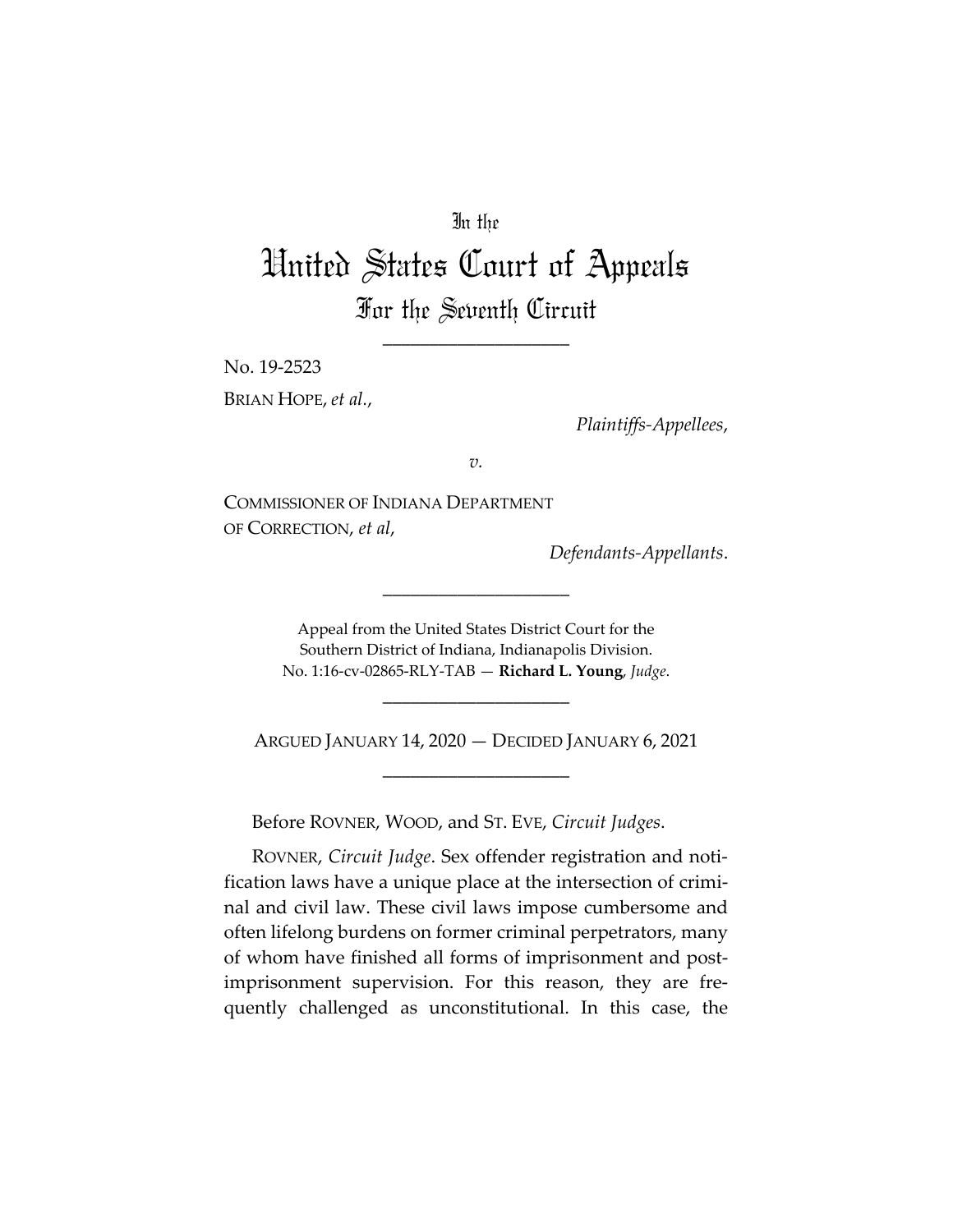In the

# United States Court of Appeals

## For the Seventh Circuit

____________________

No. 19-2523

BRIAN HOPE, *et al.*,

*Plaintiffs-Appellees*,

*v.*

COMMISSIONER OF INDIANA DEPARTMENT OF CORRECTION, *et al*,

*Defendants-Appellants*.

____________________

Appeal from the United States District Court for the Southern District of Indiana, Indianapolis Division.
No. 1:16-cv-02865-RLY-TAB — **Richard L. Young**, *Judge*.

____________________

ARGUED JANUARY 14, 2020 — DECIDED JANUARY 6, 2021

____________________

Before ROVNER, WOOD, and ST. EVE, *Circuit Judges*.

ROVNER, *Circuit Judge*. Sex offender registration and notification laws have a unique place at the intersection of criminal and civil law. These civil laws impose cumbersome and often lifelong burdens on former criminal perpetrators, many of whom have finished all forms of imprisonment and post-imprisonment supervision. For this reason, they are frequently challenged as unconstitutional. In this case, the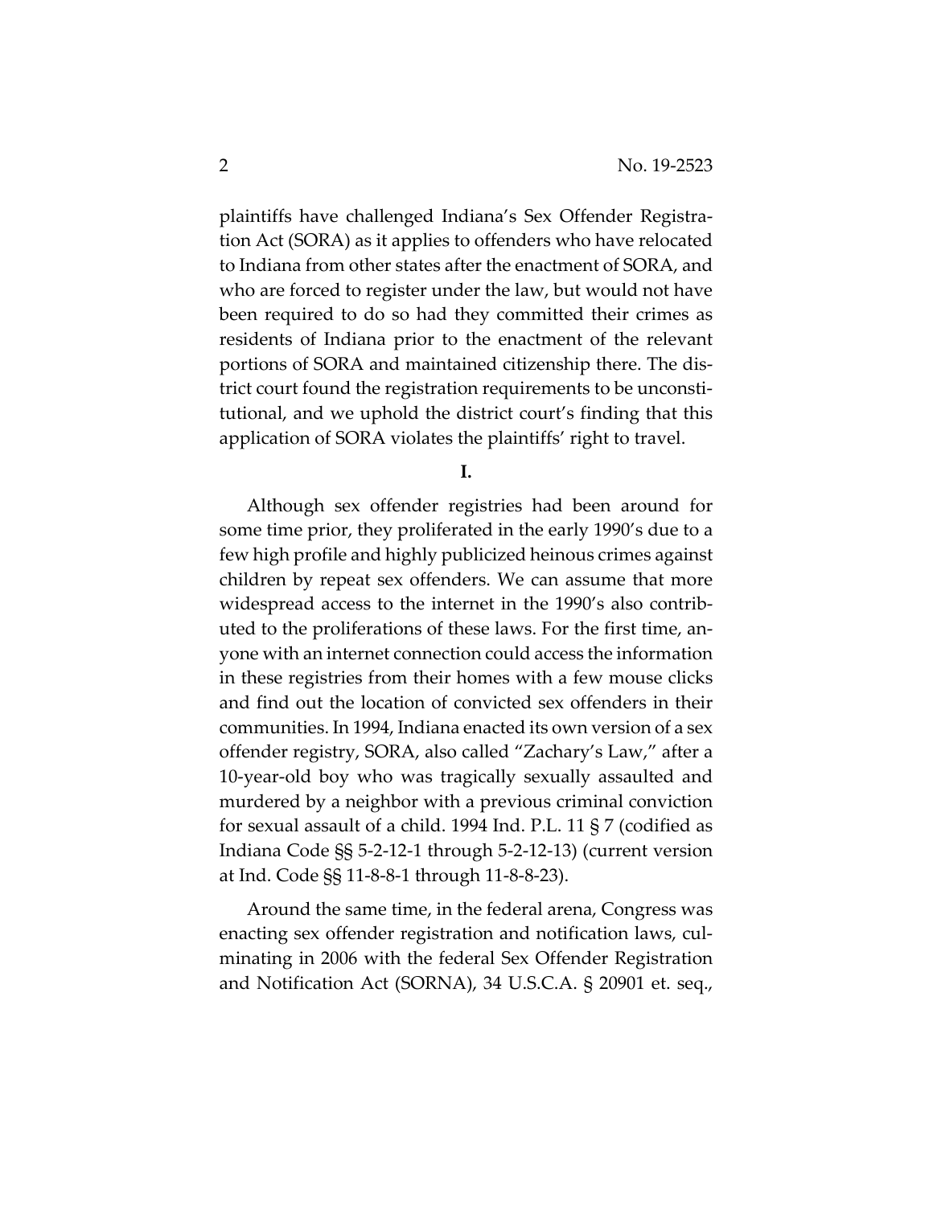plaintiffs have challenged Indiana's Sex Offender Registration Act (SORA) as it applies to offenders who have relocated to Indiana from other states after the enactment of SORA, and who are forced to register under the law, but would not have been required to do so had they committed their crimes as residents of Indiana prior to the enactment of the relevant portions of SORA and maintained citizenship there. The district court found the registration requirements to be unconstitutional, and we uphold the district court's finding that this application of SORA violates the plaintiffs' right to travel.

## I.

Although sex offender registries had been around for some time prior, they proliferated in the early 1990's due to a few high profile and highly publicized heinous crimes against children by repeat sex offenders. We can assume that more widespread access to the internet in the 1990's also contributed to the proliferations of these laws. For the first time, anyone with an internet connection could access the information in these registries from their homes with a few mouse clicks and find out the location of convicted sex offenders in their communities. In 1994, Indiana enacted its own version of a sex offender registry, SORA, also called "Zachary's Law," after a 10-year-old boy who was tragically sexually assaulted and murdered by a neighbor with a previous criminal conviction for sexual assault of a child. 1994 Ind. P.L. 11 § 7 (codified as Indiana Code §§ 5-2-12-1 through 5-2-12-13) (current version at Ind. Code §§ 11-8-8-1 through 11-8-8-23).

Around the same time, in the federal arena, Congress was enacting sex offender registration and notification laws, culminating in 2006 with the federal Sex Offender Registration and Notification Act (SORNA), 34 U.S.C.A. § 20901 et. seq.,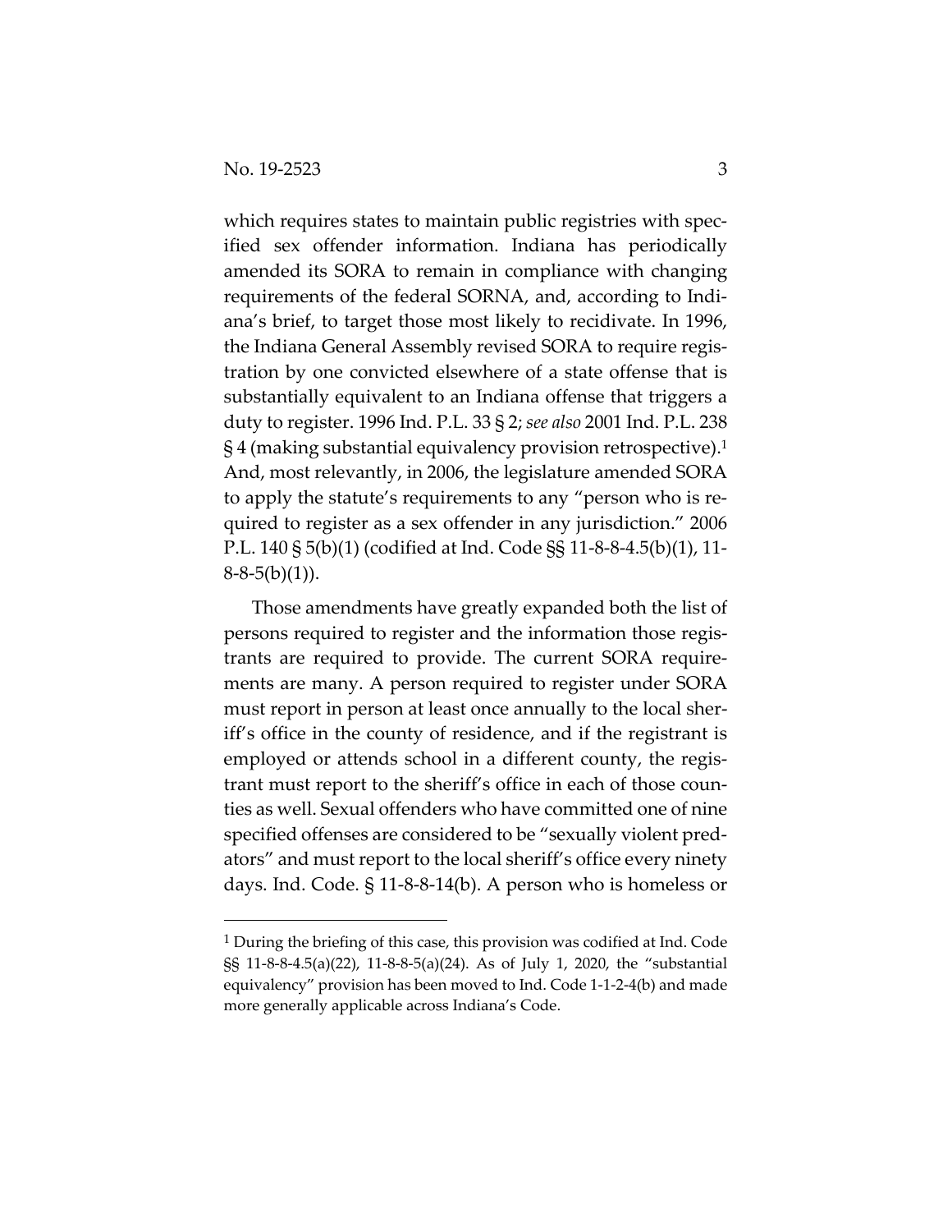which requires states to maintain public registries with specified sex offender information. Indiana has periodically amended its SORA to remain in compliance with changing requirements of the federal SORNA, and, according to Indiana's brief, to target those most likely to recidivate. In 1996, the Indiana General Assembly revised SORA to require registration by one convicted elsewhere of a state offense that is substantially equivalent to an Indiana offense that triggers a duty to register. 1996 Ind. P.L. 33 § 2; *see also* 2001 Ind. P.L. 238 § 4 (making substantial equivalency provision retrospective).[1] And, most relevantly, in 2006, the legislature amended SORA to apply the statute's requirements to any "person who is required to register as a sex offender in any jurisdiction." 2006 P.L. 140 § 5(b)(1) (codified at Ind. Code §§ 11-8-8-4.5(b)(1), 11-8-8-5(b)(1)).

Those amendments have greatly expanded both the list of persons required to register and the information those registrants are required to provide. The current SORA requirements are many. A person required to register under SORA must report in person at least once annually to the local sheriff's office in the county of residence, and if the registrant is employed or attends school in a different county, the registrant must report to the sheriff's office in each of those counties as well. Sexual offenders who have committed one of nine specified offenses are considered to be "sexually violent predators" and must report to the local sheriff's office every ninety days. Ind. Code. § 11-8-8-14(b). A person who is homeless or

[1] During the briefing of this case, this provision was codified at Ind. Code §§ 11-8-8-4.5(a)(22), 11-8-8-5(a)(24). As of July 1, 2020, the "substantial equivalency" provision has been moved to Ind. Code 1-1-2-4(b) and made more generally applicable across Indiana's Code.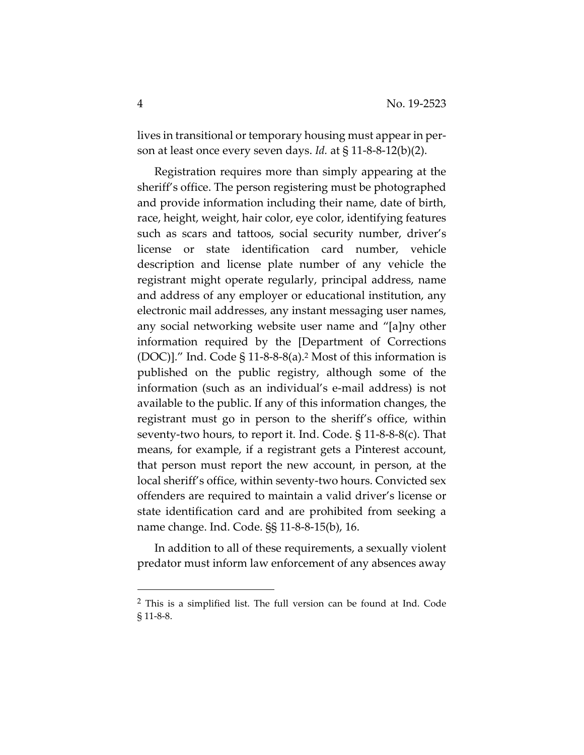lives in transitional or temporary housing must appear in person at least once every seven days. *Id.* at § 11-8-8-12(b)(2).

Registration requires more than simply appearing at the sheriff's office. The person registering must be photographed and provide information including their name, date of birth, race, height, weight, hair color, eye color, identifying features such as scars and tattoos, social security number, driver's license or state identification card number, vehicle description and license plate number of any vehicle the registrant might operate regularly, principal address, name and address of any employer or educational institution, any electronic mail addresses, any instant messaging user names, any social networking website user name and "[a]ny other information required by the [Department of Corrections (DOC)]." Ind. Code § 11-8-8-8(a).[2] Most of this information is published on the public registry, although some of the information (such as an individual's e-mail address) is not available to the public. If any of this information changes, the registrant must go in person to the sheriff's office, within seventy-two hours, to report it. Ind. Code. § 11-8-8-8(c). That means, for example, if a registrant gets a Pinterest account, that person must report the new account, in person, at the local sheriff's office, within seventy-two hours. Convicted sex offenders are required to maintain a valid driver's license or state identification card and are prohibited from seeking a name change. Ind. Code. §§ 11-8-8-15(b), 16.

In addition to all of these requirements, a sexually violent predator must inform law enforcement of any absences away

---

[2] This is a simplified list. The full version can be found at Ind. Code § 11-8-8.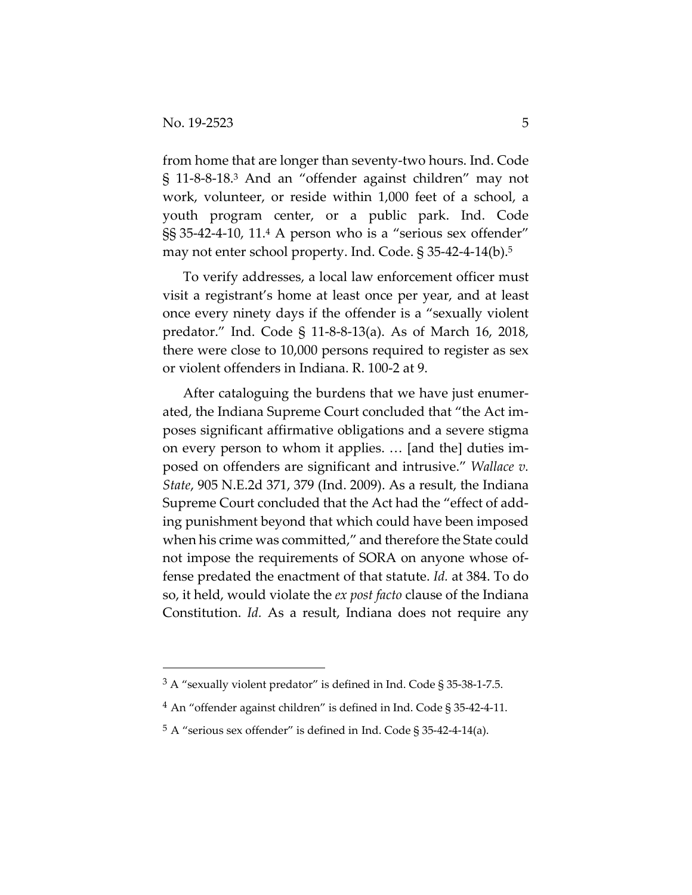from home that are longer than seventy-two hours. Ind. Code § 11-8-8-18.[3] And an "offender against children" may not work, volunteer, or reside within 1,000 feet of a school, a youth program center, or a public park. Ind. Code §§ 35-42-4-10, 11.[4] A person who is a "serious sex offender" may not enter school property. Ind. Code. § 35-42-4-14(b).[5]

To verify addresses, a local law enforcement officer must visit a registrant's home at least once per year, and at least once every ninety days if the offender is a "sexually violent predator." Ind. Code § 11-8-8-13(a). As of March 16, 2018, there were close to 10,000 persons required to register as sex or violent offenders in Indiana. R. 100-2 at 9.

After cataloguing the burdens that we have just enumerated, the Indiana Supreme Court concluded that "the Act imposes significant affirmative obligations and a severe stigma on every person to whom it applies. … [and the] duties imposed on offenders are significant and intrusive." *Wallace v. State*, 905 N.E.2d 371, 379 (Ind. 2009). As a result, the Indiana Supreme Court concluded that the Act had the "effect of adding punishment beyond that which could have been imposed when his crime was committed," and therefore the State could not impose the requirements of SORA on anyone whose offense predated the enactment of that statute. *Id.* at 384. To do so, it held, would violate the *ex post facto* clause of the Indiana Constitution. *Id.* As a result, Indiana does not require any

---

[3] A "sexually violent predator" is defined in Ind. Code § 35-38-1-7.5.

[4] An "offender against children" is defined in Ind. Code § 35-42-4-11.

[5] A "serious sex offender" is defined in Ind. Code § 35-42-4-14(a).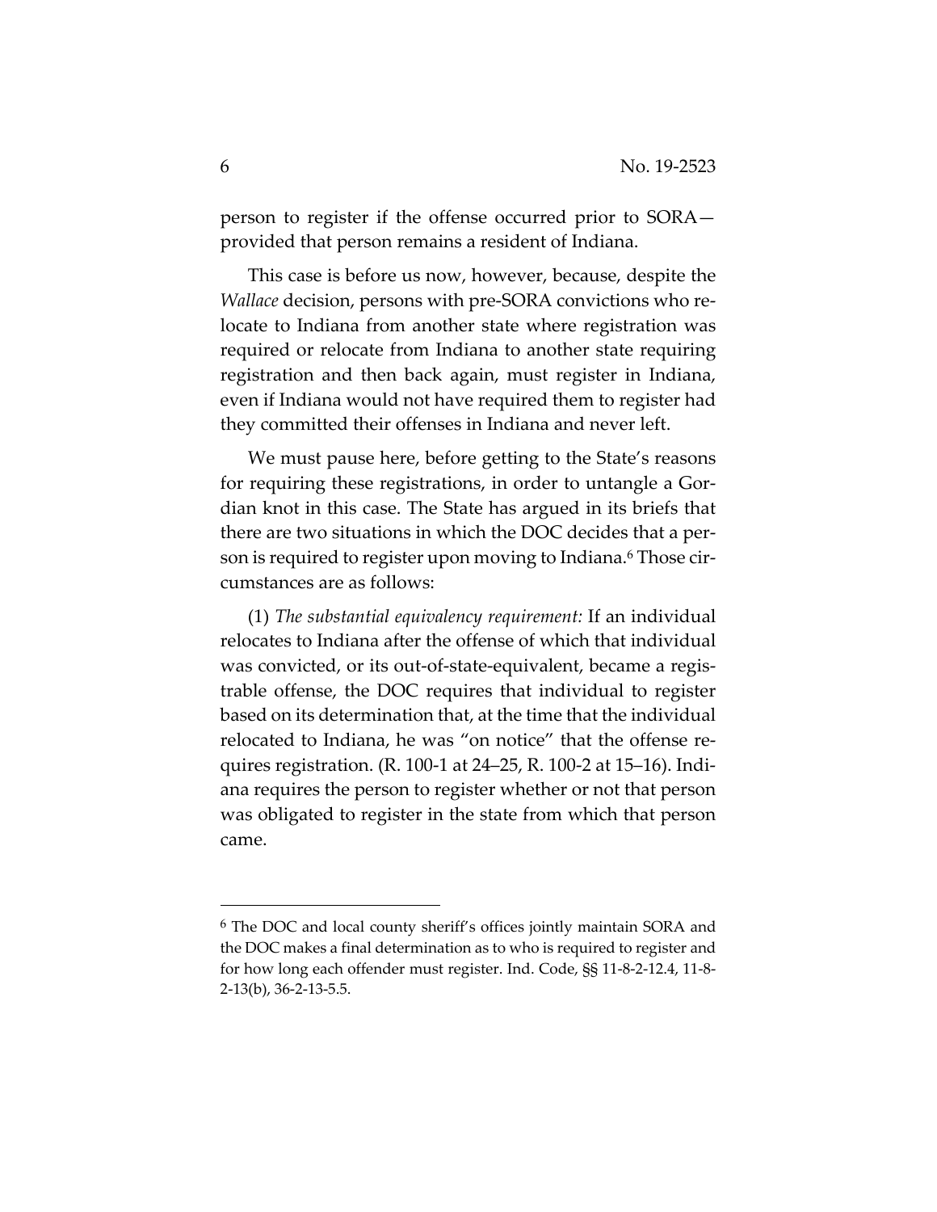person to register if the offense occurred prior to SORA—provided that person remains a resident of Indiana.

This case is before us now, however, because, despite the *Wallace* decision, persons with pre-SORA convictions who relocate to Indiana from another state where registration was required or relocate from Indiana to another state requiring registration and then back again, must register in Indiana, even if Indiana would not have required them to register had they committed their offenses in Indiana and never left.

We must pause here, before getting to the State's reasons for requiring these registrations, in order to untangle a Gordian knot in this case. The State has argued in its briefs that there are two situations in which the DOC decides that a person is required to register upon moving to Indiana.[6] Those circumstances are as follows:

(1) *The substantial equivalency requirement:* If an individual relocates to Indiana after the offense of which that individual was convicted, or its out-of-state-equivalent, became a registrable offense, the DOC requires that individual to register based on its determination that, at the time that the individual relocated to Indiana, he was "on notice" that the offense requires registration. (R. 100-1 at 24–25, R. 100-2 at 15–16). Indiana requires the person to register whether or not that person was obligated to register in the state from which that person came.

---

[6] The DOC and local county sheriff's offices jointly maintain SORA and the DOC makes a final determination as to who is required to register and for how long each offender must register. Ind. Code, §§ 11-8-2-12.4, 11-8-2-13(b), 36-2-13-5.5.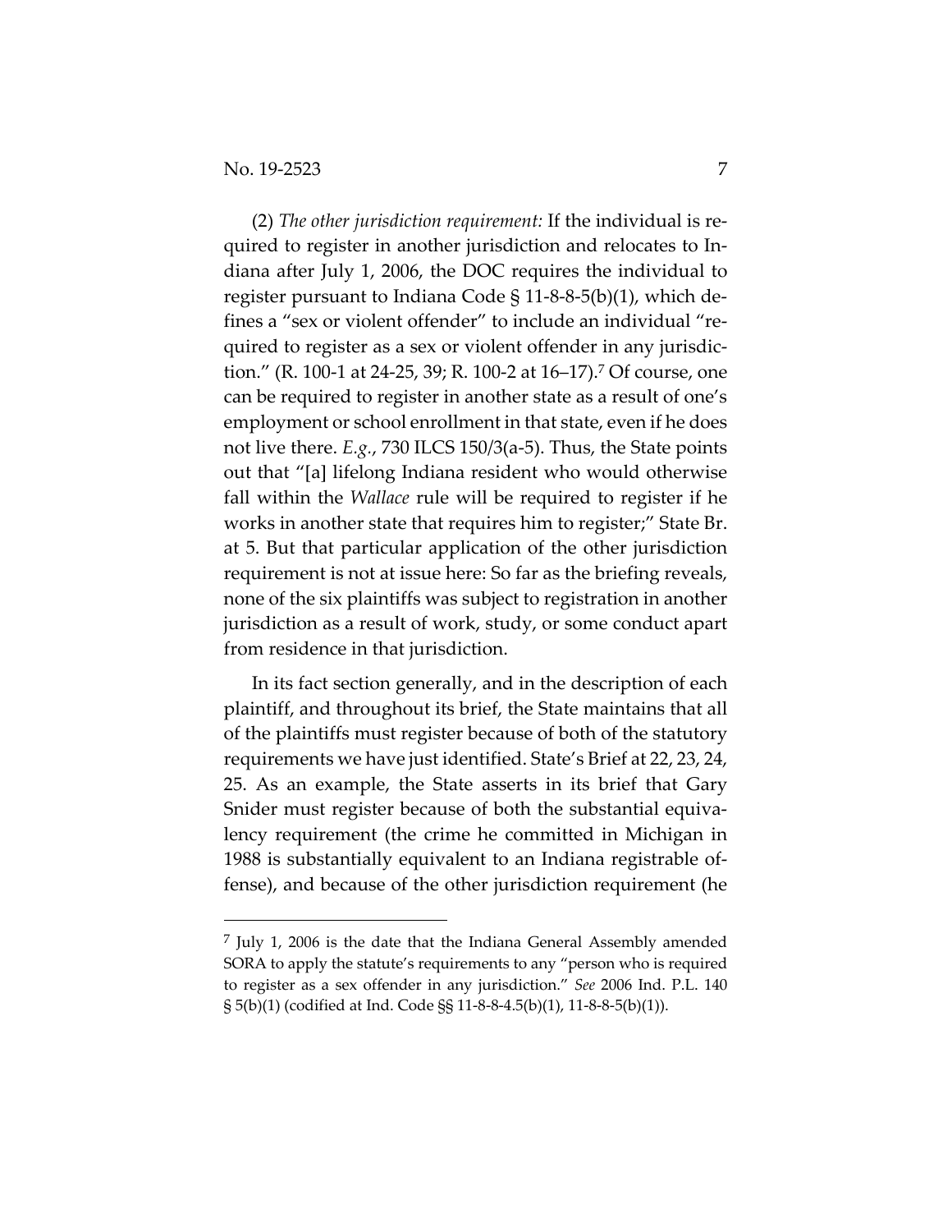(2) *The other jurisdiction requirement:* If the individual is required to register in another jurisdiction and relocates to Indiana after July 1, 2006, the DOC requires the individual to register pursuant to Indiana Code § 11-8-8-5(b)(1), which defines a "sex or violent offender" to include an individual "required to register as a sex or violent offender in any jurisdiction." (R. 100-1 at 24-25, 39; R. 100-2 at 16–17).[7] Of course, one can be required to register in another state as a result of one's employment or school enrollment in that state, even if he does not live there. *E.g.*, 730 ILCS 150/3(a-5). Thus, the State points out that "[a] lifelong Indiana resident who would otherwise fall within the *Wallace* rule will be required to register if he works in another state that requires him to register;" State Br. at 5. But that particular application of the other jurisdiction requirement is not at issue here: So far as the briefing reveals, none of the six plaintiffs was subject to registration in another jurisdiction as a result of work, study, or some conduct apart from residence in that jurisdiction.

In its fact section generally, and in the description of each plaintiff, and throughout its brief, the State maintains that all of the plaintiffs must register because of both of the statutory requirements we have just identified. State's Brief at 22, 23, 24, 25. As an example, the State asserts in its brief that Gary Snider must register because of both the substantial equivalency requirement (the crime he committed in Michigan in 1988 is substantially equivalent to an Indiana registrable offense), and because of the other jurisdiction requirement (he

---

[7] July 1, 2006 is the date that the Indiana General Assembly amended SORA to apply the statute's requirements to any "person who is required to register as a sex offender in any jurisdiction." *See* 2006 Ind. P.L. 140 § 5(b)(1) (codified at Ind. Code §§ 11-8-8-4.5(b)(1), 11-8-8-5(b)(1)).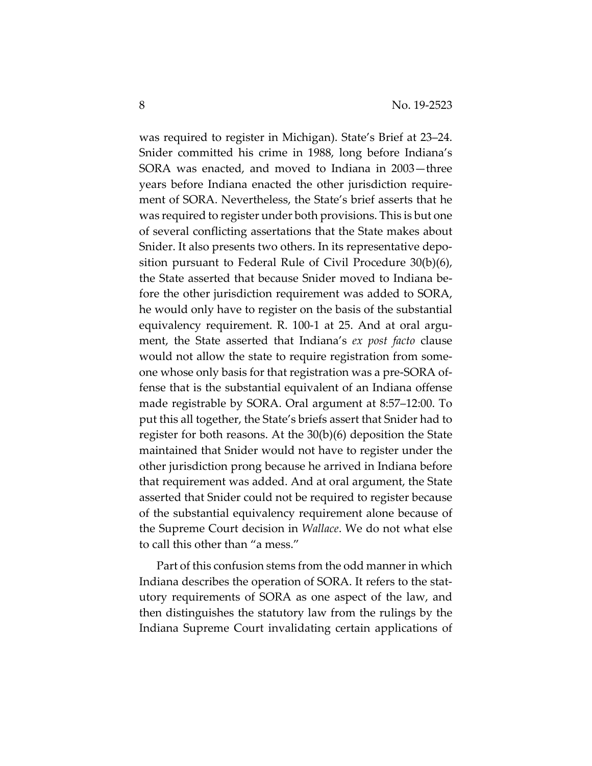was required to register in Michigan). State's Brief at 23–24. Snider committed his crime in 1988, long before Indiana's SORA was enacted, and moved to Indiana in 2003—three years before Indiana enacted the other jurisdiction requirement of SORA. Nevertheless, the State's brief asserts that he was required to register under both provisions. This is but one of several conflicting assertations that the State makes about Snider. It also presents two others. In its representative deposition pursuant to Federal Rule of Civil Procedure 30(b)(6), the State asserted that because Snider moved to Indiana before the other jurisdiction requirement was added to SORA, he would only have to register on the basis of the substantial equivalency requirement. R. 100-1 at 25. And at oral argument, the State asserted that Indiana's *ex post facto* clause would not allow the state to require registration from someone whose only basis for that registration was a pre-SORA offense that is the substantial equivalent of an Indiana offense made registrable by SORA. Oral argument at 8:57–12:00. To put this all together, the State's briefs assert that Snider had to register for both reasons. At the 30(b)(6) deposition the State maintained that Snider would not have to register under the other jurisdiction prong because he arrived in Indiana before that requirement was added. And at oral argument, the State asserted that Snider could not be required to register because of the substantial equivalency requirement alone because of the Supreme Court decision in *Wallace*. We do not what else to call this other than "a mess."

Part of this confusion stems from the odd manner in which Indiana describes the operation of SORA. It refers to the statutory requirements of SORA as one aspect of the law, and then distinguishes the statutory law from the rulings by the Indiana Supreme Court invalidating certain applications of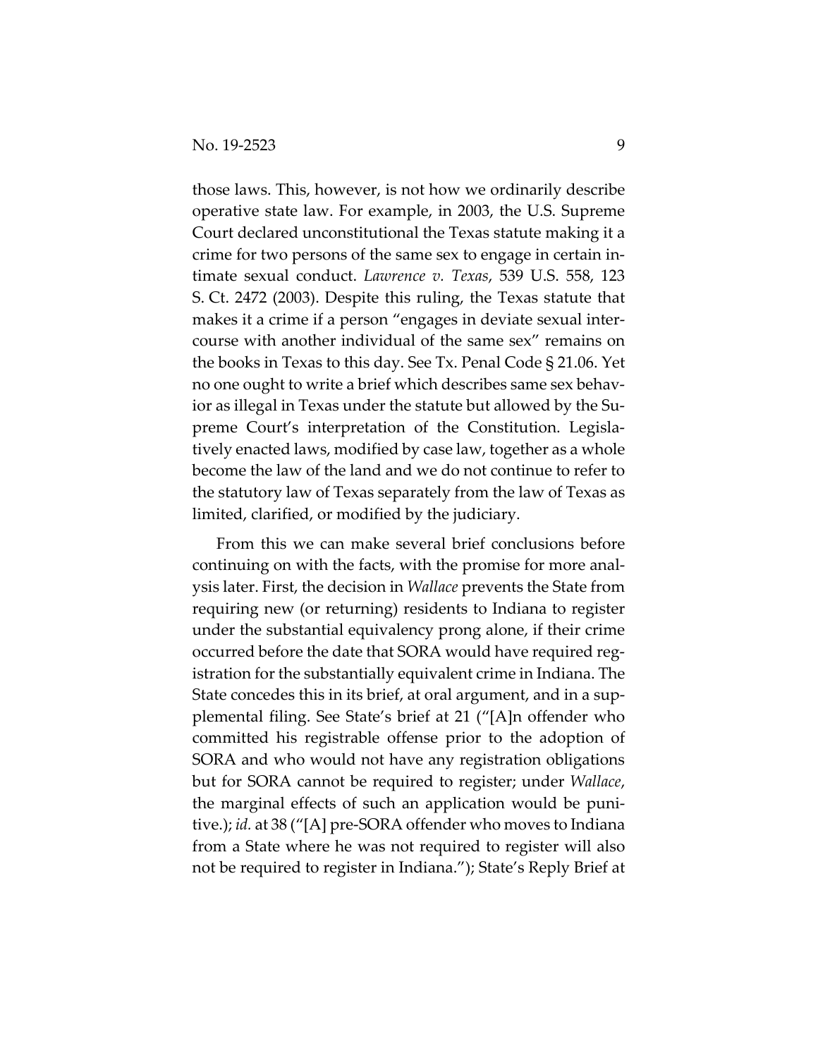those laws. This, however, is not how we ordinarily describe operative state law. For example, in 2003, the U.S. Supreme Court declared unconstitutional the Texas statute making it a crime for two persons of the same sex to engage in certain intimate sexual conduct. *Lawrence v. Texas*, 539 U.S. 558, 123 S. Ct. 2472 (2003). Despite this ruling, the Texas statute that makes it a crime if a person "engages in deviate sexual intercourse with another individual of the same sex" remains on the books in Texas to this day. See Tx. Penal Code § 21.06. Yet no one ought to write a brief which describes same sex behavior as illegal in Texas under the statute but allowed by the Supreme Court's interpretation of the Constitution. Legislatively enacted laws, modified by case law, together as a whole become the law of the land and we do not continue to refer to the statutory law of Texas separately from the law of Texas as limited, clarified, or modified by the judiciary.

From this we can make several brief conclusions before continuing on with the facts, with the promise for more analysis later. First, the decision in *Wallace* prevents the State from requiring new (or returning) residents to Indiana to register under the substantial equivalency prong alone, if their crime occurred before the date that SORA would have required registration for the substantially equivalent crime in Indiana. The State concedes this in its brief, at oral argument, and in a supplemental filing. See State's brief at 21 ("[A]n offender who committed his registrable offense prior to the adoption of SORA and who would not have any registration obligations but for SORA cannot be required to register; under *Wallace*, the marginal effects of such an application would be punitive.); *id.* at 38 ("[A] pre-SORA offender who moves to Indiana from a State where he was not required to register will also not be required to register in Indiana."); State's Reply Brief at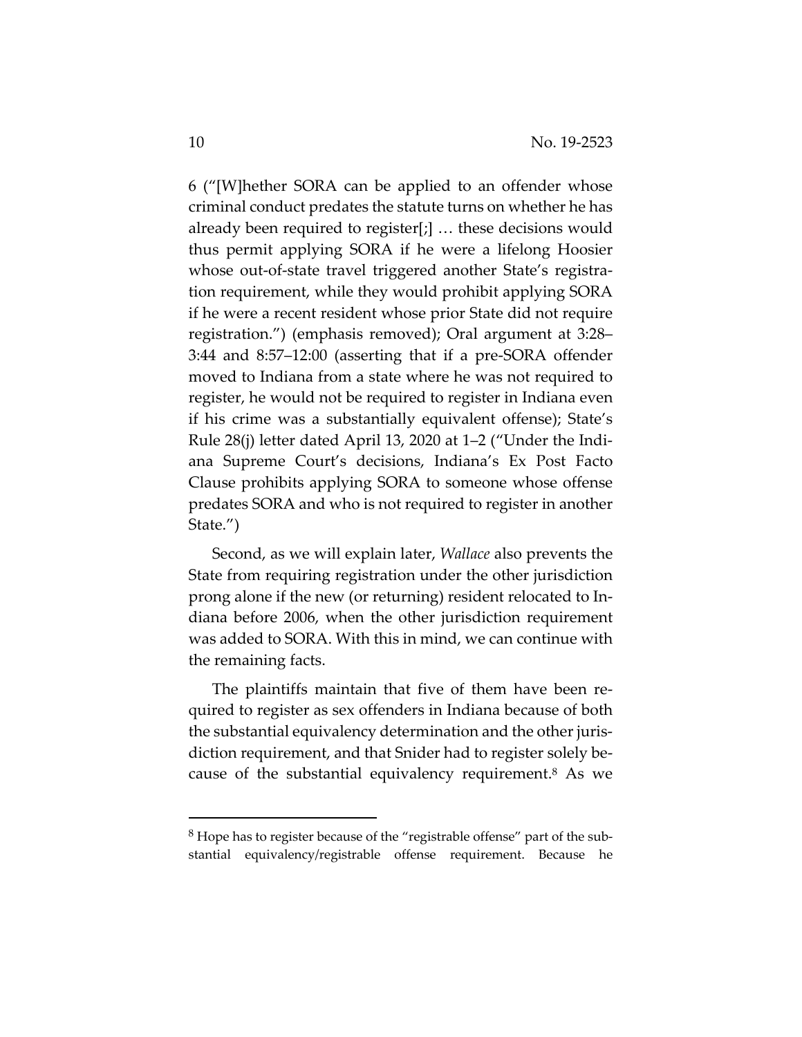6 ("[W]hether SORA can be applied to an offender whose criminal conduct predates the statute turns on whether he has already been required to register[;] … these decisions would thus permit applying SORA if he were a lifelong Hoosier whose out-of-state travel triggered another State's registration requirement, while they would prohibit applying SORA if he were a recent resident whose prior State did not require registration.") (emphasis removed); Oral argument at 3:28–3:44 and 8:57–12:00 (asserting that if a pre-SORA offender moved to Indiana from a state where he was not required to register, he would not be required to register in Indiana even if his crime was a substantially equivalent offense); State's Rule 28(j) letter dated April 13, 2020 at 1–2 ("Under the Indiana Supreme Court's decisions, Indiana's Ex Post Facto Clause prohibits applying SORA to someone whose offense predates SORA and who is not required to register in another State.")

Second, as we will explain later, *Wallace* also prevents the State from requiring registration under the other jurisdiction prong alone if the new (or returning) resident relocated to Indiana before 2006, when the other jurisdiction requirement was added to SORA. With this in mind, we can continue with the remaining facts.

The plaintiffs maintain that five of them have been required to register as sex offenders in Indiana because of both the substantial equivalency determination and the other jurisdiction requirement, and that Snider had to register solely because of the substantial equivalency requirement.[8] As we

---

[8] Hope has to register because of the "registrable offense" part of the substantial equivalency/registrable offense requirement. Because he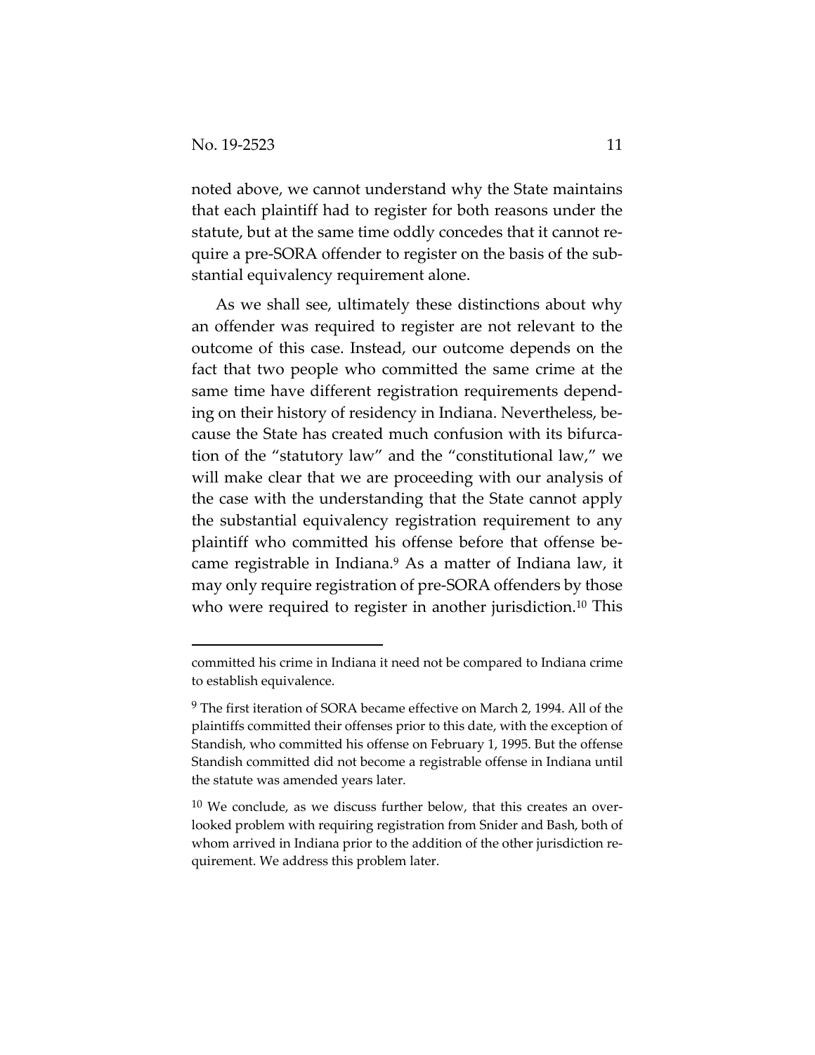noted above, we cannot understand why the State maintains that each plaintiff had to register for both reasons under the statute, but at the same time oddly concedes that it cannot require a pre-SORA offender to register on the basis of the substantial equivalency requirement alone.

As we shall see, ultimately these distinctions about why an offender was required to register are not relevant to the outcome of this case. Instead, our outcome depends on the fact that two people who committed the same crime at the same time have different registration requirements depending on their history of residency in Indiana. Nevertheless, because the State has created much confusion with its bifurcation of the "statutory law" and the "constitutional law," we will make clear that we are proceeding with our analysis of the case with the understanding that the State cannot apply the substantial equivalency registration requirement to any plaintiff who committed his offense before that offense became registrable in Indiana.[9] As a matter of Indiana law, it may only require registration of pre-SORA offenders by those who were required to register in another jurisdiction.[10] This

---

committed his crime in Indiana it need not be compared to Indiana crime to establish equivalence.

[9] The first iteration of SORA became effective on March 2, 1994. All of the plaintiffs committed their offenses prior to this date, with the exception of Standish, who committed his offense on February 1, 1995. But the offense Standish committed did not become a registrable offense in Indiana until the statute was amended years later.

[10] We conclude, as we discuss further below, that this creates an overlooked problem with requiring registration from Snider and Bash, both of whom arrived in Indiana prior to the addition of the other jurisdiction requirement. We address this problem later.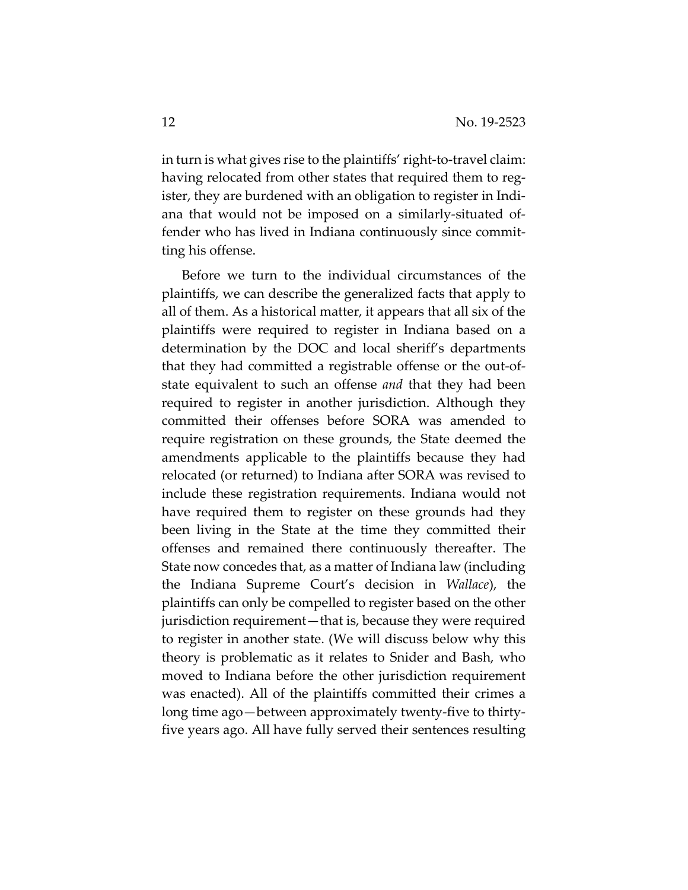in turn is what gives rise to the plaintiffs' right-to-travel claim: having relocated from other states that required them to register, they are burdened with an obligation to register in Indiana that would not be imposed on a similarly-situated offender who has lived in Indiana continuously since committing his offense.

Before we turn to the individual circumstances of the plaintiffs, we can describe the generalized facts that apply to all of them. As a historical matter, it appears that all six of the plaintiffs were required to register in Indiana based on a determination by the DOC and local sheriff's departments that they had committed a registrable offense or the out-of-state equivalent to such an offense *and* that they had been required to register in another jurisdiction. Although they committed their offenses before SORA was amended to require registration on these grounds, the State deemed the amendments applicable to the plaintiffs because they had relocated (or returned) to Indiana after SORA was revised to include these registration requirements. Indiana would not have required them to register on these grounds had they been living in the State at the time they committed their offenses and remained there continuously thereafter. The State now concedes that, as a matter of Indiana law (including the Indiana Supreme Court's decision in *Wallace*), the plaintiffs can only be compelled to register based on the other jurisdiction requirement—that is, because they were required to register in another state. (We will discuss below why this theory is problematic as it relates to Snider and Bash, who moved to Indiana before the other jurisdiction requirement was enacted). All of the plaintiffs committed their crimes a long time ago—between approximately twenty-five to thirty-five years ago. All have fully served their sentences resulting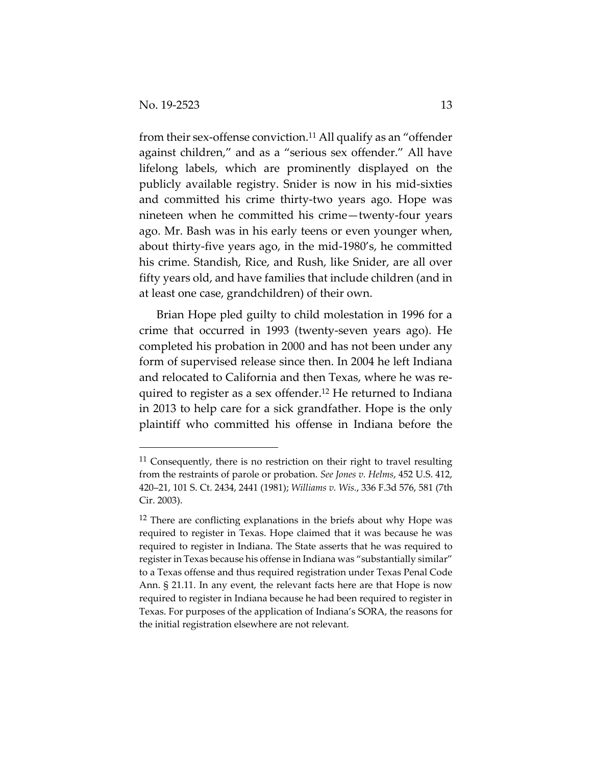from their sex-offense conviction.[11] All qualify as an "offender against children," and as a "serious sex offender." All have lifelong labels, which are prominently displayed on the publicly available registry. Snider is now in his mid-sixties and committed his crime thirty-two years ago. Hope was nineteen when he committed his crime—twenty-four years ago. Mr. Bash was in his early teens or even younger when, about thirty-five years ago, in the mid-1980's, he committed his crime. Standish, Rice, and Rush, like Snider, are all over fifty years old, and have families that include children (and in at least one case, grandchildren) of their own.

Brian Hope pled guilty to child molestation in 1996 for a crime that occurred in 1993 (twenty-seven years ago). He completed his probation in 2000 and has not been under any form of supervised release since then. In 2004 he left Indiana and relocated to California and then Texas, where he was required to register as a sex offender.[12] He returned to Indiana in 2013 to help care for a sick grandfather. Hope is the only plaintiff who committed his offense in Indiana before the

---

[11] Consequently, there is no restriction on their right to travel resulting from the restraints of parole or probation. *See Jones v. Helms*, 452 U.S. 412, 420–21, 101 S. Ct. 2434, 2441 (1981); *Williams v. Wis.*, 336 F.3d 576, 581 (7th Cir. 2003).

[12] There are conflicting explanations in the briefs about why Hope was required to register in Texas. Hope claimed that it was because he was required to register in Indiana. The State asserts that he was required to register in Texas because his offense in Indiana was "substantially similar" to a Texas offense and thus required registration under Texas Penal Code Ann. § 21.11. In any event, the relevant facts here are that Hope is now required to register in Indiana because he had been required to register in Texas. For purposes of the application of Indiana's SORA, the reasons for the initial registration elsewhere are not relevant.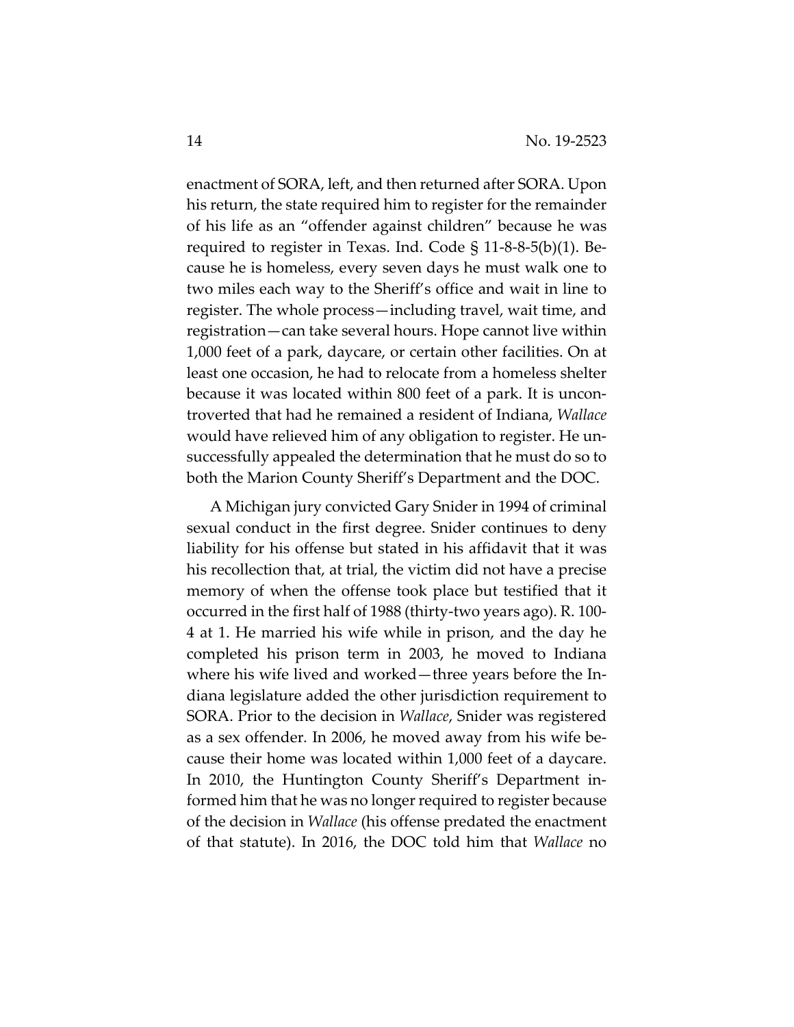enactment of SORA, left, and then returned after SORA. Upon his return, the state required him to register for the remainder of his life as an "offender against children" because he was required to register in Texas. Ind. Code § 11-8-8-5(b)(1). Because he is homeless, every seven days he must walk one to two miles each way to the Sheriff's office and wait in line to register. The whole process—including travel, wait time, and registration—can take several hours. Hope cannot live within 1,000 feet of a park, daycare, or certain other facilities. On at least one occasion, he had to relocate from a homeless shelter because it was located within 800 feet of a park. It is uncontroverted that had he remained a resident of Indiana, *Wallace* would have relieved him of any obligation to register. He unsuccessfully appealed the determination that he must do so to both the Marion County Sheriff's Department and the DOC.

A Michigan jury convicted Gary Snider in 1994 of criminal sexual conduct in the first degree. Snider continues to deny liability for his offense but stated in his affidavit that it was his recollection that, at trial, the victim did not have a precise memory of when the offense took place but testified that it occurred in the first half of 1988 (thirty-two years ago). R. 100-4 at 1. He married his wife while in prison, and the day he completed his prison term in 2003, he moved to Indiana where his wife lived and worked—three years before the Indiana legislature added the other jurisdiction requirement to SORA. Prior to the decision in *Wallace*, Snider was registered as a sex offender. In 2006, he moved away from his wife because their home was located within 1,000 feet of a daycare. In 2010, the Huntington County Sheriff's Department informed him that he was no longer required to register because of the decision in *Wallace* (his offense predated the enactment of that statute). In 2016, the DOC told him that *Wallace* no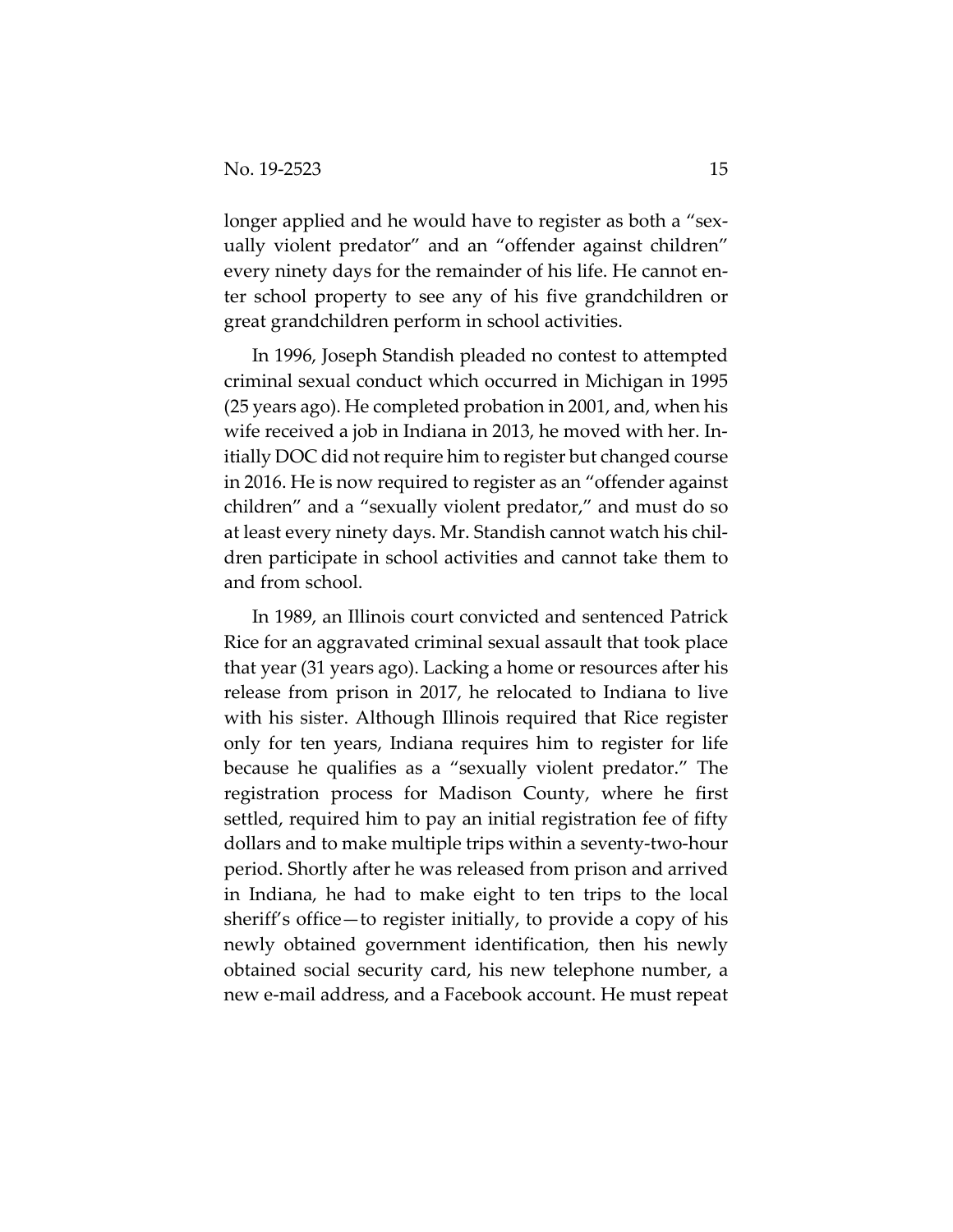longer applied and he would have to register as both a "sexually violent predator" and an "offender against children" every ninety days for the remainder of his life. He cannot enter school property to see any of his five grandchildren or great grandchildren perform in school activities.

In 1996, Joseph Standish pleaded no contest to attempted criminal sexual conduct which occurred in Michigan in 1995 (25 years ago). He completed probation in 2001, and, when his wife received a job in Indiana in 2013, he moved with her. Initially DOC did not require him to register but changed course in 2016. He is now required to register as an "offender against children" and a "sexually violent predator," and must do so at least every ninety days. Mr. Standish cannot watch his children participate in school activities and cannot take them to and from school.

In 1989, an Illinois court convicted and sentenced Patrick Rice for an aggravated criminal sexual assault that took place that year (31 years ago). Lacking a home or resources after his release from prison in 2017, he relocated to Indiana to live with his sister. Although Illinois required that Rice register only for ten years, Indiana requires him to register for life because he qualifies as a "sexually violent predator." The registration process for Madison County, where he first settled, required him to pay an initial registration fee of fifty dollars and to make multiple trips within a seventy-two-hour period. Shortly after he was released from prison and arrived in Indiana, he had to make eight to ten trips to the local sheriff's office—to register initially, to provide a copy of his newly obtained government identification, then his newly obtained social security card, his new telephone number, a new e-mail address, and a Facebook account. He must repeat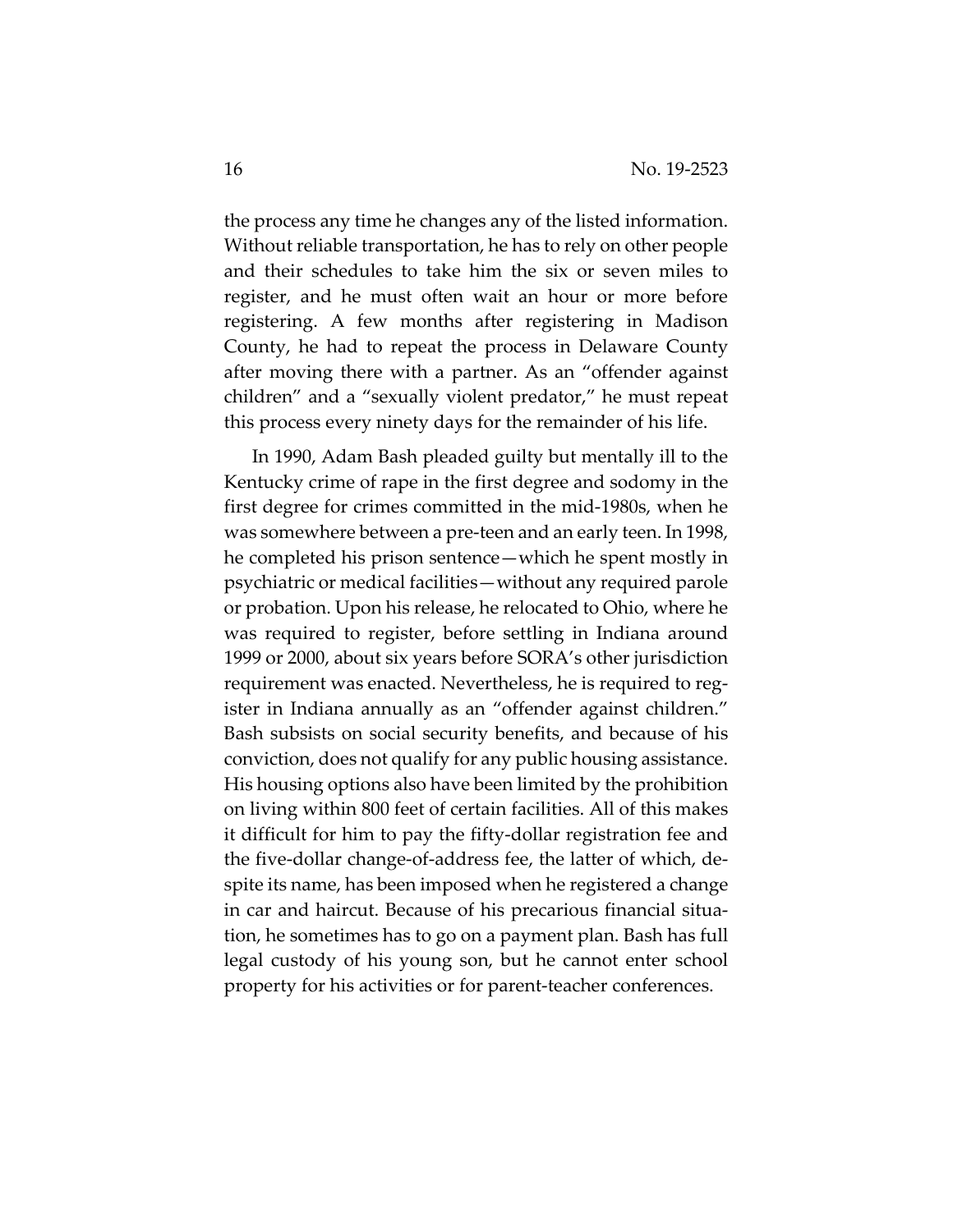the process any time he changes any of the listed information. Without reliable transportation, he has to rely on other people and their schedules to take him the six or seven miles to register, and he must often wait an hour or more before registering. A few months after registering in Madison County, he had to repeat the process in Delaware County after moving there with a partner. As an "offender against children" and a "sexually violent predator," he must repeat this process every ninety days for the remainder of his life.

In 1990, Adam Bash pleaded guilty but mentally ill to the Kentucky crime of rape in the first degree and sodomy in the first degree for crimes committed in the mid-1980s, when he was somewhere between a pre-teen and an early teen. In 1998, he completed his prison sentence—which he spent mostly in psychiatric or medical facilities—without any required parole or probation. Upon his release, he relocated to Ohio, where he was required to register, before settling in Indiana around 1999 or 2000, about six years before SORA's other jurisdiction requirement was enacted. Nevertheless, he is required to register in Indiana annually as an "offender against children." Bash subsists on social security benefits, and because of his conviction, does not qualify for any public housing assistance. His housing options also have been limited by the prohibition on living within 800 feet of certain facilities. All of this makes it difficult for him to pay the fifty-dollar registration fee and the five-dollar change-of-address fee, the latter of which, despite its name, has been imposed when he registered a change in car and haircut. Because of his precarious financial situation, he sometimes has to go on a payment plan. Bash has full legal custody of his young son, but he cannot enter school property for his activities or for parent-teacher conferences.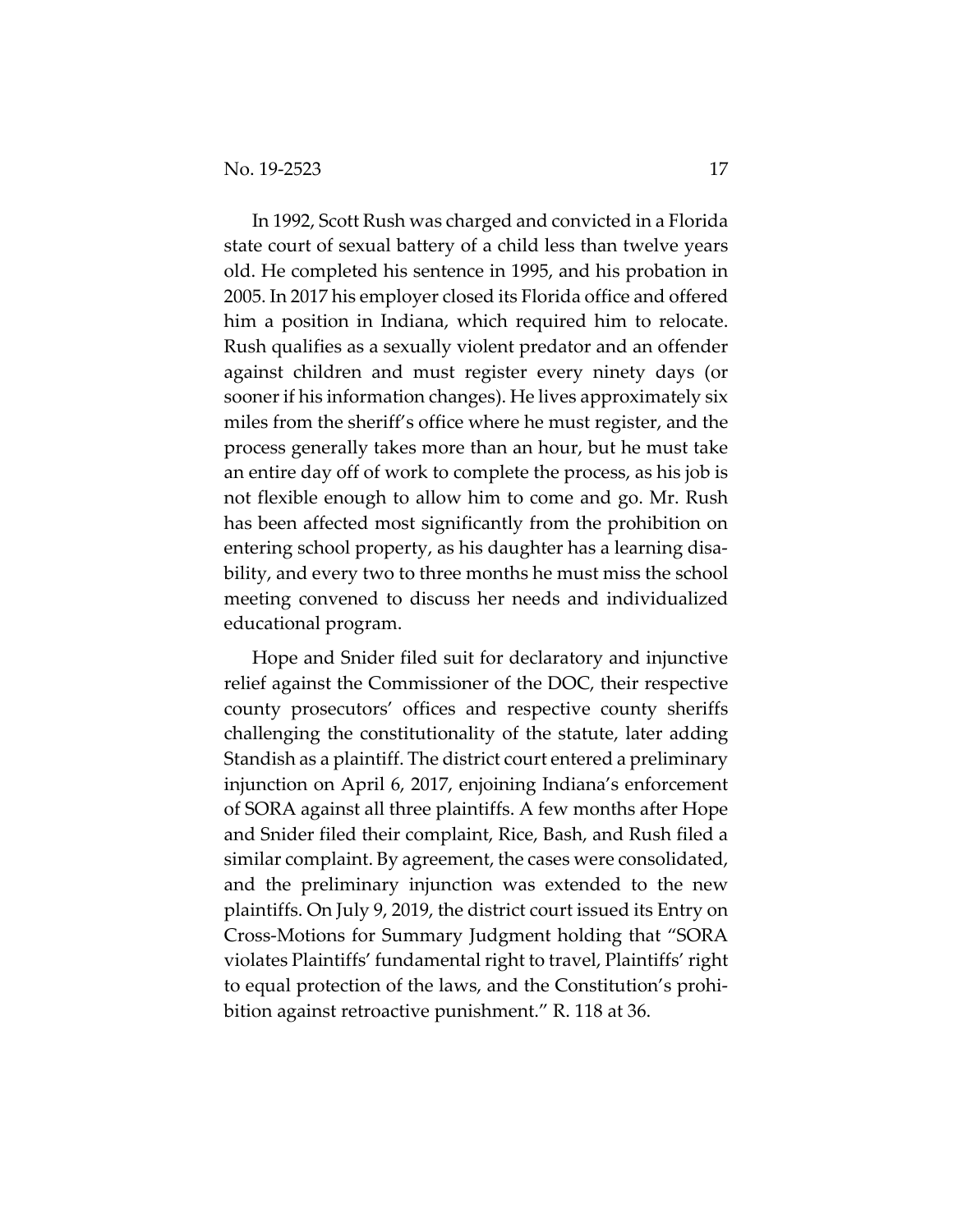In 1992, Scott Rush was charged and convicted in a Florida state court of sexual battery of a child less than twelve years old. He completed his sentence in 1995, and his probation in 2005. In 2017 his employer closed its Florida office and offered him a position in Indiana, which required him to relocate. Rush qualifies as a sexually violent predator and an offender against children and must register every ninety days (or sooner if his information changes). He lives approximately six miles from the sheriff's office where he must register, and the process generally takes more than an hour, but he must take an entire day off of work to complete the process, as his job is not flexible enough to allow him to come and go. Mr. Rush has been affected most significantly from the prohibition on entering school property, as his daughter has a learning disability, and every two to three months he must miss the school meeting convened to discuss her needs and individualized educational program.

Hope and Snider filed suit for declaratory and injunctive relief against the Commissioner of the DOC, their respective county prosecutors' offices and respective county sheriffs challenging the constitutionality of the statute, later adding Standish as a plaintiff. The district court entered a preliminary injunction on April 6, 2017, enjoining Indiana's enforcement of SORA against all three plaintiffs. A few months after Hope and Snider filed their complaint, Rice, Bash, and Rush filed a similar complaint. By agreement, the cases were consolidated, and the preliminary injunction was extended to the new plaintiffs. On July 9, 2019, the district court issued its Entry on Cross-Motions for Summary Judgment holding that "SORA violates Plaintiffs' fundamental right to travel, Plaintiffs' right to equal protection of the laws, and the Constitution's prohibition against retroactive punishment." R. 118 at 36.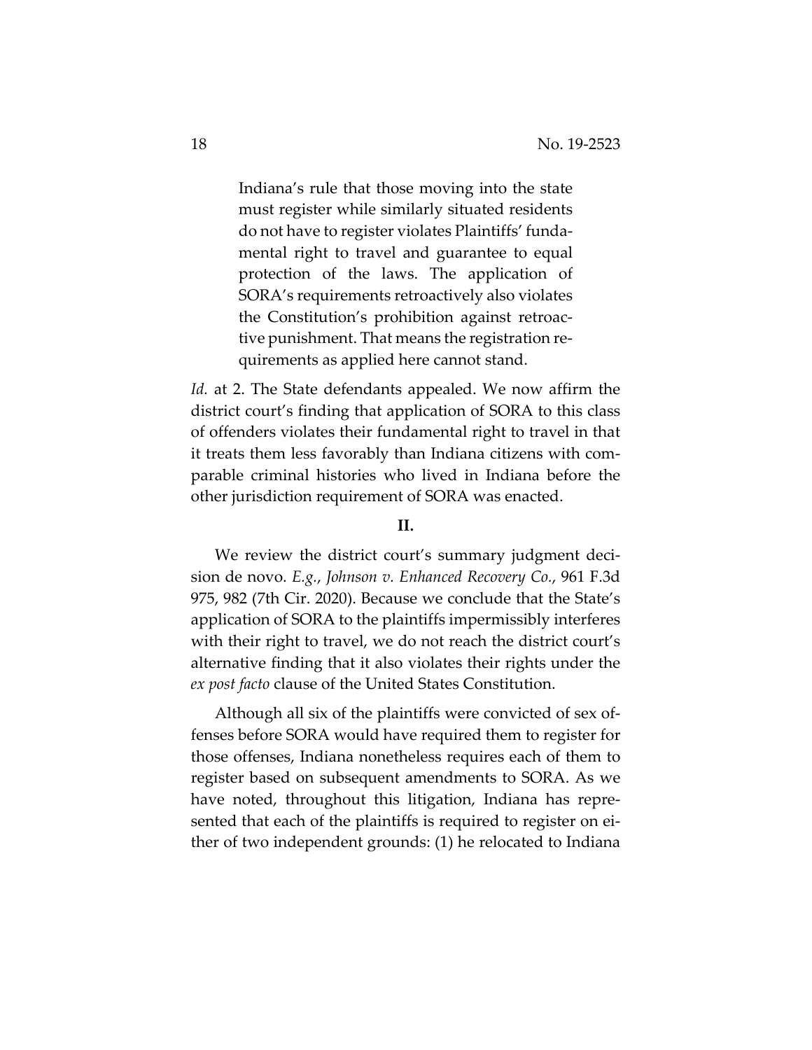> Indiana's rule that those moving into the state must register while similarly situated residents do not have to register violates Plaintiffs' fundamental right to travel and guarantee to equal protection of the laws. The application of SORA's requirements retroactively also violates the Constitution's prohibition against retroactive punishment. That means the registration requirements as applied here cannot stand.

*Id.* at 2. The State defendants appealed. We now affirm the district court's finding that application of SORA to this class of offenders violates their fundamental right to travel in that it treats them less favorably than Indiana citizens with comparable criminal histories who lived in Indiana before the other jurisdiction requirement of SORA was enacted.

## II.

We review the district court's summary judgment decision de novo. *E.g.*, *Johnson v. Enhanced Recovery Co.*, 961 F.3d 975, 982 (7th Cir. 2020). Because we conclude that the State's application of SORA to the plaintiffs impermissibly interferes with their right to travel, we do not reach the district court's alternative finding that it also violates their rights under the *ex post facto* clause of the United States Constitution.

Although all six of the plaintiffs were convicted of sex offenses before SORA would have required them to register for those offenses, Indiana nonetheless requires each of them to register based on subsequent amendments to SORA. As we have noted, throughout this litigation, Indiana has represented that each of the plaintiffs is required to register on either of two independent grounds: (1) he relocated to Indiana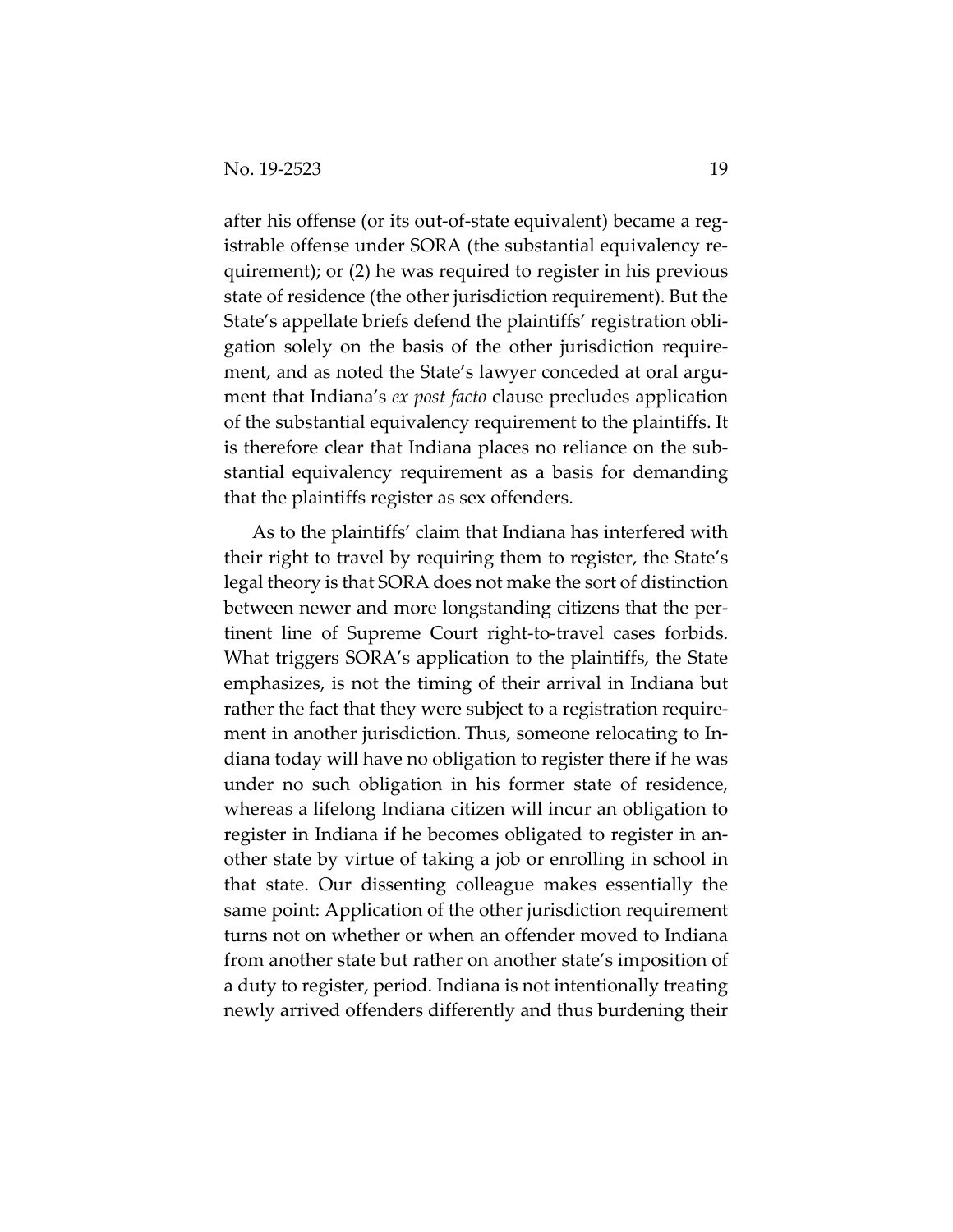after his offense (or its out-of-state equivalent) became a registrable offense under SORA (the substantial equivalency requirement); or (2) he was required to register in his previous state of residence (the other jurisdiction requirement). But the State's appellate briefs defend the plaintiffs' registration obligation solely on the basis of the other jurisdiction requirement, and as noted the State's lawyer conceded at oral argument that Indiana's *ex post facto* clause precludes application of the substantial equivalency requirement to the plaintiffs. It is therefore clear that Indiana places no reliance on the substantial equivalency requirement as a basis for demanding that the plaintiffs register as sex offenders.

As to the plaintiffs' claim that Indiana has interfered with their right to travel by requiring them to register, the State's legal theory is that SORA does not make the sort of distinction between newer and more longstanding citizens that the pertinent line of Supreme Court right-to-travel cases forbids. What triggers SORA's application to the plaintiffs, the State emphasizes, is not the timing of their arrival in Indiana but rather the fact that they were subject to a registration requirement in another jurisdiction. Thus, someone relocating to Indiana today will have no obligation to register there if he was under no such obligation in his former state of residence, whereas a lifelong Indiana citizen will incur an obligation to register in Indiana if he becomes obligated to register in another state by virtue of taking a job or enrolling in school in that state. Our dissenting colleague makes essentially the same point: Application of the other jurisdiction requirement turns not on whether or when an offender moved to Indiana from another state but rather on another state's imposition of a duty to register, period. Indiana is not intentionally treating newly arrived offenders differently and thus burdening their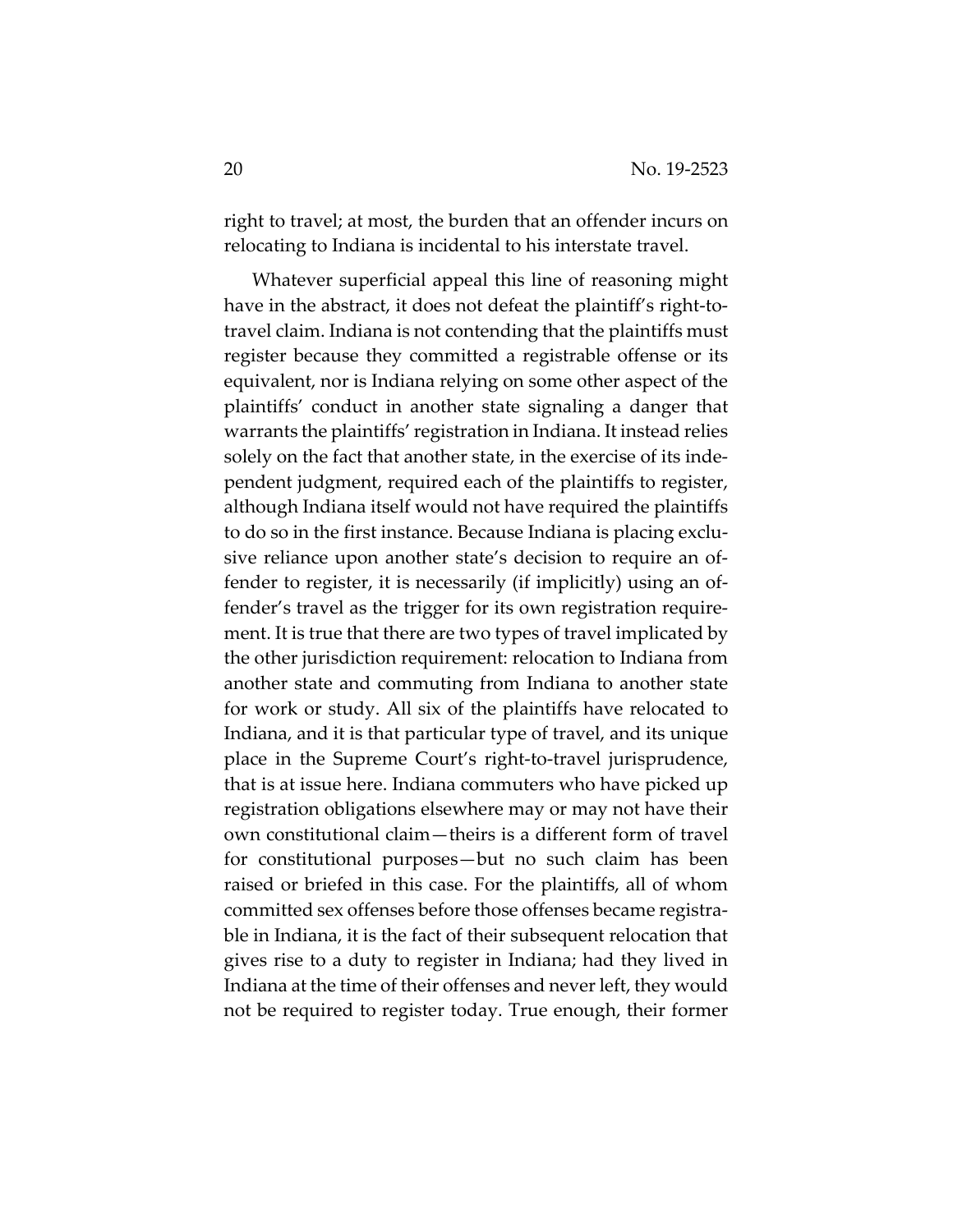right to travel; at most, the burden that an offender incurs on relocating to Indiana is incidental to his interstate travel.

Whatever superficial appeal this line of reasoning might have in the abstract, it does not defeat the plaintiff's right-to-travel claim. Indiana is not contending that the plaintiffs must register because they committed a registrable offense or its equivalent, nor is Indiana relying on some other aspect of the plaintiffs' conduct in another state signaling a danger that warrants the plaintiffs' registration in Indiana. It instead relies solely on the fact that another state, in the exercise of its independent judgment, required each of the plaintiffs to register, although Indiana itself would not have required the plaintiffs to do so in the first instance. Because Indiana is placing exclusive reliance upon another state's decision to require an offender to register, it is necessarily (if implicitly) using an offender's travel as the trigger for its own registration requirement. It is true that there are two types of travel implicated by the other jurisdiction requirement: relocation to Indiana from another state and commuting from Indiana to another state for work or study. All six of the plaintiffs have relocated to Indiana, and it is that particular type of travel, and its unique place in the Supreme Court's right-to-travel jurisprudence, that is at issue here. Indiana commuters who have picked up registration obligations elsewhere may or may not have their own constitutional claim—theirs is a different form of travel for constitutional purposes—but no such claim has been raised or briefed in this case. For the plaintiffs, all of whom committed sex offenses before those offenses became registrable in Indiana, it is the fact of their subsequent relocation that gives rise to a duty to register in Indiana; had they lived in Indiana at the time of their offenses and never left, they would not be required to register today. True enough, their former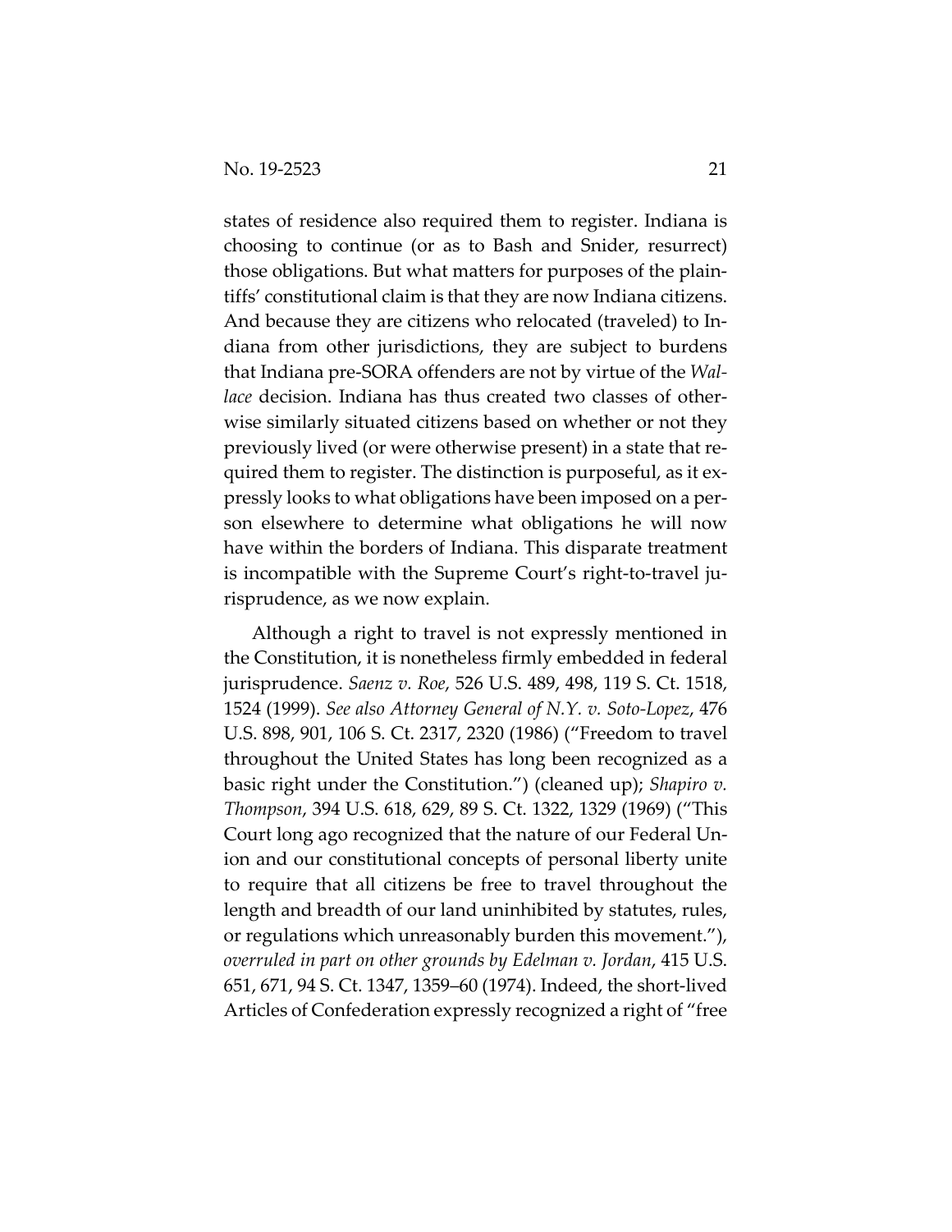states of residence also required them to register. Indiana is choosing to continue (or as to Bash and Snider, resurrect) those obligations. But what matters for purposes of the plaintiffs' constitutional claim is that they are now Indiana citizens. And because they are citizens who relocated (traveled) to Indiana from other jurisdictions, they are subject to burdens that Indiana pre-SORA offenders are not by virtue of the *Wallace* decision. Indiana has thus created two classes of otherwise similarly situated citizens based on whether or not they previously lived (or were otherwise present) in a state that required them to register. The distinction is purposeful, as it expressly looks to what obligations have been imposed on a person elsewhere to determine what obligations he will now have within the borders of Indiana. This disparate treatment is incompatible with the Supreme Court's right-to-travel jurisprudence, as we now explain.

Although a right to travel is not expressly mentioned in the Constitution, it is nonetheless firmly embedded in federal jurisprudence. *Saenz v. Roe*, 526 U.S. 489, 498, 119 S. Ct. 1518, 1524 (1999). *See also Attorney General of N.Y. v. Soto-Lopez*, 476 U.S. 898, 901, 106 S. Ct. 2317, 2320 (1986) ("Freedom to travel throughout the United States has long been recognized as a basic right under the Constitution.") (cleaned up); *Shapiro v. Thompson*, 394 U.S. 618, 629, 89 S. Ct. 1322, 1329 (1969) ("This Court long ago recognized that the nature of our Federal Union and our constitutional concepts of personal liberty unite to require that all citizens be free to travel throughout the length and breadth of our land uninhibited by statutes, rules, or regulations which unreasonably burden this movement."), *overruled in part on other grounds by Edelman v. Jordan*, 415 U.S. 651, 671, 94 S. Ct. 1347, 1359–60 (1974). Indeed, the short-lived Articles of Confederation expressly recognized a right of "free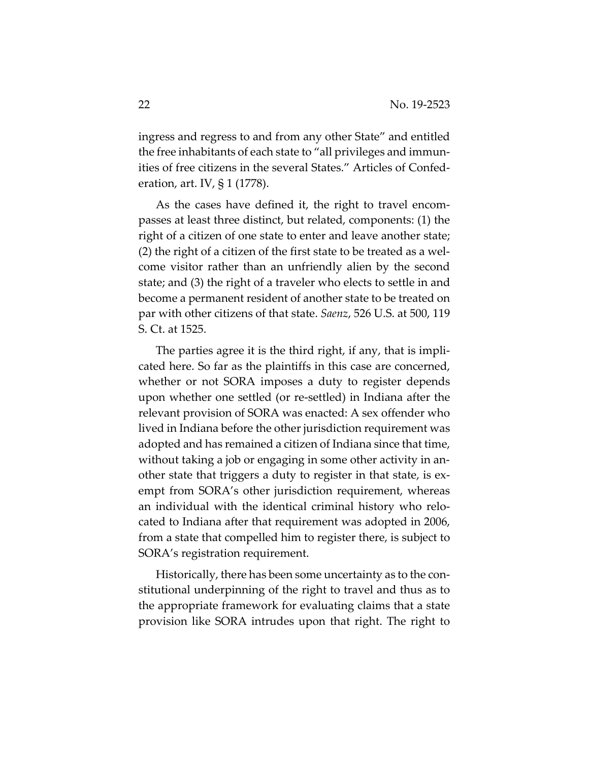ingress and regress to and from any other State" and entitled the free inhabitants of each state to "all privileges and immunities of free citizens in the several States." Articles of Confederation, art. IV, § 1 (1778).

As the cases have defined it, the right to travel encompasses at least three distinct, but related, components: (1) the right of a citizen of one state to enter and leave another state; (2) the right of a citizen of the first state to be treated as a welcome visitor rather than an unfriendly alien by the second state; and (3) the right of a traveler who elects to settle in and become a permanent resident of another state to be treated on par with other citizens of that state. *Saenz*, 526 U.S. at 500, 119 S. Ct. at 1525.

The parties agree it is the third right, if any, that is implicated here. So far as the plaintiffs in this case are concerned, whether or not SORA imposes a duty to register depends upon whether one settled (or re-settled) in Indiana after the relevant provision of SORA was enacted: A sex offender who lived in Indiana before the other jurisdiction requirement was adopted and has remained a citizen of Indiana since that time, without taking a job or engaging in some other activity in another state that triggers a duty to register in that state, is exempt from SORA's other jurisdiction requirement, whereas an individual with the identical criminal history who relocated to Indiana after that requirement was adopted in 2006, from a state that compelled him to register there, is subject to SORA's registration requirement.

Historically, there has been some uncertainty as to the constitutional underpinning of the right to travel and thus as to the appropriate framework for evaluating claims that a state provision like SORA intrudes upon that right. The right to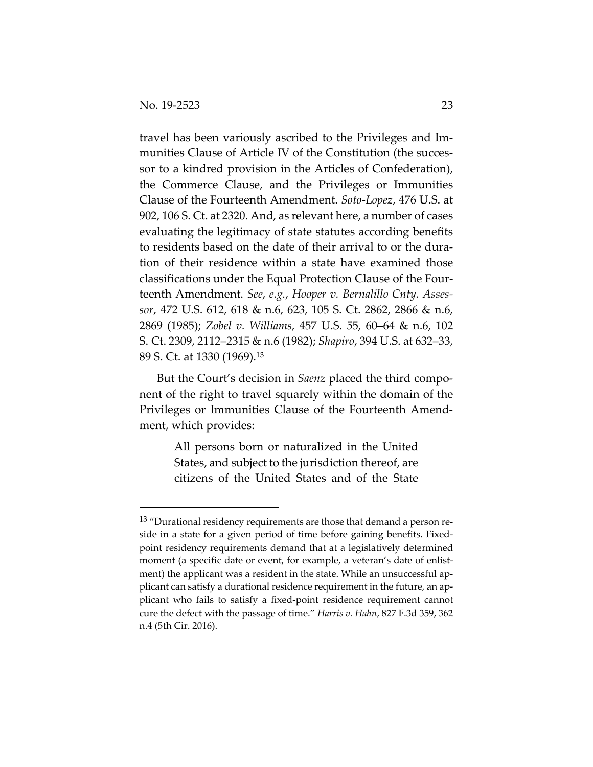travel has been variously ascribed to the Privileges and Immunities Clause of Article IV of the Constitution (the successor to a kindred provision in the Articles of Confederation), the Commerce Clause, and the Privileges or Immunities Clause of the Fourteenth Amendment. *Soto-Lopez*, 476 U.S. at 902, 106 S. Ct. at 2320. And, as relevant here, a number of cases evaluating the legitimacy of state statutes according benefits to residents based on the date of their arrival to or the duration of their residence within a state have examined those classifications under the Equal Protection Clause of the Fourteenth Amendment. *See*, *e.g.*, *Hooper v. Bernalillo Cnty. Assessor*, 472 U.S. 612, 618 & n.6, 623, 105 S. Ct. 2862, 2866 & n.6, 2869 (1985); *Zobel v. Williams*, 457 U.S. 55, 60–64 & n.6, 102 S. Ct. 2309, 2112–2315 & n.6 (1982); *Shapiro*, 394 U.S. at 632–33, 89 S. Ct. at 1330 (1969).[13]

But the Court's decision in *Saenz* placed the third component of the right to travel squarely within the domain of the Privileges or Immunities Clause of the Fourteenth Amendment, which provides:

> All persons born or naturalized in the United States, and subject to the jurisdiction thereof, are citizens of the United States and of the State

---

[13] "Durational residency requirements are those that demand a person reside in a state for a given period of time before gaining benefits. Fixed-point residency requirements demand that at a legislatively determined moment (a specific date or event, for example, a veteran's date of enlistment) the applicant was a resident in the state. While an unsuccessful applicant can satisfy a durational residence requirement in the future, an applicant who fails to satisfy a fixed-point residence requirement cannot cure the defect with the passage of time." *Harris v. Hahn*, 827 F.3d 359, 362 n.4 (5th Cir. 2016).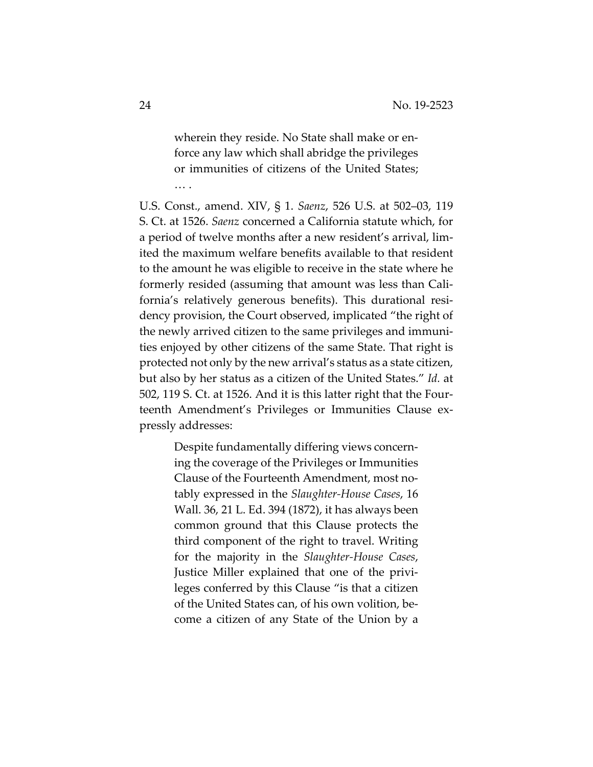> wherein they reside. No State shall make or enforce any law which shall abridge the privileges or immunities of citizens of the United States; … .

U.S. Const., amend. XIV, § 1. *Saenz*, 526 U.S. at 502–03, 119 S. Ct. at 1526. *Saenz* concerned a California statute which, for a period of twelve months after a new resident's arrival, limited the maximum welfare benefits available to that resident to the amount he was eligible to receive in the state where he formerly resided (assuming that amount was less than California's relatively generous benefits). This durational residency provision, the Court observed, implicated "the right of the newly arrived citizen to the same privileges and immunities enjoyed by other citizens of the same State. That right is protected not only by the new arrival's status as a state citizen, but also by her status as a citizen of the United States." *Id.* at 502, 119 S. Ct. at 1526. And it is this latter right that the Fourteenth Amendment's Privileges or Immunities Clause expressly addresses:

> Despite fundamentally differing views concerning the coverage of the Privileges or Immunities Clause of the Fourteenth Amendment, most notably expressed in the *Slaughter-House Cases*, 16 Wall. 36, 21 L. Ed. 394 (1872), it has always been common ground that this Clause protects the third component of the right to travel. Writing for the majority in the *Slaughter-House Cases*, Justice Miller explained that one of the privileges conferred by this Clause "is that a citizen of the United States can, of his own volition, become a citizen of any State of the Union by a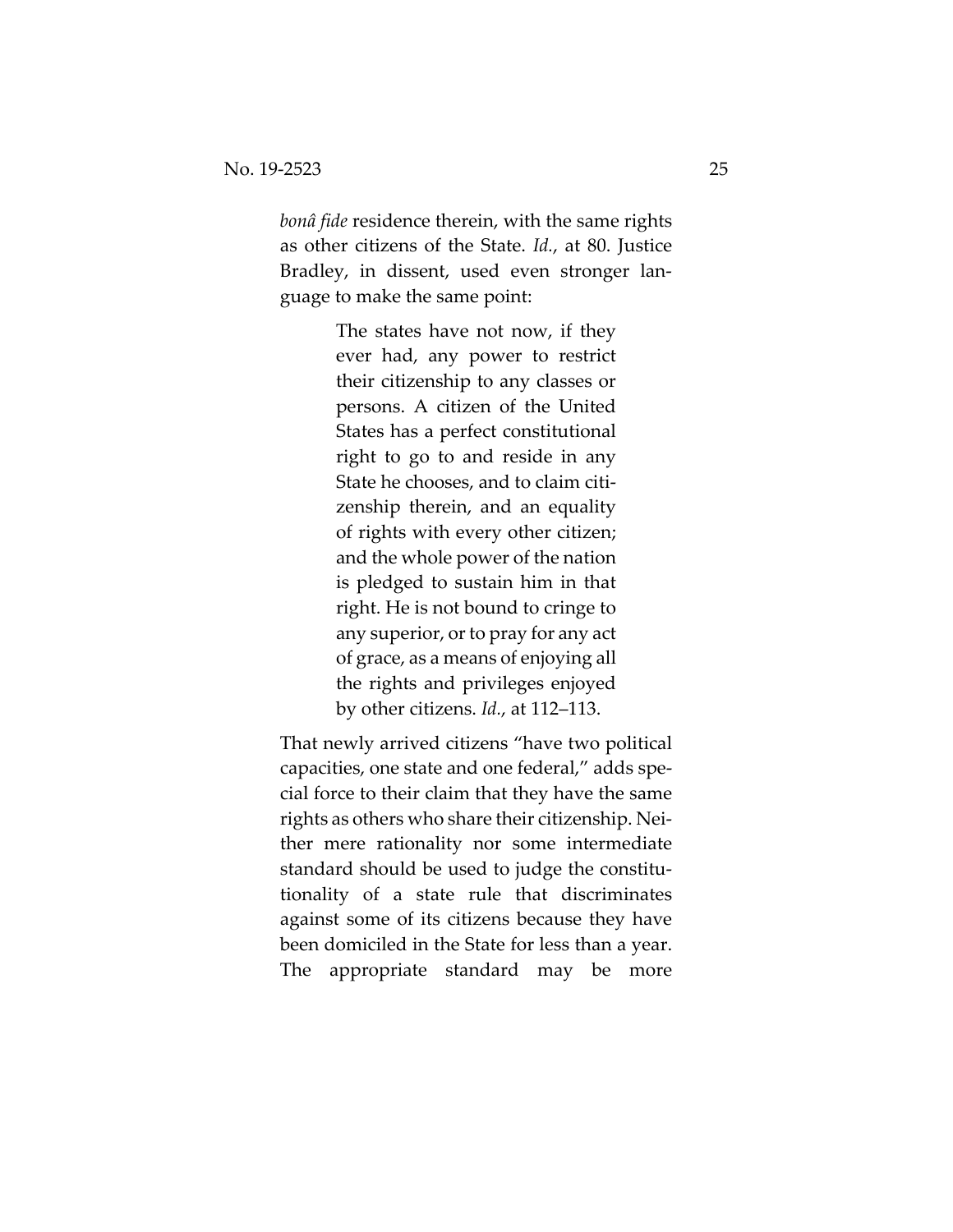*bonâ fide* residence therein, with the same rights as other citizens of the State. *Id.*, at 80. Justice Bradley, in dissent, used even stronger language to make the same point:

> The states have not now, if they ever had, any power to restrict their citizenship to any classes or persons. A citizen of the United States has a perfect constitutional right to go to and reside in any State he chooses, and to claim citizenship therein, and an equality of rights with every other citizen; and the whole power of the nation is pledged to sustain him in that right. He is not bound to cringe to any superior, or to pray for any act of grace, as a means of enjoying all the rights and privileges enjoyed by other citizens. *Id.*, at 112–113.

That newly arrived citizens "have two political capacities, one state and one federal," adds special force to their claim that they have the same rights as others who share their citizenship. Neither mere rationality nor some intermediate standard should be used to judge the constitutionality of a state rule that discriminates against some of its citizens because they have been domiciled in the State for less than a year. The appropriate standard may be more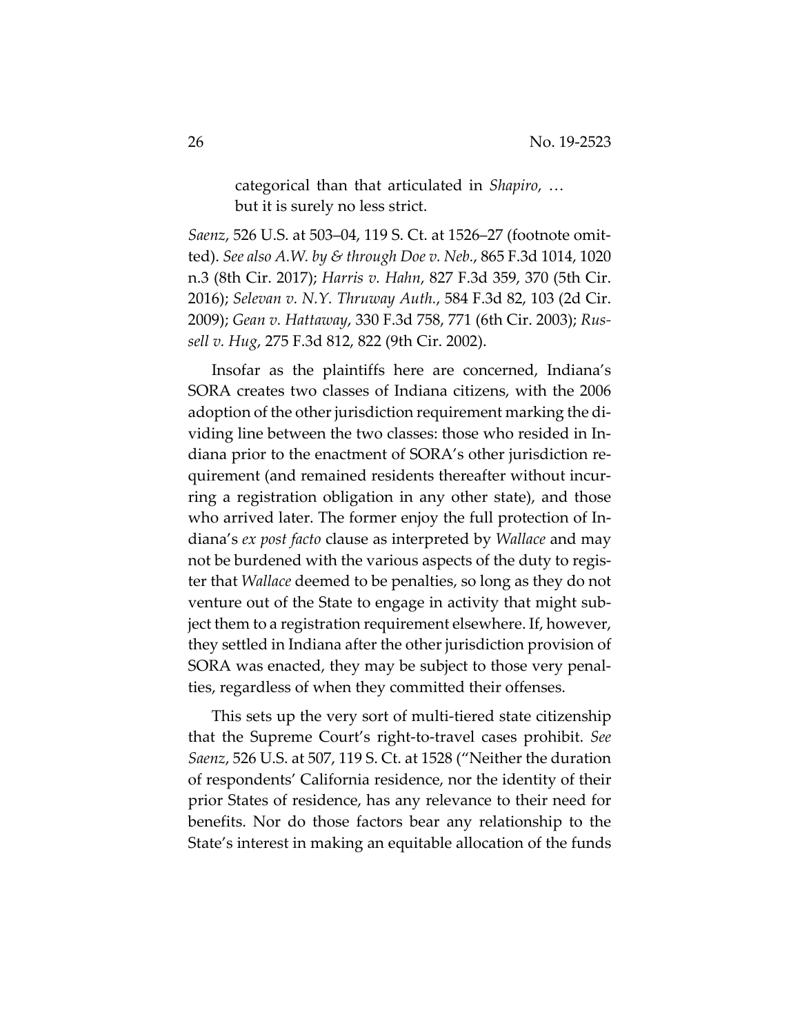> categorical than that articulated in *Shapiro*, … but it is surely no less strict.

*Saenz*, 526 U.S. at 503–04, 119 S. Ct. at 1526–27 (footnote omitted). *See also A.W. by & through Doe v. Neb.*, 865 F.3d 1014, 1020 n.3 (8th Cir. 2017); *Harris v. Hahn*, 827 F.3d 359, 370 (5th Cir. 2016); *Selevan v. N.Y. Thruway Auth.*, 584 F.3d 82, 103 (2d Cir. 2009); *Gean v. Hattaway*, 330 F.3d 758, 771 (6th Cir. 2003); *Russell v. Hug*, 275 F.3d 812, 822 (9th Cir. 2002).

Insofar as the plaintiffs here are concerned, Indiana's SORA creates two classes of Indiana citizens, with the 2006 adoption of the other jurisdiction requirement marking the dividing line between the two classes: those who resided in Indiana prior to the enactment of SORA's other jurisdiction requirement (and remained residents thereafter without incurring a registration obligation in any other state), and those who arrived later. The former enjoy the full protection of Indiana's *ex post facto* clause as interpreted by *Wallace* and may not be burdened with the various aspects of the duty to register that *Wallace* deemed to be penalties, so long as they do not venture out of the State to engage in activity that might subject them to a registration requirement elsewhere. If, however, they settled in Indiana after the other jurisdiction provision of SORA was enacted, they may be subject to those very penalties, regardless of when they committed their offenses.

This sets up the very sort of multi-tiered state citizenship that the Supreme Court's right-to-travel cases prohibit. *See Saenz*, 526 U.S. at 507, 119 S. Ct. at 1528 ("Neither the duration of respondents' California residence, nor the identity of their prior States of residence, has any relevance to their need for benefits. Nor do those factors bear any relationship to the State's interest in making an equitable allocation of the funds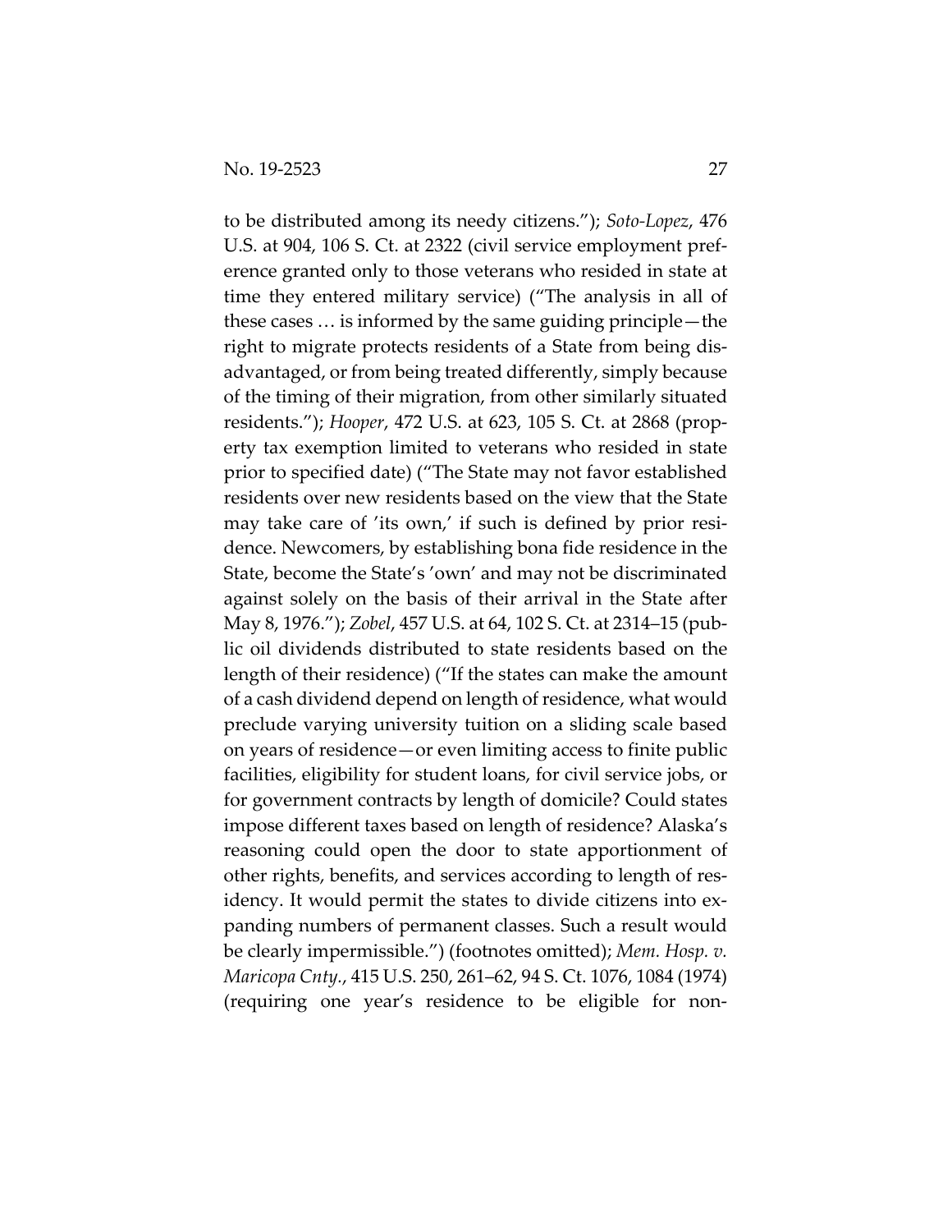to be distributed among its needy citizens."); *Soto-Lopez*, 476 U.S. at 904, 106 S. Ct. at 2322 (civil service employment preference granted only to those veterans who resided in state at time they entered military service) ("The analysis in all of these cases … is informed by the same guiding principle—the right to migrate protects residents of a State from being disadvantaged, or from being treated differently, simply because of the timing of their migration, from other similarly situated residents."); *Hooper*, 472 U.S. at 623, 105 S. Ct. at 2868 (property tax exemption limited to veterans who resided in state prior to specified date) ("The State may not favor established residents over new residents based on the view that the State may take care of 'its own,' if such is defined by prior residence. Newcomers, by establishing bona fide residence in the State, become the State's 'own' and may not be discriminated against solely on the basis of their arrival in the State after May 8, 1976."); *Zobel*, 457 U.S. at 64, 102 S. Ct. at 2314–15 (public oil dividends distributed to state residents based on the length of their residence) ("If the states can make the amount of a cash dividend depend on length of residence, what would preclude varying university tuition on a sliding scale based on years of residence—or even limiting access to finite public facilities, eligibility for student loans, for civil service jobs, or for government contracts by length of domicile? Could states impose different taxes based on length of residence? Alaska's reasoning could open the door to state apportionment of other rights, benefits, and services according to length of residency. It would permit the states to divide citizens into expanding numbers of permanent classes. Such a result would be clearly impermissible.") (footnotes omitted); *Mem. Hosp. v. Maricopa Cnty.*, 415 U.S. 250, 261–62, 94 S. Ct. 1076, 1084 (1974) (requiring one year's residence to be eligible for non-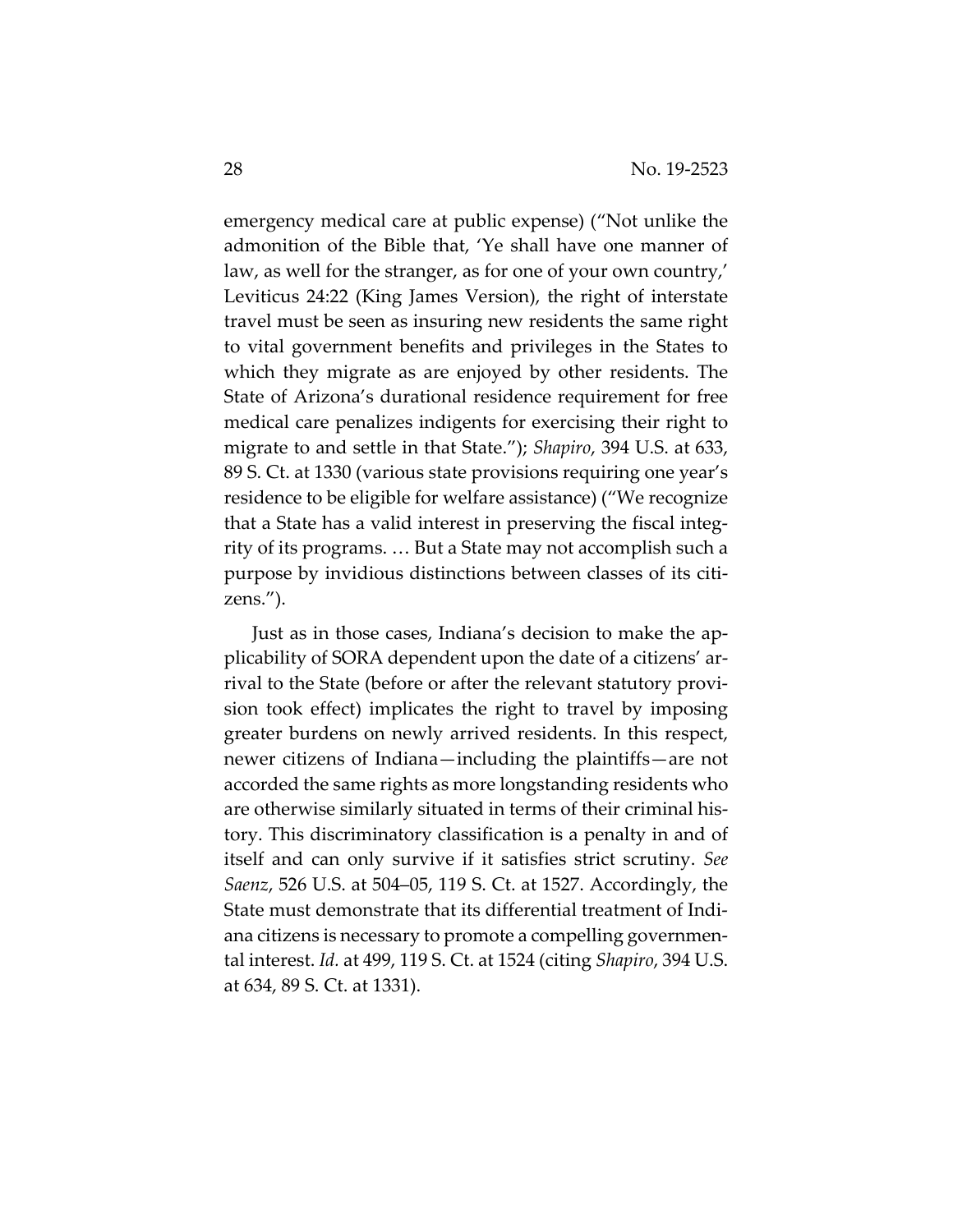emergency medical care at public expense) ("Not unlike the admonition of the Bible that, 'Ye shall have one manner of law, as well for the stranger, as for one of your own country,' Leviticus 24:22 (King James Version), the right of interstate travel must be seen as insuring new residents the same right to vital government benefits and privileges in the States to which they migrate as are enjoyed by other residents. The State of Arizona's durational residence requirement for free medical care penalizes indigents for exercising their right to migrate to and settle in that State."); *Shapiro*, 394 U.S. at 633, 89 S. Ct. at 1330 (various state provisions requiring one year's residence to be eligible for welfare assistance) ("We recognize that a State has a valid interest in preserving the fiscal integrity of its programs. … But a State may not accomplish such a purpose by invidious distinctions between classes of its citizens.").

Just as in those cases, Indiana's decision to make the applicability of SORA dependent upon the date of a citizens' arrival to the State (before or after the relevant statutory provision took effect) implicates the right to travel by imposing greater burdens on newly arrived residents. In this respect, newer citizens of Indiana—including the plaintiffs—are not accorded the same rights as more longstanding residents who are otherwise similarly situated in terms of their criminal history. This discriminatory classification is a penalty in and of itself and can only survive if it satisfies strict scrutiny. *See Saenz*, 526 U.S. at 504–05, 119 S. Ct. at 1527. Accordingly, the State must demonstrate that its differential treatment of Indiana citizens is necessary to promote a compelling governmental interest. *Id.* at 499, 119 S. Ct. at 1524 (citing *Shapiro*, 394 U.S. at 634, 89 S. Ct. at 1331).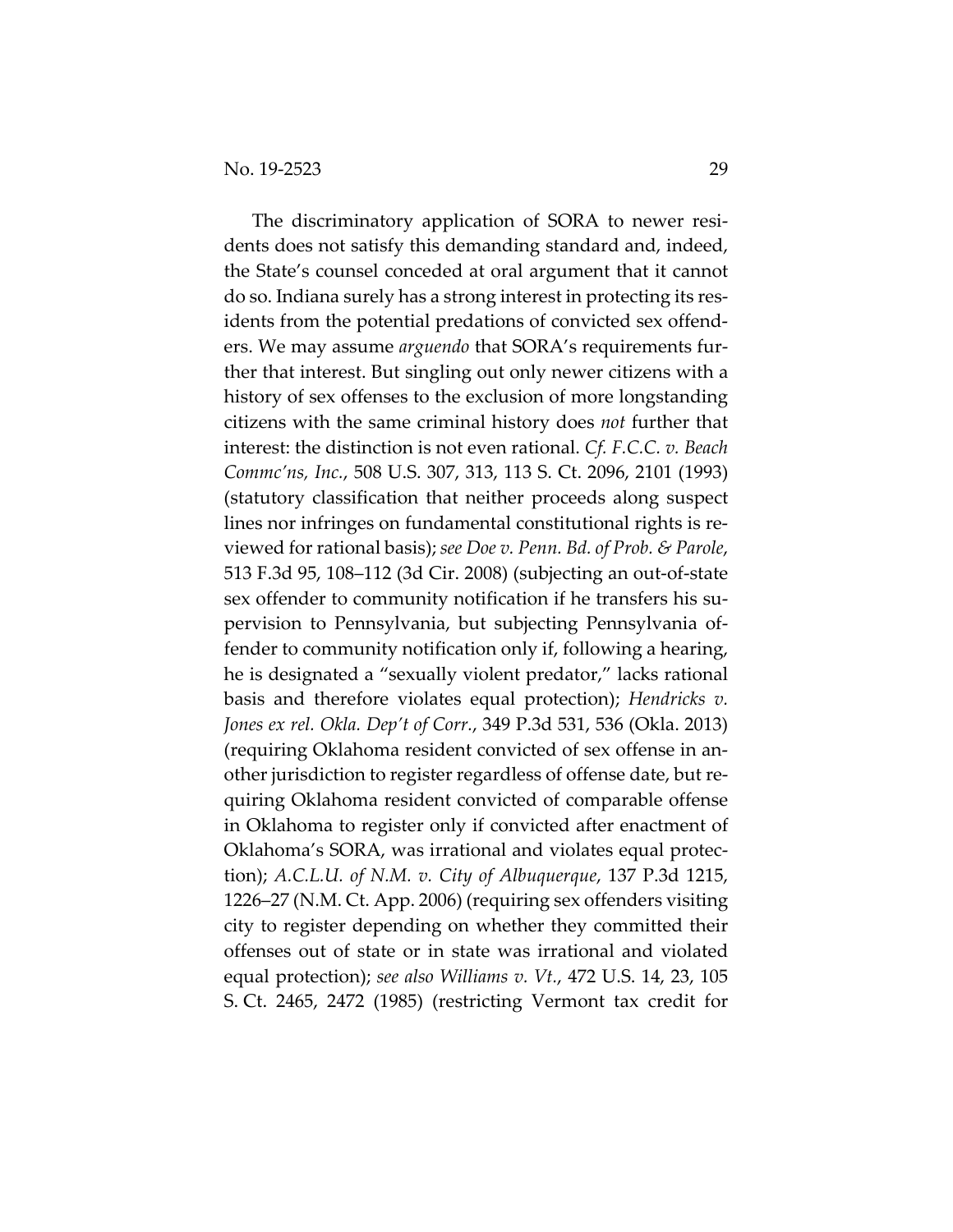The discriminatory application of SORA to newer residents does not satisfy this demanding standard and, indeed, the State's counsel conceded at oral argument that it cannot do so. Indiana surely has a strong interest in protecting its residents from the potential predations of convicted sex offenders. We may assume *arguendo* that SORA's requirements further that interest. But singling out only newer citizens with a history of sex offenses to the exclusion of more longstanding citizens with the same criminal history does *not* further that interest: the distinction is not even rational. *Cf. F.C.C. v. Beach Commc'ns, Inc.*, 508 U.S. 307, 313, 113 S. Ct. 2096, 2101 (1993) (statutory classification that neither proceeds along suspect lines nor infringes on fundamental constitutional rights is reviewed for rational basis); *see Doe v. Penn. Bd. of Prob. & Parole*, 513 F.3d 95, 108–112 (3d Cir. 2008) (subjecting an out-of-state sex offender to community notification if he transfers his supervision to Pennsylvania, but subjecting Pennsylvania offender to community notification only if, following a hearing, he is designated a "sexually violent predator," lacks rational basis and therefore violates equal protection); *Hendricks v. Jones ex rel. Okla. Dep't of Corr.*, 349 P.3d 531, 536 (Okla. 2013) (requiring Oklahoma resident convicted of sex offense in another jurisdiction to register regardless of offense date, but requiring Oklahoma resident convicted of comparable offense in Oklahoma to register only if convicted after enactment of Oklahoma's SORA, was irrational and violates equal protection); *A.C.L.U. of N.M. v. City of Albuquerque*, 137 P.3d 1215, 1226–27 (N.M. Ct. App. 2006) (requiring sex offenders visiting city to register depending on whether they committed their offenses out of state or in state was irrational and violated equal protection); *see also Williams v. Vt.*, 472 U.S. 14, 23, 105 S. Ct. 2465, 2472 (1985) (restricting Vermont tax credit for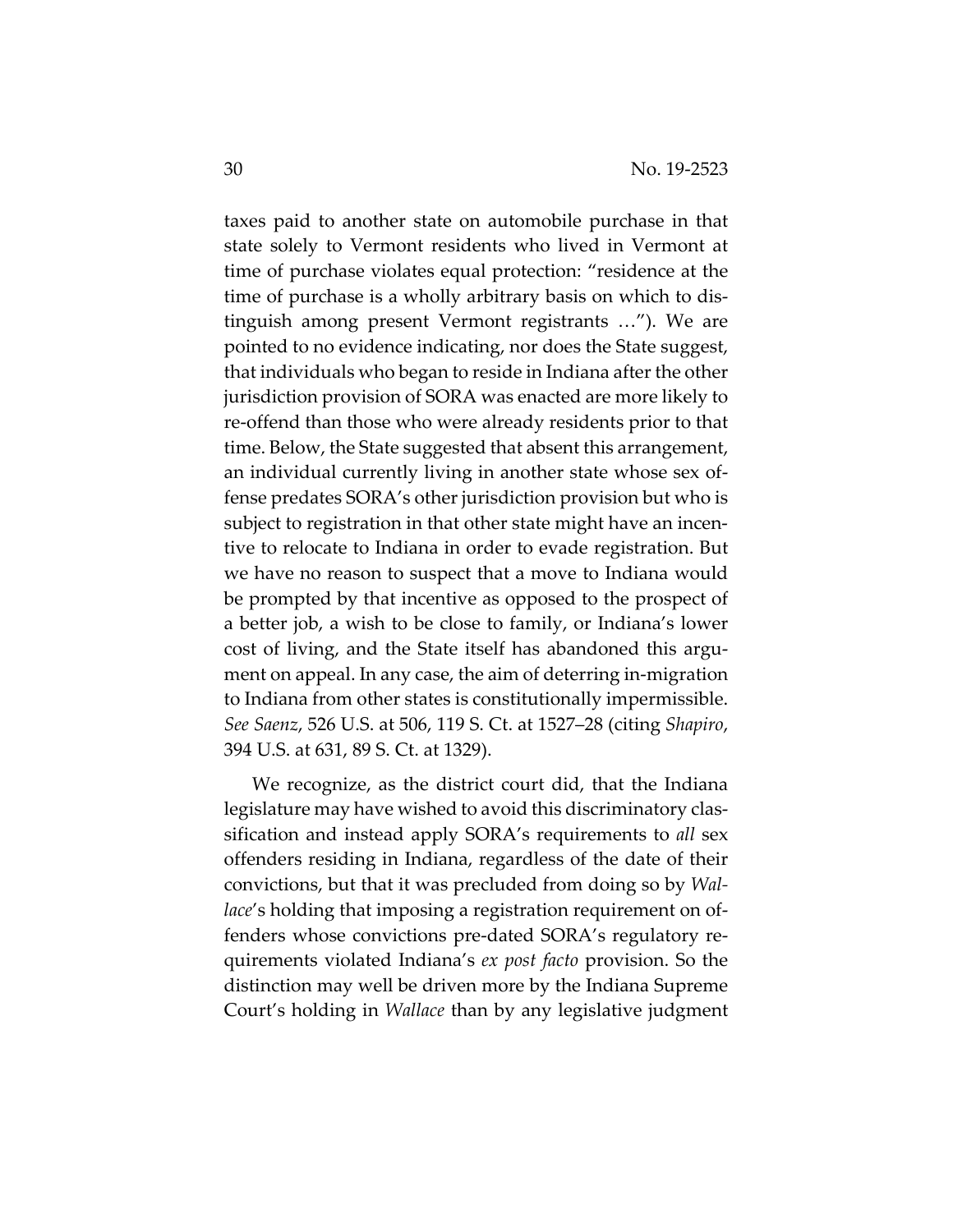taxes paid to another state on automobile purchase in that state solely to Vermont residents who lived in Vermont at time of purchase violates equal protection: "residence at the time of purchase is a wholly arbitrary basis on which to distinguish among present Vermont registrants …"). We are pointed to no evidence indicating, nor does the State suggest, that individuals who began to reside in Indiana after the other jurisdiction provision of SORA was enacted are more likely to re-offend than those who were already residents prior to that time. Below, the State suggested that absent this arrangement, an individual currently living in another state whose sex offense predates SORA's other jurisdiction provision but who is subject to registration in that other state might have an incentive to relocate to Indiana in order to evade registration. But we have no reason to suspect that a move to Indiana would be prompted by that incentive as opposed to the prospect of a better job, a wish to be close to family, or Indiana's lower cost of living, and the State itself has abandoned this argument on appeal. In any case, the aim of deterring in-migration to Indiana from other states is constitutionally impermissible. *See Saenz*, 526 U.S. at 506, 119 S. Ct. at 1527–28 (citing *Shapiro*, 394 U.S. at 631, 89 S. Ct. at 1329).

We recognize, as the district court did, that the Indiana legislature may have wished to avoid this discriminatory classification and instead apply SORA's requirements to *all* sex offenders residing in Indiana, regardless of the date of their convictions, but that it was precluded from doing so by *Wallace*'s holding that imposing a registration requirement on offenders whose convictions pre-dated SORA's regulatory requirements violated Indiana's *ex post facto* provision. So the distinction may well be driven more by the Indiana Supreme Court's holding in *Wallace* than by any legislative judgment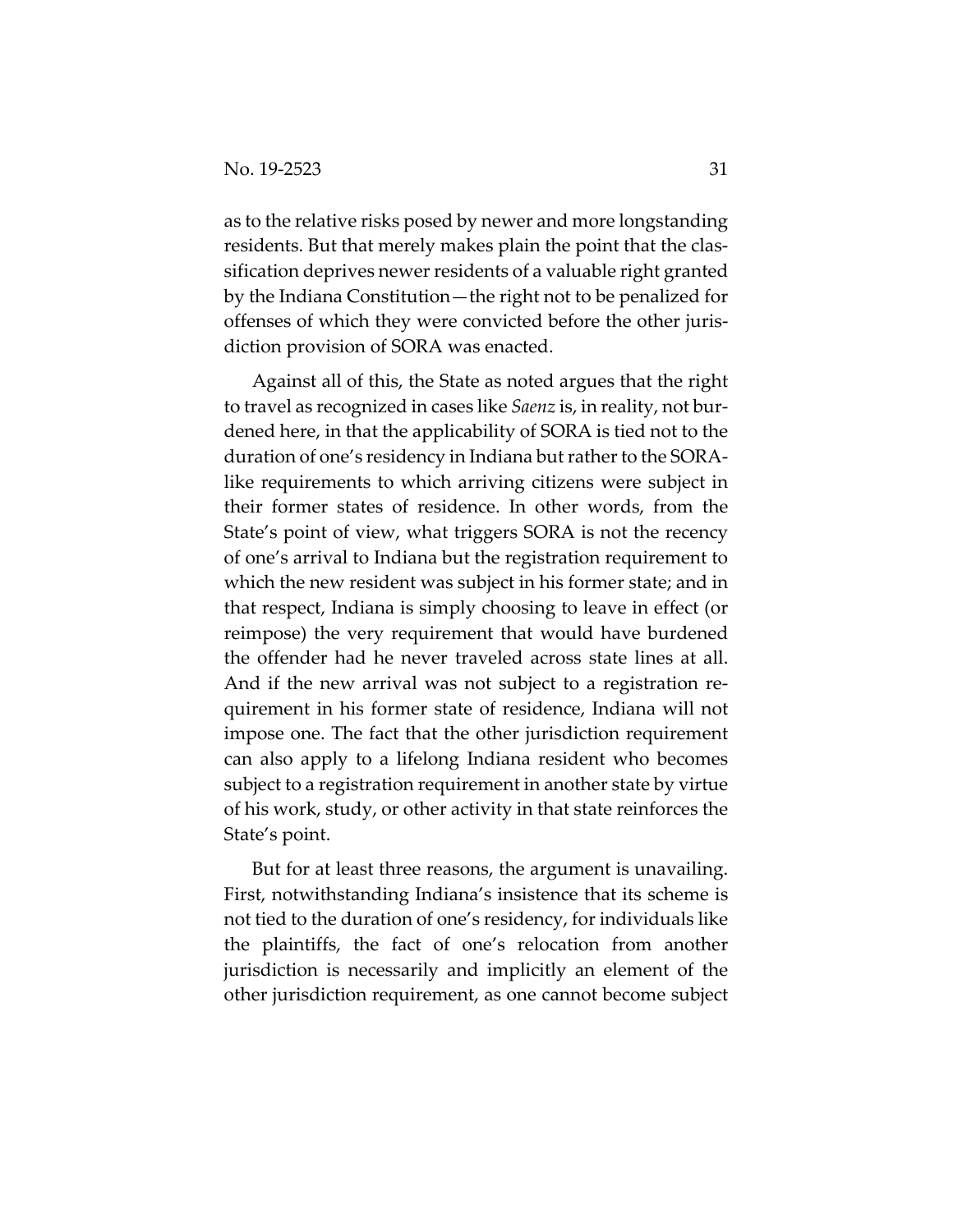as to the relative risks posed by newer and more longstanding residents. But that merely makes plain the point that the classification deprives newer residents of a valuable right granted by the Indiana Constitution—the right not to be penalized for offenses of which they were convicted before the other jurisdiction provision of SORA was enacted.

Against all of this, the State as noted argues that the right to travel as recognized in cases like *Saenz* is, in reality, not burdened here, in that the applicability of SORA is tied not to the duration of one's residency in Indiana but rather to the SORA-like requirements to which arriving citizens were subject in their former states of residence. In other words, from the State's point of view, what triggers SORA is not the recency of one's arrival to Indiana but the registration requirement to which the new resident was subject in his former state; and in that respect, Indiana is simply choosing to leave in effect (or reimpose) the very requirement that would have burdened the offender had he never traveled across state lines at all. And if the new arrival was not subject to a registration requirement in his former state of residence, Indiana will not impose one. The fact that the other jurisdiction requirement can also apply to a lifelong Indiana resident who becomes subject to a registration requirement in another state by virtue of his work, study, or other activity in that state reinforces the State's point.

But for at least three reasons, the argument is unavailing. First, notwithstanding Indiana's insistence that its scheme is not tied to the duration of one's residency, for individuals like the plaintiffs, the fact of one's relocation from another jurisdiction is necessarily and implicitly an element of the other jurisdiction requirement, as one cannot become subject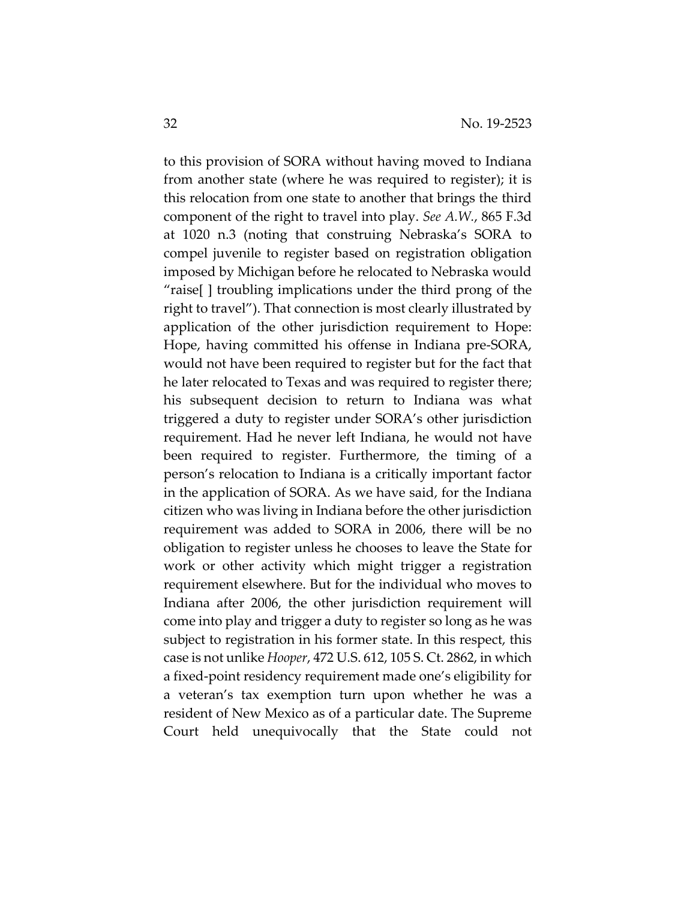to this provision of SORA without having moved to Indiana from another state (where he was required to register); it is this relocation from one state to another that brings the third component of the right to travel into play. *See A.W.*, 865 F.3d at 1020 n.3 (noting that construing Nebraska's SORA to compel juvenile to register based on registration obligation imposed by Michigan before he relocated to Nebraska would "raise[ ] troubling implications under the third prong of the right to travel"). That connection is most clearly illustrated by application of the other jurisdiction requirement to Hope: Hope, having committed his offense in Indiana pre-SORA, would not have been required to register but for the fact that he later relocated to Texas and was required to register there; his subsequent decision to return to Indiana was what triggered a duty to register under SORA's other jurisdiction requirement. Had he never left Indiana, he would not have been required to register. Furthermore, the timing of a person's relocation to Indiana is a critically important factor in the application of SORA. As we have said, for the Indiana citizen who was living in Indiana before the other jurisdiction requirement was added to SORA in 2006, there will be no obligation to register unless he chooses to leave the State for work or other activity which might trigger a registration requirement elsewhere. But for the individual who moves to Indiana after 2006, the other jurisdiction requirement will come into play and trigger a duty to register so long as he was subject to registration in his former state. In this respect, this case is not unlike *Hooper*, 472 U.S. 612, 105 S. Ct. 2862, in which a fixed-point residency requirement made one's eligibility for a veteran's tax exemption turn upon whether he was a resident of New Mexico as of a particular date. The Supreme Court held unequivocally that the State could not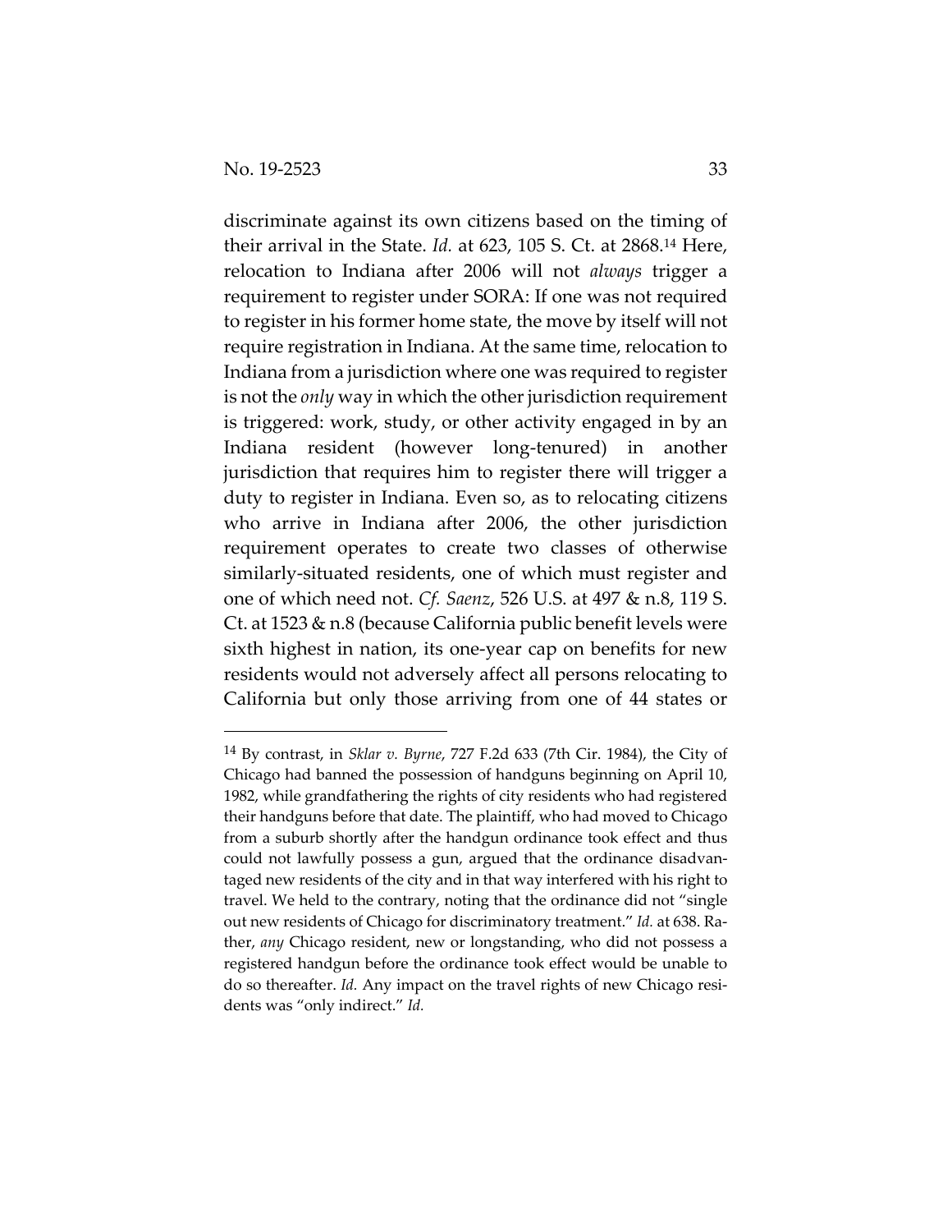discriminate against its own citizens based on the timing of their arrival in the State. *Id.* at 623, 105 S. Ct. at 2868.[14] Here, relocation to Indiana after 2006 will not *always* trigger a requirement to register under SORA: If one was not required to register in his former home state, the move by itself will not require registration in Indiana. At the same time, relocation to Indiana from a jurisdiction where one was required to register is not the *only* way in which the other jurisdiction requirement is triggered: work, study, or other activity engaged in by an Indiana resident (however long-tenured) in another jurisdiction that requires him to register there will trigger a duty to register in Indiana. Even so, as to relocating citizens who arrive in Indiana after 2006, the other jurisdiction requirement operates to create two classes of otherwise similarly-situated residents, one of which must register and one of which need not. *Cf. Saenz*, 526 U.S. at 497 & n.8, 119 S. Ct. at 1523 & n.8 (because California public benefit levels were sixth highest in nation, its one-year cap on benefits for new residents would not adversely affect all persons relocating to California but only those arriving from one of 44 states or

---

[14] By contrast, in *Sklar v. Byrne*, 727 F.2d 633 (7th Cir. 1984), the City of Chicago had banned the possession of handguns beginning on April 10, 1982, while grandfathering the rights of city residents who had registered their handguns before that date. The plaintiff, who had moved to Chicago from a suburb shortly after the handgun ordinance took effect and thus could not lawfully possess a gun, argued that the ordinance disadvantaged new residents of the city and in that way interfered with his right to travel. We held to the contrary, noting that the ordinance did not "single out new residents of Chicago for discriminatory treatment." *Id.* at 638. Rather, *any* Chicago resident, new or longstanding, who did not possess a registered handgun before the ordinance took effect would be unable to do so thereafter. *Id.* Any impact on the travel rights of new Chicago residents was "only indirect." *Id.*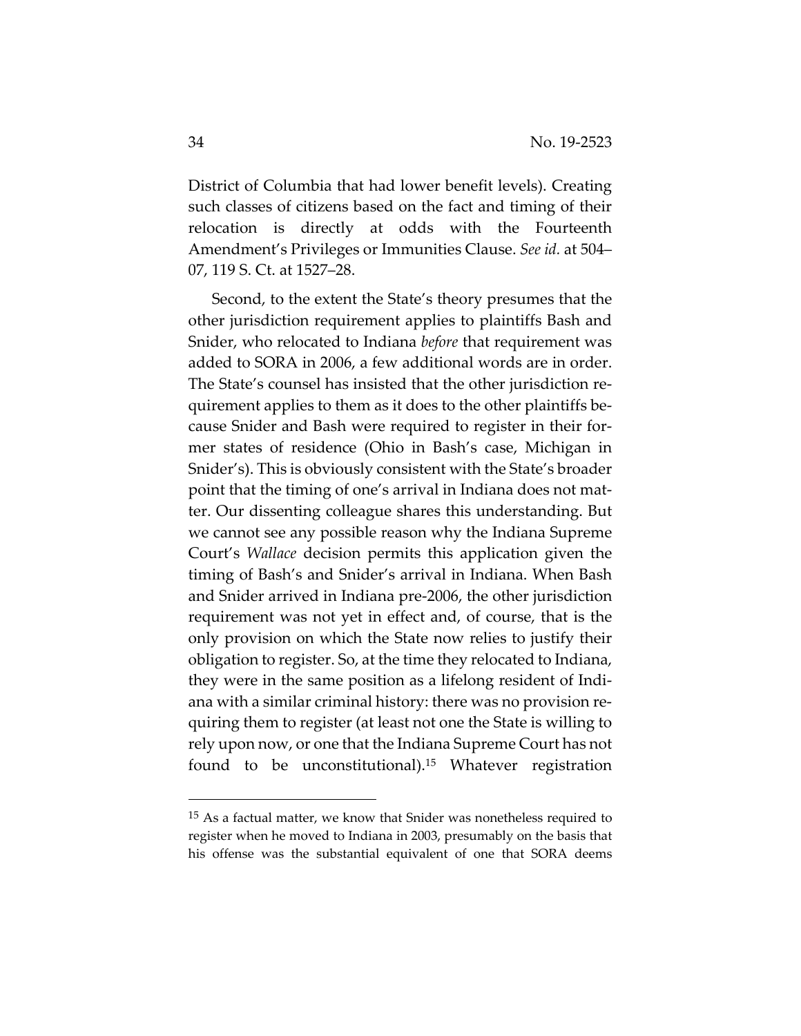District of Columbia that had lower benefit levels). Creating such classes of citizens based on the fact and timing of their relocation is directly at odds with the Fourteenth Amendment's Privileges or Immunities Clause. *See id.* at 504–07, 119 S. Ct. at 1527–28.

Second, to the extent the State's theory presumes that the other jurisdiction requirement applies to plaintiffs Bash and Snider, who relocated to Indiana *before* that requirement was added to SORA in 2006, a few additional words are in order. The State's counsel has insisted that the other jurisdiction requirement applies to them as it does to the other plaintiffs because Snider and Bash were required to register in their former states of residence (Ohio in Bash's case, Michigan in Snider's). This is obviously consistent with the State's broader point that the timing of one's arrival in Indiana does not matter. Our dissenting colleague shares this understanding. But we cannot see any possible reason why the Indiana Supreme Court's *Wallace* decision permits this application given the timing of Bash's and Snider's arrival in Indiana. When Bash and Snider arrived in Indiana pre-2006, the other jurisdiction requirement was not yet in effect and, of course, that is the only provision on which the State now relies to justify their obligation to register. So, at the time they relocated to Indiana, they were in the same position as a lifelong resident of Indiana with a similar criminal history: there was no provision requiring them to register (at least not one the State is willing to rely upon now, or one that the Indiana Supreme Court has not found to be unconstitutional).[15] Whatever registration

[15] As a factual matter, we know that Snider was nonetheless required to register when he moved to Indiana in 2003, presumably on the basis that his offense was the substantial equivalent of one that SORA deems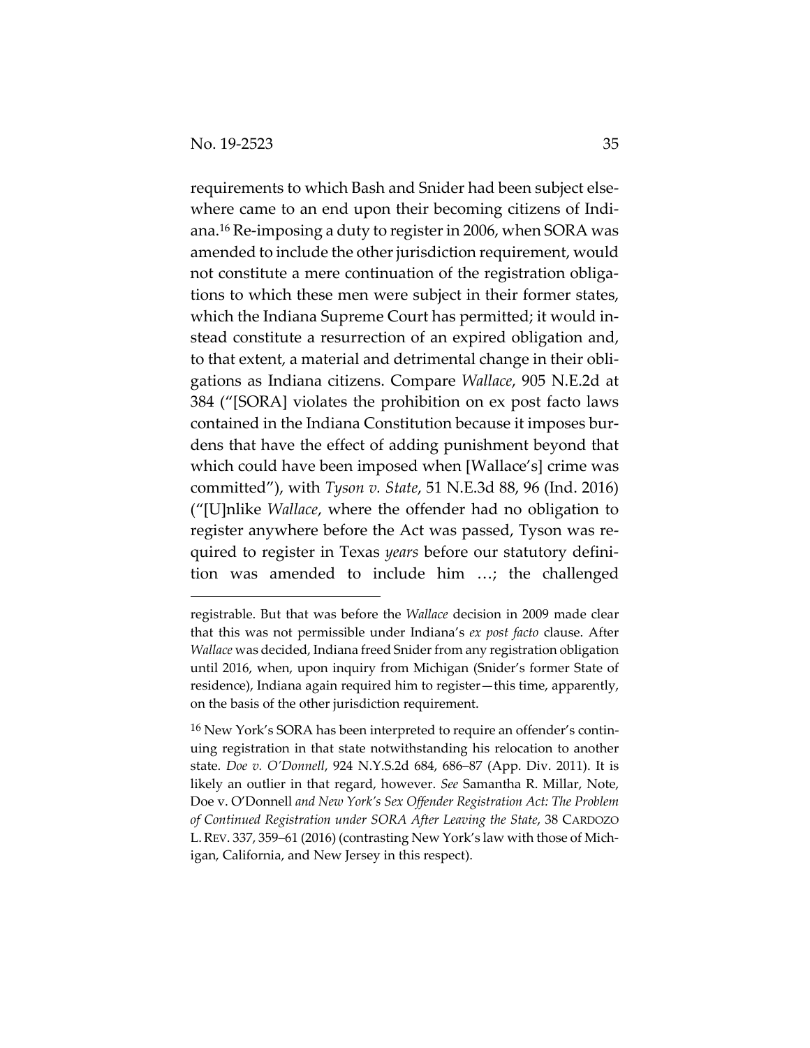requirements to which Bash and Snider had been subject elsewhere came to an end upon their becoming citizens of Indiana.[16] Re-imposing a duty to register in 2006, when SORA was amended to include the other jurisdiction requirement, would not constitute a mere continuation of the registration obligations to which these men were subject in their former states, which the Indiana Supreme Court has permitted; it would instead constitute a resurrection of an expired obligation and, to that extent, a material and detrimental change in their obligations as Indiana citizens. Compare *Wallace*, 905 N.E.2d at 384 ("[SORA] violates the prohibition on ex post facto laws contained in the Indiana Constitution because it imposes burdens that have the effect of adding punishment beyond that which could have been imposed when [Wallace's] crime was committed"), with *Tyson v. State*, 51 N.E.3d 88, 96 (Ind. 2016) ("[U]nlike *Wallace*, where the offender had no obligation to register anywhere before the Act was passed, Tyson was required to register in Texas *years* before our statutory definition was amended to include him …; the challenged

---

registrable. But that was before the *Wallace* decision in 2009 made clear that this was not permissible under Indiana's *ex post facto* clause. After *Wallace* was decided, Indiana freed Snider from any registration obligation until 2016, when, upon inquiry from Michigan (Snider's former State of residence), Indiana again required him to register—this time, apparently, on the basis of the other jurisdiction requirement.

[16] New York's SORA has been interpreted to require an offender's continuing registration in that state notwithstanding his relocation to another state. *Doe v. O'Donnell*, 924 N.Y.S.2d 684, 686–87 (App. Div. 2011). It is likely an outlier in that regard, however. *See* Samantha R. Millar, Note, Doe v. O'Donnell *and New York's Sex Offender Registration Act: The Problem of Continued Registration under SORA After Leaving the State*, 38 CARDOZO L. REV. 337, 359–61 (2016) (contrasting New York's law with those of Michigan, California, and New Jersey in this respect).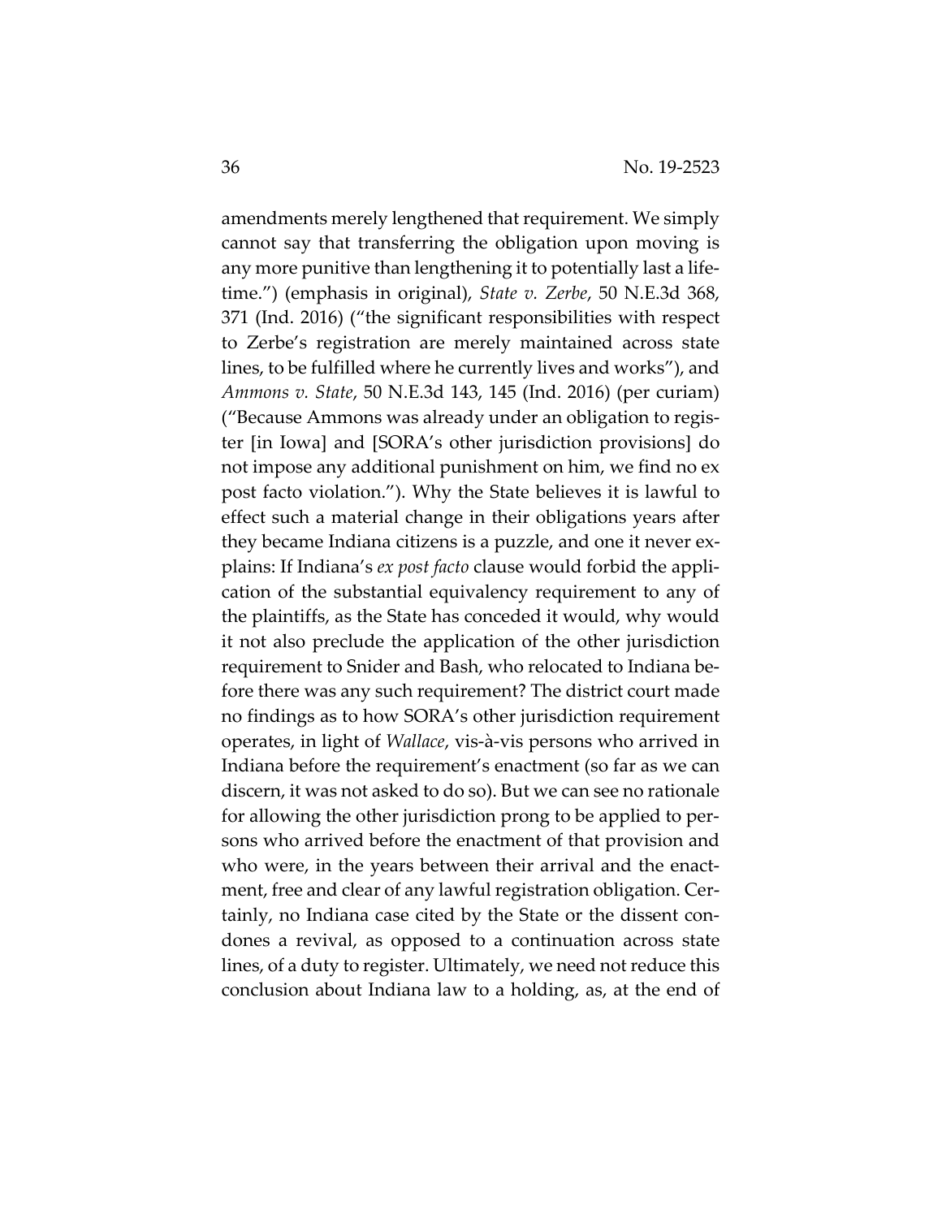amendments merely lengthened that requirement. We simply cannot say that transferring the obligation upon moving is any more punitive than lengthening it to potentially last a lifetime.") (emphasis in original), *State v. Zerbe*, 50 N.E.3d 368, 371 (Ind. 2016) ("the significant responsibilities with respect to Zerbe's registration are merely maintained across state lines, to be fulfilled where he currently lives and works"), and *Ammons v. State*, 50 N.E.3d 143, 145 (Ind. 2016) (per curiam) ("Because Ammons was already under an obligation to register [in Iowa] and [SORA's other jurisdiction provisions] do not impose any additional punishment on him, we find no ex post facto violation."). Why the State believes it is lawful to effect such a material change in their obligations years after they became Indiana citizens is a puzzle, and one it never explains: If Indiana's *ex post facto* clause would forbid the application of the substantial equivalency requirement to any of the plaintiffs, as the State has conceded it would, why would it not also preclude the application of the other jurisdiction requirement to Snider and Bash, who relocated to Indiana before there was any such requirement? The district court made no findings as to how SORA's other jurisdiction requirement operates, in light of *Wallace*, vis-à-vis persons who arrived in Indiana before the requirement's enactment (so far as we can discern, it was not asked to do so). But we can see no rationale for allowing the other jurisdiction prong to be applied to persons who arrived before the enactment of that provision and who were, in the years between their arrival and the enactment, free and clear of any lawful registration obligation. Certainly, no Indiana case cited by the State or the dissent condones a revival, as opposed to a continuation across state lines, of a duty to register. Ultimately, we need not reduce this conclusion about Indiana law to a holding, as, at the end of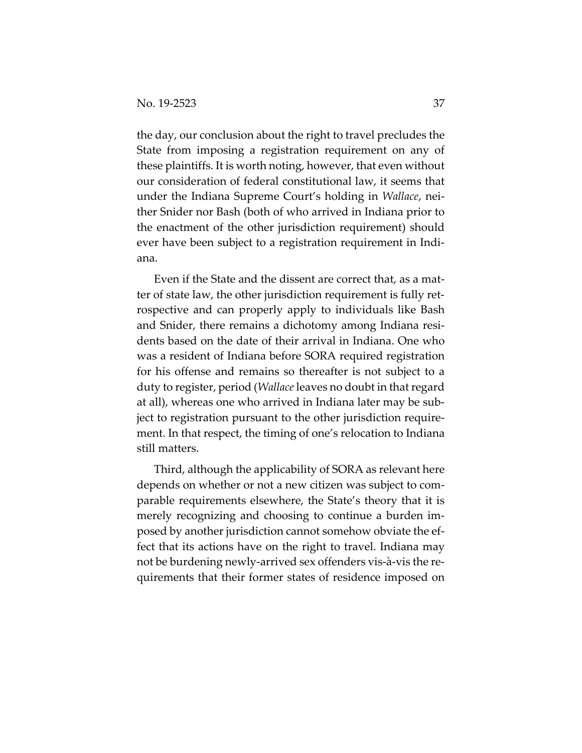the day, our conclusion about the right to travel precludes the State from imposing a registration requirement on any of these plaintiffs. It is worth noting, however, that even without our consideration of federal constitutional law, it seems that under the Indiana Supreme Court's holding in *Wallace*, neither Snider nor Bash (both of who arrived in Indiana prior to the enactment of the other jurisdiction requirement) should ever have been subject to a registration requirement in Indiana.

Even if the State and the dissent are correct that, as a matter of state law, the other jurisdiction requirement is fully retrospective and can properly apply to individuals like Bash and Snider, there remains a dichotomy among Indiana residents based on the date of their arrival in Indiana. One who was a resident of Indiana before SORA required registration for his offense and remains so thereafter is not subject to a duty to register, period (*Wallace* leaves no doubt in that regard at all), whereas one who arrived in Indiana later may be subject to registration pursuant to the other jurisdiction requirement. In that respect, the timing of one's relocation to Indiana still matters.

Third, although the applicability of SORA as relevant here depends on whether or not a new citizen was subject to comparable requirements elsewhere, the State's theory that it is merely recognizing and choosing to continue a burden imposed by another jurisdiction cannot somehow obviate the effect that its actions have on the right to travel. Indiana may not be burdening newly-arrived sex offenders vis-à-vis the requirements that their former states of residence imposed on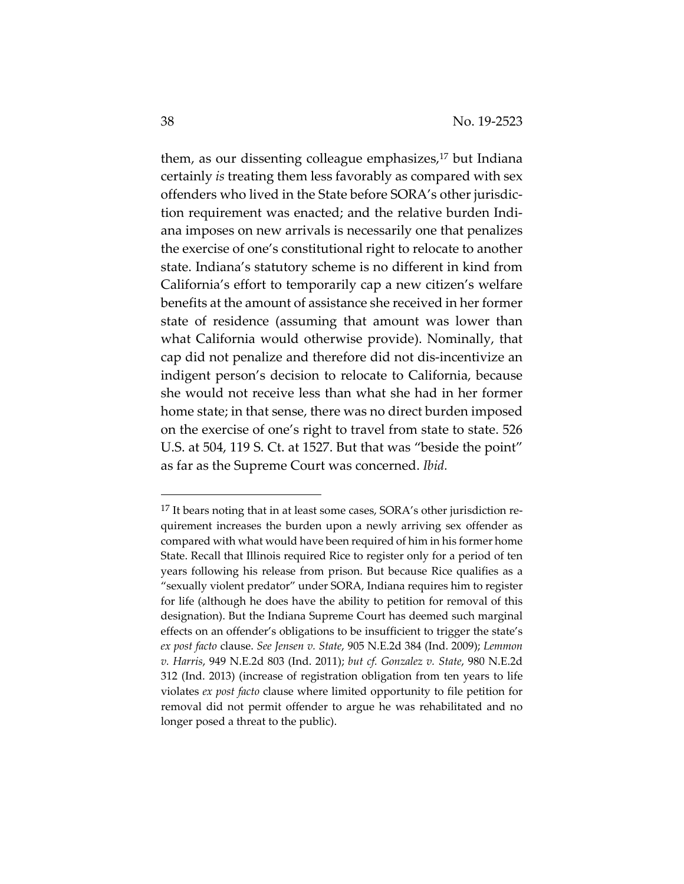them, as our dissenting colleague emphasizes,[17] but Indiana certainly *is* treating them less favorably as compared with sex offenders who lived in the State before SORA's other jurisdiction requirement was enacted; and the relative burden Indiana imposes on new arrivals is necessarily one that penalizes the exercise of one's constitutional right to relocate to another state. Indiana's statutory scheme is no different in kind from California's effort to temporarily cap a new citizen's welfare benefits at the amount of assistance she received in her former state of residence (assuming that amount was lower than what California would otherwise provide). Nominally, that cap did not penalize and therefore did not dis-incentivize an indigent person's decision to relocate to California, because she would not receive less than what she had in her former home state; in that sense, there was no direct burden imposed on the exercise of one's right to travel from state to state. 526 U.S. at 504, 119 S. Ct. at 1527. But that was "beside the point" as far as the Supreme Court was concerned. *Ibid.*

---

[17] It bears noting that in at least some cases, SORA's other jurisdiction requirement increases the burden upon a newly arriving sex offender as compared with what would have been required of him in his former home State. Recall that Illinois required Rice to register only for a period of ten years following his release from prison. But because Rice qualifies as a "sexually violent predator" under SORA, Indiana requires him to register for life (although he does have the ability to petition for removal of this designation). But the Indiana Supreme Court has deemed such marginal effects on an offender's obligations to be insufficient to trigger the state's *ex post facto* clause. *See Jensen v. State*, 905 N.E.2d 384 (Ind. 2009); *Lemmon v. Harris*, 949 N.E.2d 803 (Ind. 2011); *but cf. Gonzalez v. State*, 980 N.E.2d 312 (Ind. 2013) (increase of registration obligation from ten years to life violates *ex post facto* clause where limited opportunity to file petition for removal did not permit offender to argue he was rehabilitated and no longer posed a threat to the public).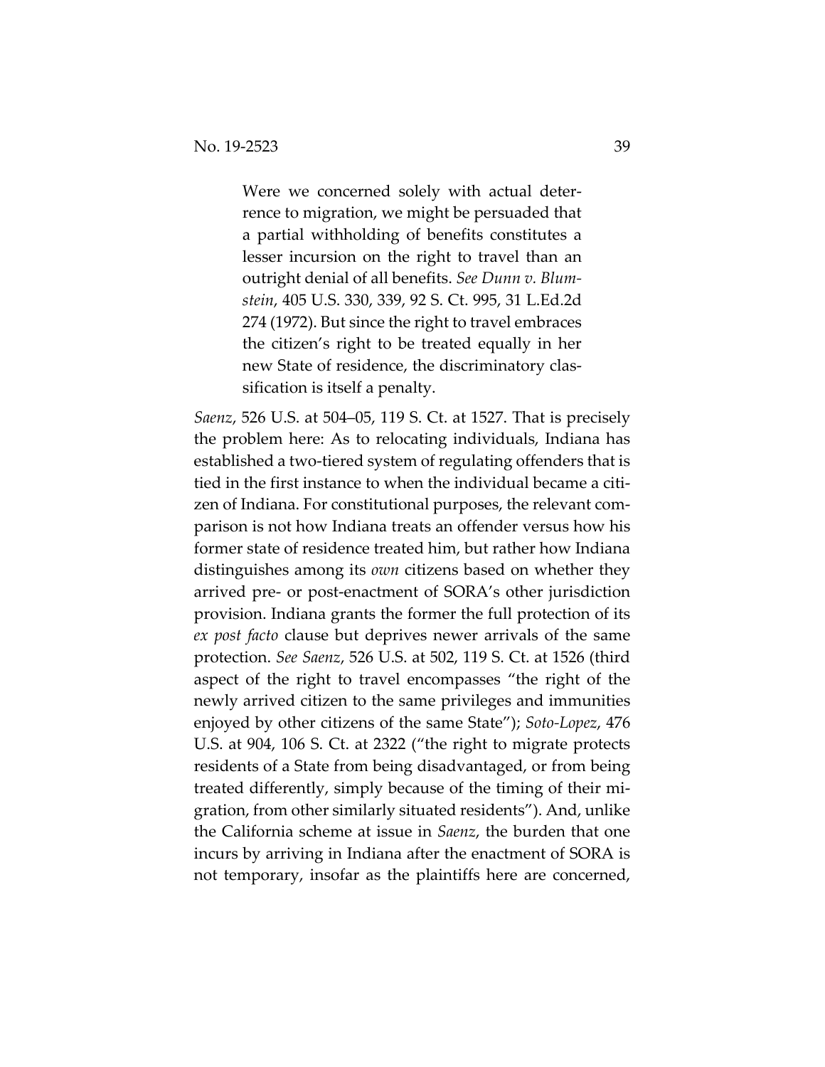> Were we concerned solely with actual deterrence to migration, we might be persuaded that a partial withholding of benefits constitutes a lesser incursion on the right to travel than an outright denial of all benefits. *See Dunn v. Blumstein*, 405 U.S. 330, 339, 92 S. Ct. 995, 31 L.Ed.2d 274 (1972). But since the right to travel embraces the citizen's right to be treated equally in her new State of residence, the discriminatory classification is itself a penalty.

*Saenz*, 526 U.S. at 504–05, 119 S. Ct. at 1527. That is precisely the problem here: As to relocating individuals, Indiana has established a two-tiered system of regulating offenders that is tied in the first instance to when the individual became a citizen of Indiana. For constitutional purposes, the relevant comparison is not how Indiana treats an offender versus how his former state of residence treated him, but rather how Indiana distinguishes among its *own* citizens based on whether they arrived pre- or post-enactment of SORA's other jurisdiction provision. Indiana grants the former the full protection of its *ex post facto* clause but deprives newer arrivals of the same protection. *See Saenz*, 526 U.S. at 502, 119 S. Ct. at 1526 (third aspect of the right to travel encompasses "the right of the newly arrived citizen to the same privileges and immunities enjoyed by other citizens of the same State"); *Soto-Lopez*, 476 U.S. at 904, 106 S. Ct. at 2322 ("the right to migrate protects residents of a State from being disadvantaged, or from being treated differently, simply because of the timing of their migration, from other similarly situated residents"). And, unlike the California scheme at issue in *Saenz*, the burden that one incurs by arriving in Indiana after the enactment of SORA is not temporary, insofar as the plaintiffs here are concerned,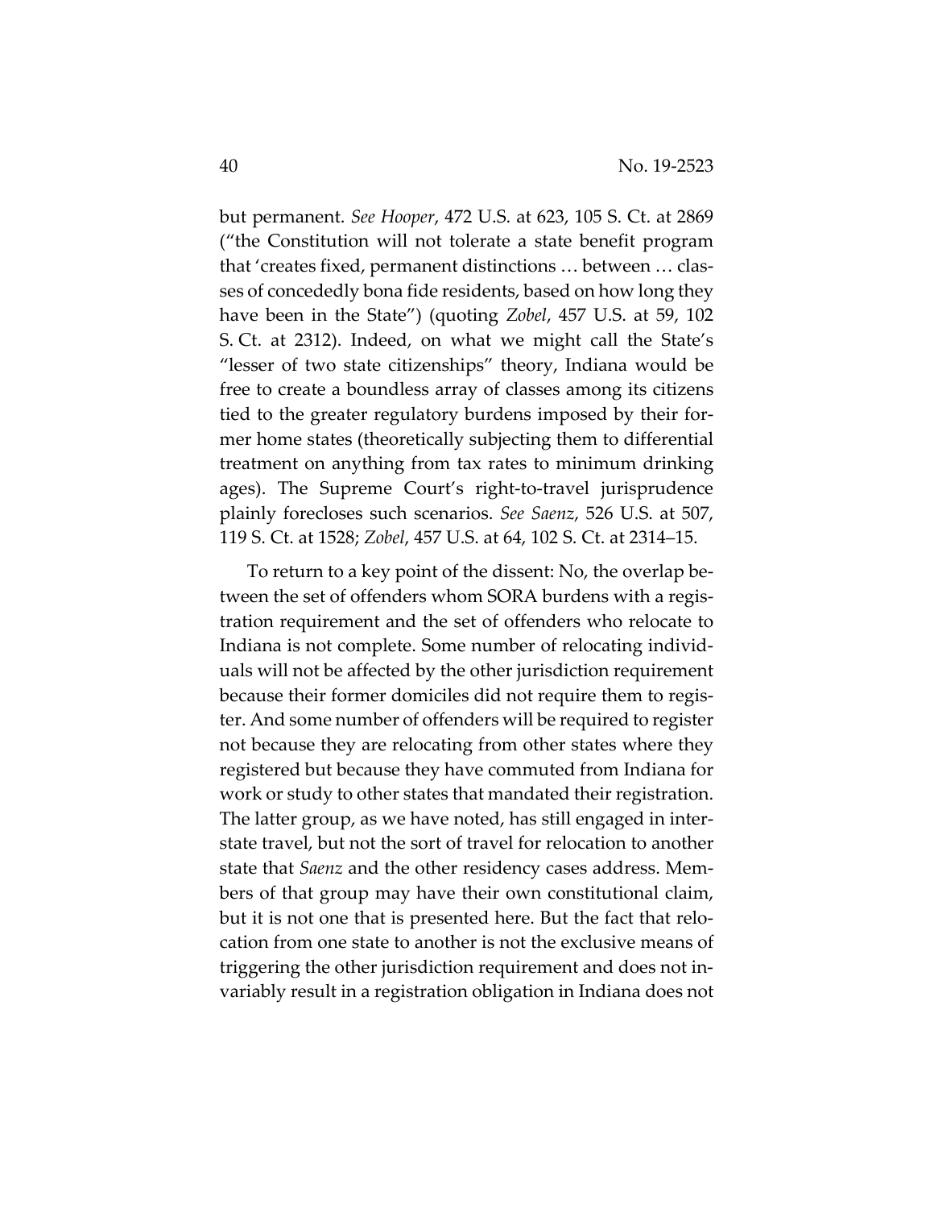but permanent. *See Hooper*, 472 U.S. at 623, 105 S. Ct. at 2869 ("the Constitution will not tolerate a state benefit program that 'creates fixed, permanent distinctions … between … classes of concededly bona fide residents, based on how long they have been in the State") (quoting *Zobel*, 457 U.S. at 59, 102 S. Ct. at 2312). Indeed, on what we might call the State's "lesser of two state citizenships" theory, Indiana would be free to create a boundless array of classes among its citizens tied to the greater regulatory burdens imposed by their former home states (theoretically subjecting them to differential treatment on anything from tax rates to minimum drinking ages). The Supreme Court's right-to-travel jurisprudence plainly forecloses such scenarios. *See Saenz*, 526 U.S. at 507, 119 S. Ct. at 1528; *Zobel*, 457 U.S. at 64, 102 S. Ct. at 2314–15.

To return to a key point of the dissent: No, the overlap between the set of offenders whom SORA burdens with a registration requirement and the set of offenders who relocate to Indiana is not complete. Some number of relocating individuals will not be affected by the other jurisdiction requirement because their former domiciles did not require them to register. And some number of offenders will be required to register not because they are relocating from other states where they registered but because they have commuted from Indiana for work or study to other states that mandated their registration. The latter group, as we have noted, has still engaged in interstate travel, but not the sort of travel for relocation to another state that *Saenz* and the other residency cases address. Members of that group may have their own constitutional claim, but it is not one that is presented here. But the fact that relocation from one state to another is not the exclusive means of triggering the other jurisdiction requirement and does not invariably result in a registration obligation in Indiana does not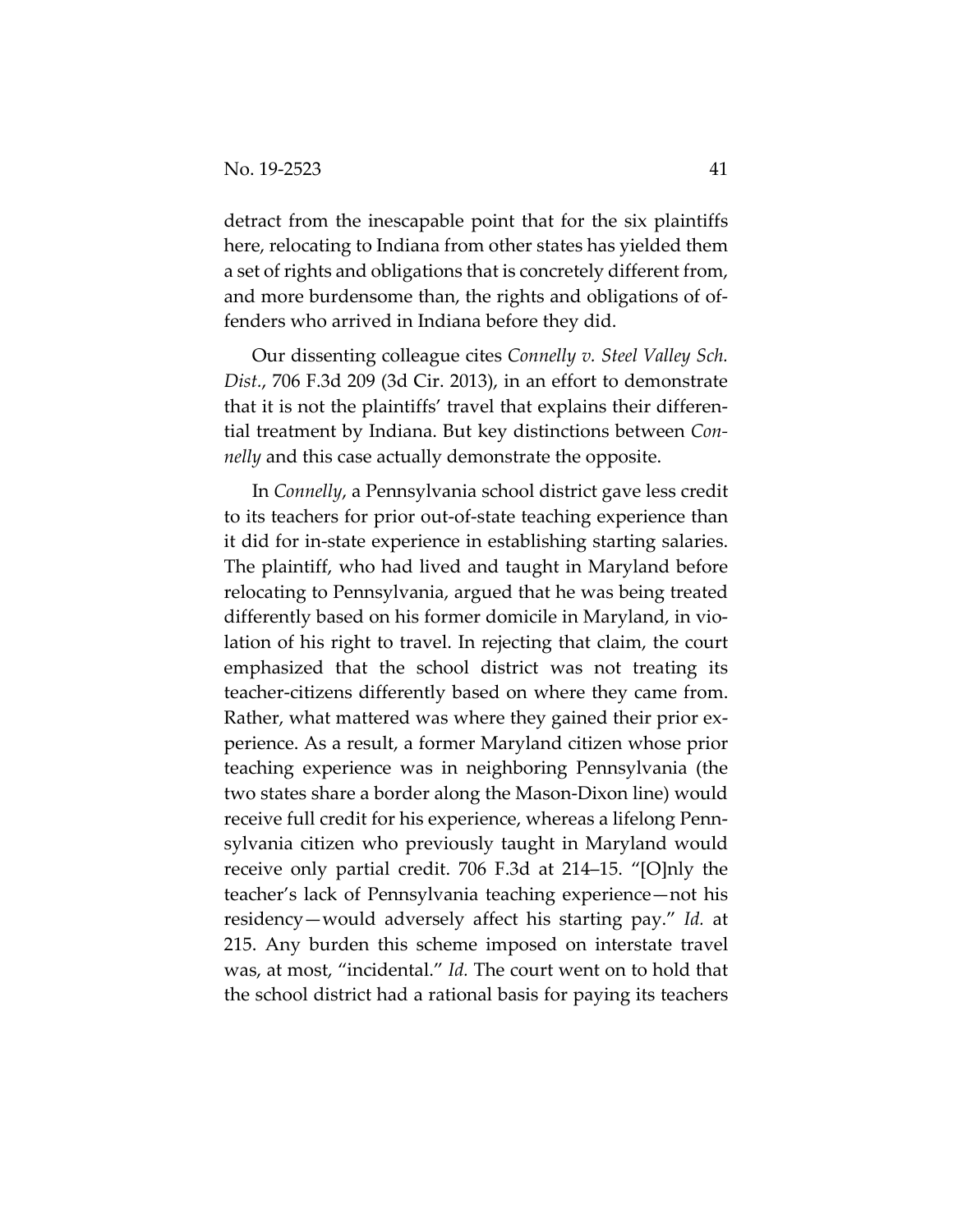detract from the inescapable point that for the six plaintiffs here, relocating to Indiana from other states has yielded them a set of rights and obligations that is concretely different from, and more burdensome than, the rights and obligations of offenders who arrived in Indiana before they did.

Our dissenting colleague cites *Connelly v. Steel Valley Sch. Dist.*, 706 F.3d 209 (3d Cir. 2013), in an effort to demonstrate that it is not the plaintiffs' travel that explains their differential treatment by Indiana. But key distinctions between *Connelly* and this case actually demonstrate the opposite.

In *Connelly*, a Pennsylvania school district gave less credit to its teachers for prior out-of-state teaching experience than it did for in-state experience in establishing starting salaries. The plaintiff, who had lived and taught in Maryland before relocating to Pennsylvania, argued that he was being treated differently based on his former domicile in Maryland, in violation of his right to travel. In rejecting that claim, the court emphasized that the school district was not treating its teacher-citizens differently based on where they came from. Rather, what mattered was where they gained their prior experience. As a result, a former Maryland citizen whose prior teaching experience was in neighboring Pennsylvania (the two states share a border along the Mason-Dixon line) would receive full credit for his experience, whereas a lifelong Pennsylvania citizen who previously taught in Maryland would receive only partial credit. 706 F.3d at 214–15. "[O]nly the teacher's lack of Pennsylvania teaching experience—not his residency—would adversely affect his starting pay." *Id.* at 215. Any burden this scheme imposed on interstate travel was, at most, "incidental." *Id.* The court went on to hold that the school district had a rational basis for paying its teachers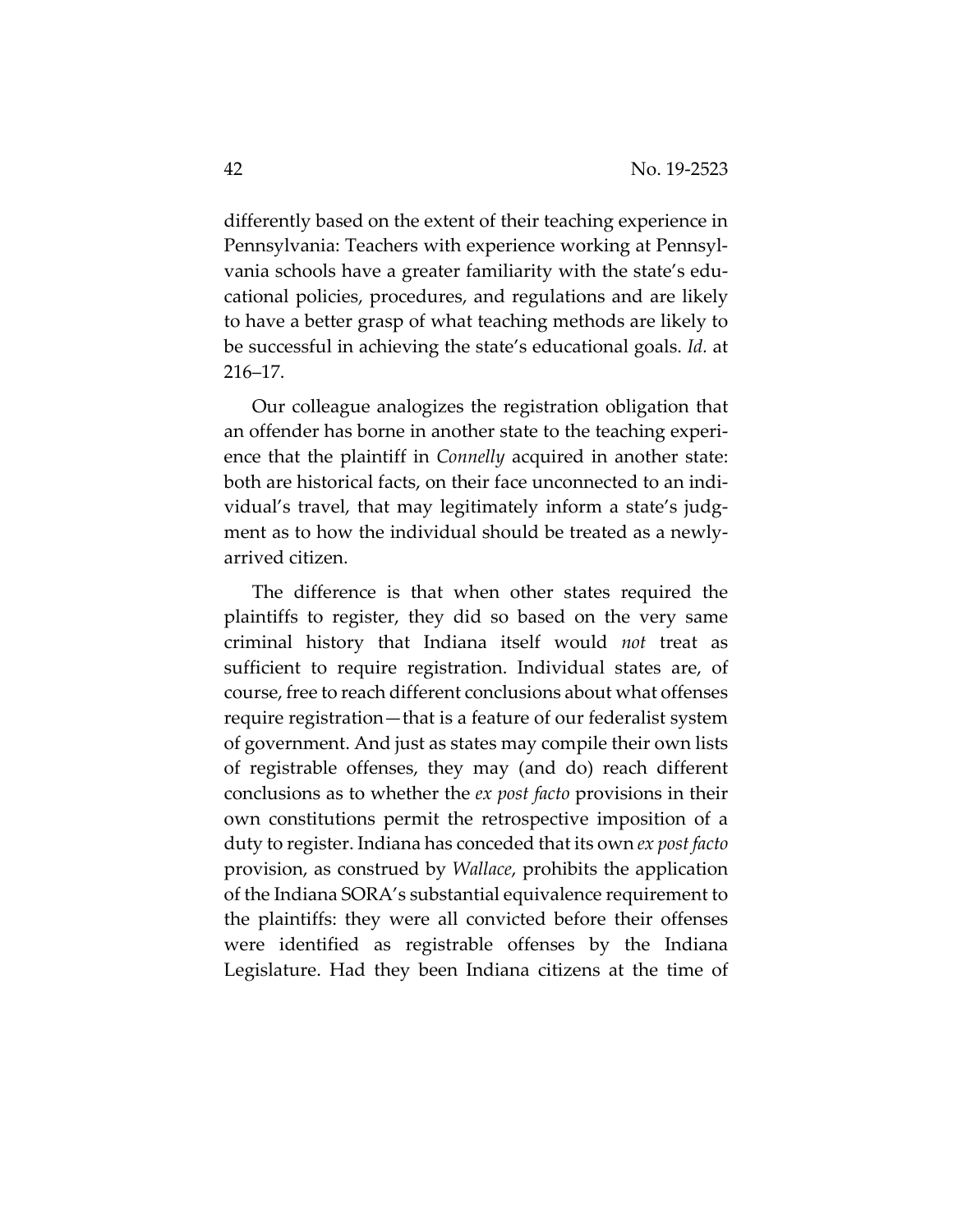differently based on the extent of their teaching experience in Pennsylvania: Teachers with experience working at Pennsylvania schools have a greater familiarity with the state's educational policies, procedures, and regulations and are likely to have a better grasp of what teaching methods are likely to be successful in achieving the state's educational goals. *Id.* at 216–17.

Our colleague analogizes the registration obligation that an offender has borne in another state to the teaching experience that the plaintiff in *Connelly* acquired in another state: both are historical facts, on their face unconnected to an individual's travel, that may legitimately inform a state's judgment as to how the individual should be treated as a newly-arrived citizen.

The difference is that when other states required the plaintiffs to register, they did so based on the very same criminal history that Indiana itself would *not* treat as sufficient to require registration. Individual states are, of course, free to reach different conclusions about what offenses require registration—that is a feature of our federalist system of government. And just as states may compile their own lists of registrable offenses, they may (and do) reach different conclusions as to whether the *ex post facto* provisions in their own constitutions permit the retrospective imposition of a duty to register. Indiana has conceded that its own *ex post facto* provision, as construed by *Wallace*, prohibits the application of the Indiana SORA's substantial equivalence requirement to the plaintiffs: they were all convicted before their offenses were identified as registrable offenses by the Indiana Legislature. Had they been Indiana citizens at the time of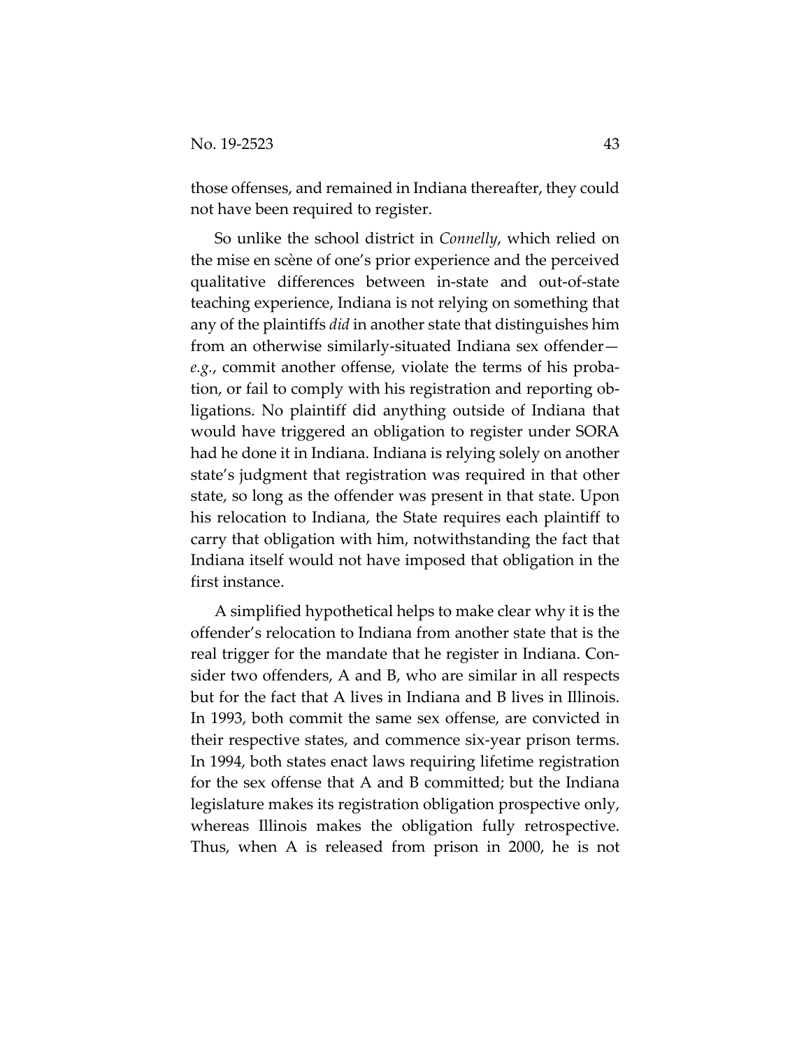those offenses, and remained in Indiana thereafter, they could not have been required to register.

So unlike the school district in *Connelly*, which relied on the mise en scène of one's prior experience and the perceived qualitative differences between in-state and out-of-state teaching experience, Indiana is not relying on something that any of the plaintiffs *did* in another state that distinguishes him from an otherwise similarly-situated Indiana sex offender—*e.g.*, commit another offense, violate the terms of his probation, or fail to comply with his registration and reporting obligations. No plaintiff did anything outside of Indiana that would have triggered an obligation to register under SORA had he done it in Indiana. Indiana is relying solely on another state's judgment that registration was required in that other state, so long as the offender was present in that state. Upon his relocation to Indiana, the State requires each plaintiff to carry that obligation with him, notwithstanding the fact that Indiana itself would not have imposed that obligation in the first instance.

A simplified hypothetical helps to make clear why it is the offender's relocation to Indiana from another state that is the real trigger for the mandate that he register in Indiana. Consider two offenders, A and B, who are similar in all respects but for the fact that A lives in Indiana and B lives in Illinois. In 1993, both commit the same sex offense, are convicted in their respective states, and commence six-year prison terms. In 1994, both states enact laws requiring lifetime registration for the sex offense that A and B committed; but the Indiana legislature makes its registration obligation prospective only, whereas Illinois makes the obligation fully retrospective. Thus, when A is released from prison in 2000, he is not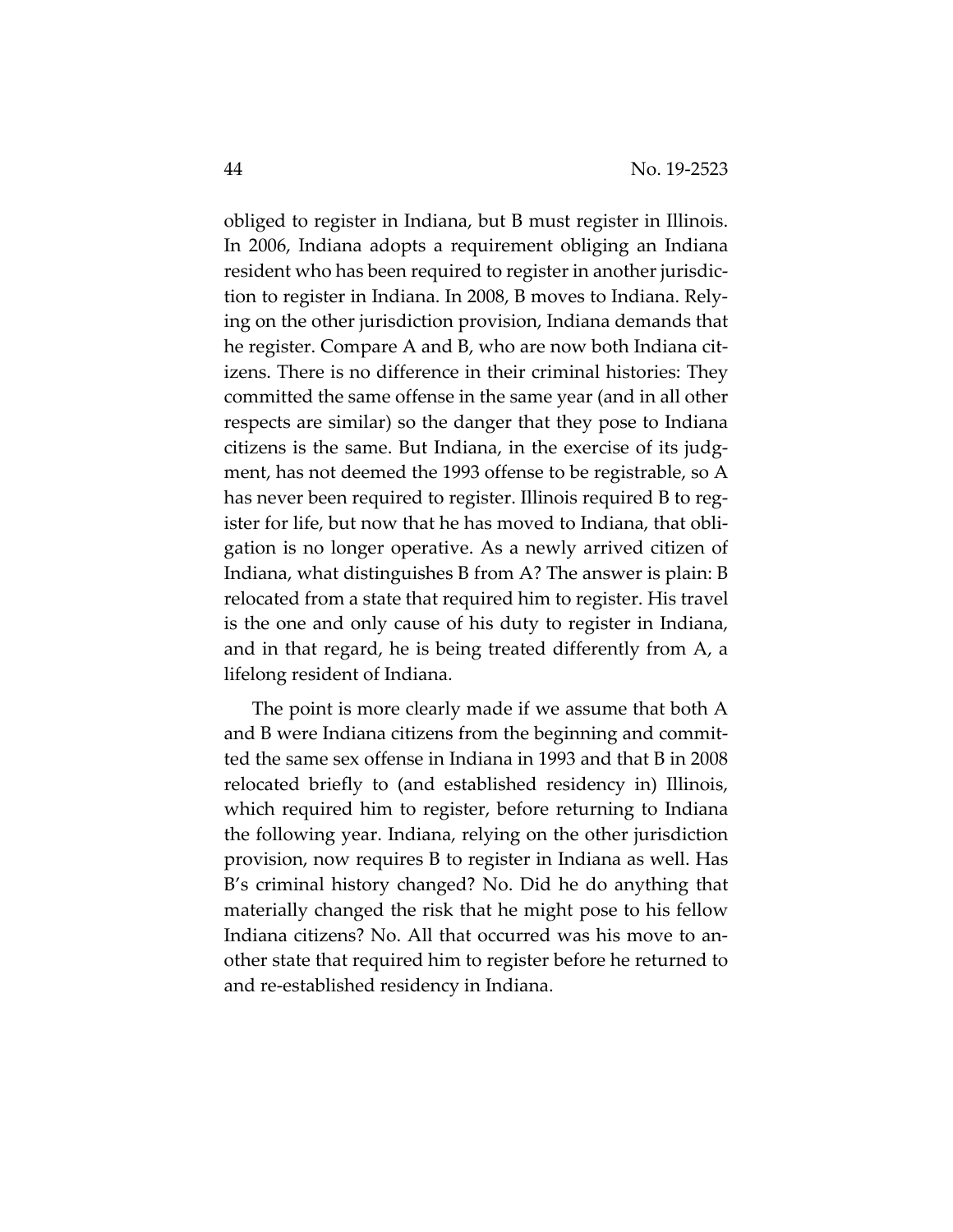obliged to register in Indiana, but B must register in Illinois. In 2006, Indiana adopts a requirement obliging an Indiana resident who has been required to register in another jurisdiction to register in Indiana. In 2008, B moves to Indiana. Relying on the other jurisdiction provision, Indiana demands that he register. Compare A and B, who are now both Indiana citizens. There is no difference in their criminal histories: They committed the same offense in the same year (and in all other respects are similar) so the danger that they pose to Indiana citizens is the same. But Indiana, in the exercise of its judgment, has not deemed the 1993 offense to be registrable, so A has never been required to register. Illinois required B to register for life, but now that he has moved to Indiana, that obligation is no longer operative. As a newly arrived citizen of Indiana, what distinguishes B from A? The answer is plain: B relocated from a state that required him to register. His travel is the one and only cause of his duty to register in Indiana, and in that regard, he is being treated differently from A, a lifelong resident of Indiana.

The point is more clearly made if we assume that both A and B were Indiana citizens from the beginning and committed the same sex offense in Indiana in 1993 and that B in 2008 relocated briefly to (and established residency in) Illinois, which required him to register, before returning to Indiana the following year. Indiana, relying on the other jurisdiction provision, now requires B to register in Indiana as well. Has B's criminal history changed? No. Did he do anything that materially changed the risk that he might pose to his fellow Indiana citizens? No. All that occurred was his move to another state that required him to register before he returned to and re-established residency in Indiana.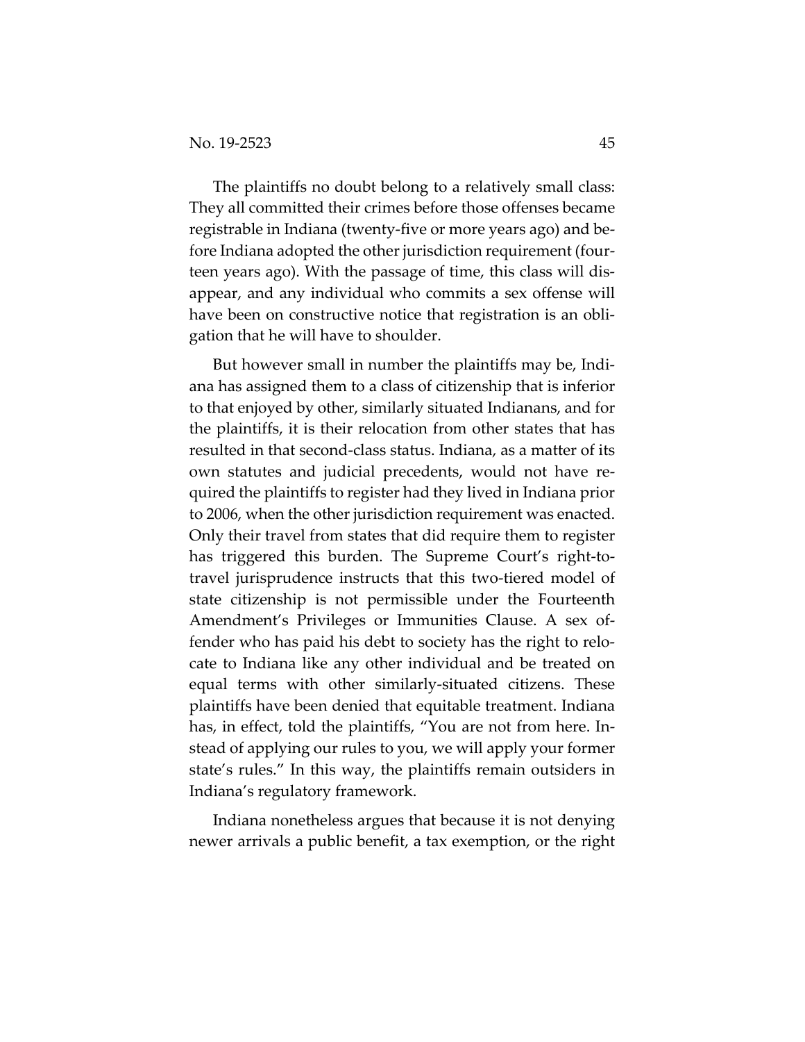The plaintiffs no doubt belong to a relatively small class: They all committed their crimes before those offenses became registrable in Indiana (twenty-five or more years ago) and before Indiana adopted the other jurisdiction requirement (fourteen years ago). With the passage of time, this class will disappear, and any individual who commits a sex offense will have been on constructive notice that registration is an obligation that he will have to shoulder.

But however small in number the plaintiffs may be, Indiana has assigned them to a class of citizenship that is inferior to that enjoyed by other, similarly situated Indianans, and for the plaintiffs, it is their relocation from other states that has resulted in that second-class status. Indiana, as a matter of its own statutes and judicial precedents, would not have required the plaintiffs to register had they lived in Indiana prior to 2006, when the other jurisdiction requirement was enacted. Only their travel from states that did require them to register has triggered this burden. The Supreme Court's right-to-travel jurisprudence instructs that this two-tiered model of state citizenship is not permissible under the Fourteenth Amendment's Privileges or Immunities Clause. A sex offender who has paid his debt to society has the right to relocate to Indiana like any other individual and be treated on equal terms with other similarly-situated citizens. These plaintiffs have been denied that equitable treatment. Indiana has, in effect, told the plaintiffs, "You are not from here. Instead of applying our rules to you, we will apply your former state's rules." In this way, the plaintiffs remain outsiders in Indiana's regulatory framework.

Indiana nonetheless argues that because it is not denying newer arrivals a public benefit, a tax exemption, or the right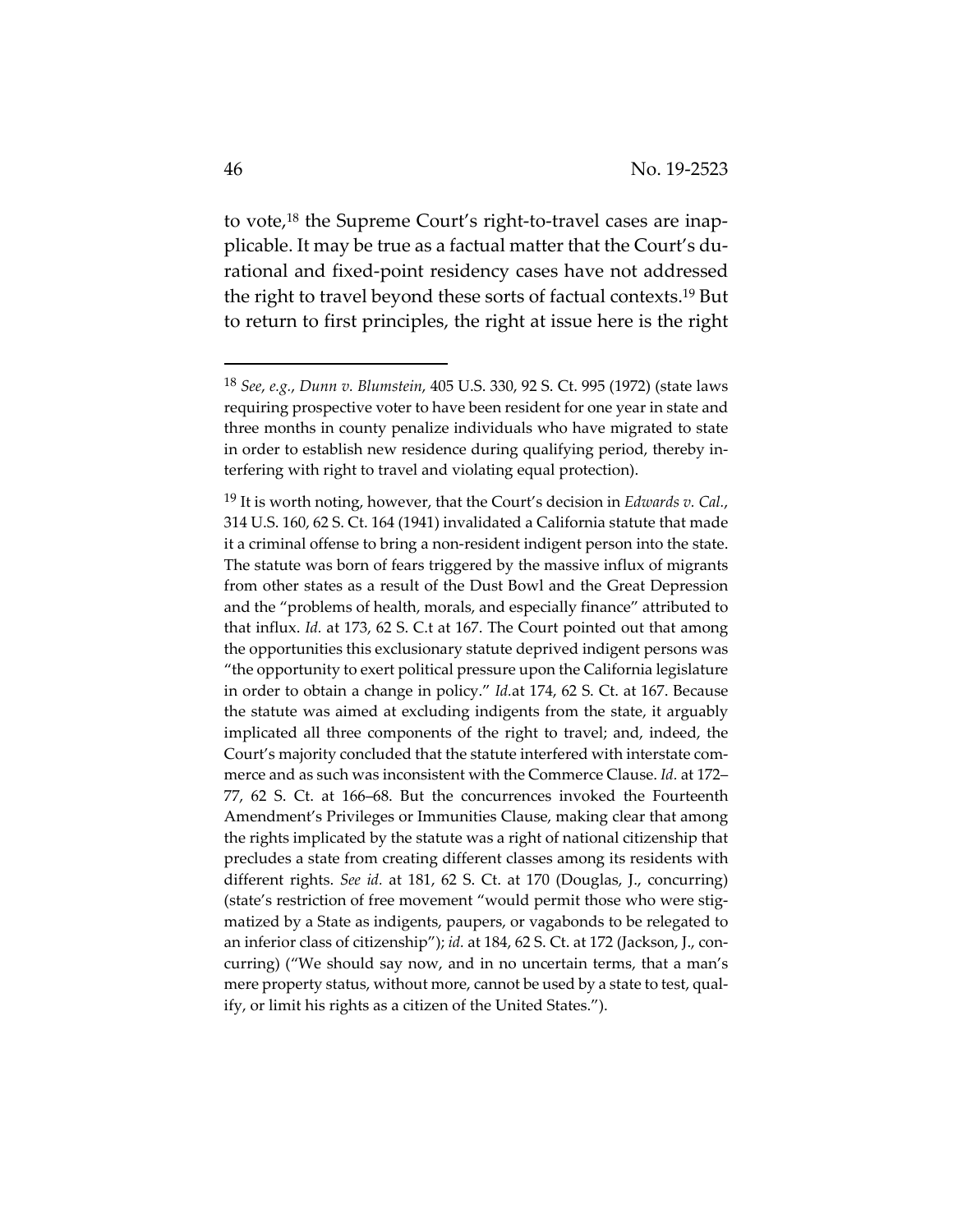to vote,[18] the Supreme Court's right-to-travel cases are inapplicable. It may be true as a factual matter that the Court's durational and fixed-point residency cases have not addressed the right to travel beyond these sorts of factual contexts.[19] But to return to first principles, the right at issue here is the right

---

[18] *See, e.g.*, *Dunn v. Blumstein*, 405 U.S. 330, 92 S. Ct. 995 (1972) (state laws requiring prospective voter to have been resident for one year in state and three months in county penalize individuals who have migrated to state in order to establish new residence during qualifying period, thereby interfering with right to travel and violating equal protection).

[19] It is worth noting, however, that the Court's decision in *Edwards v. Cal.*, 314 U.S. 160, 62 S. Ct. 164 (1941) invalidated a California statute that made it a criminal offense to bring a non-resident indigent person into the state. The statute was born of fears triggered by the massive influx of migrants from other states as a result of the Dust Bowl and the Great Depression and the "problems of health, morals, and especially finance" attributed to that influx. *Id.* at 173, 62 S. C.t at 167. The Court pointed out that among the opportunities this exclusionary statute deprived indigent persons was "the opportunity to exert political pressure upon the California legislature in order to obtain a change in policy." *Id.*at 174, 62 S. Ct. at 167. Because the statute was aimed at excluding indigents from the state, it arguably implicated all three components of the right to travel; and, indeed, the Court's majority concluded that the statute interfered with interstate commerce and as such was inconsistent with the Commerce Clause. *Id.* at 172–77, 62 S. Ct. at 166–68. But the concurrences invoked the Fourteenth Amendment's Privileges or Immunities Clause, making clear that among the rights implicated by the statute was a right of national citizenship that precludes a state from creating different classes among its residents with different rights. *See id.* at 181, 62 S. Ct. at 170 (Douglas, J., concurring) (state's restriction of free movement "would permit those who were stigmatized by a State as indigents, paupers, or vagabonds to be relegated to an inferior class of citizenship"); *id.* at 184, 62 S. Ct. at 172 (Jackson, J., concurring) ("We should say now, and in no uncertain terms, that a man's mere property status, without more, cannot be used by a state to test, qualify, or limit his rights as a citizen of the United States.").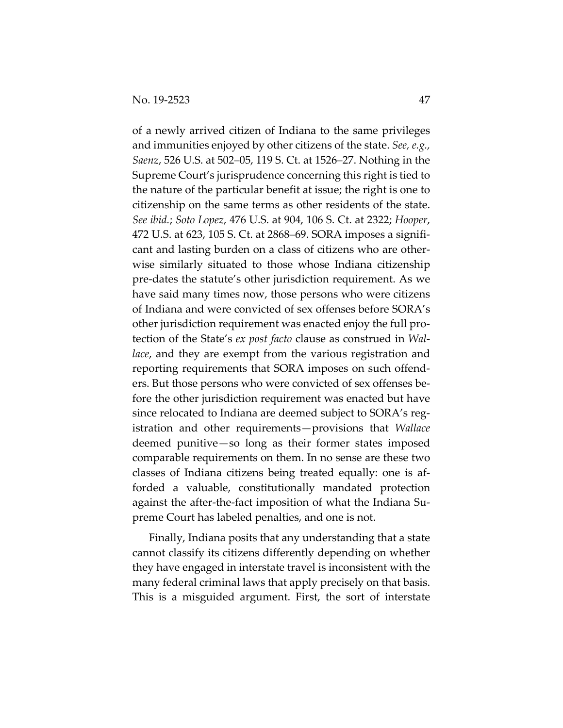of a newly arrived citizen of Indiana to the same privileges and immunities enjoyed by other citizens of the state. *See, e.g., Saenz*, 526 U.S. at 502–05, 119 S. Ct. at 1526–27. Nothing in the Supreme Court's jurisprudence concerning this right is tied to the nature of the particular benefit at issue; the right is one to citizenship on the same terms as other residents of the state. *See ibid.*; *Soto Lopez*, 476 U.S. at 904, 106 S. Ct. at 2322; *Hooper*, 472 U.S. at 623, 105 S. Ct. at 2868–69. SORA imposes a significant and lasting burden on a class of citizens who are otherwise similarly situated to those whose Indiana citizenship pre-dates the statute's other jurisdiction requirement. As we have said many times now, those persons who were citizens of Indiana and were convicted of sex offenses before SORA's other jurisdiction requirement was enacted enjoy the full protection of the State's *ex post facto* clause as construed in *Wallace*, and they are exempt from the various registration and reporting requirements that SORA imposes on such offenders. But those persons who were convicted of sex offenses before the other jurisdiction requirement was enacted but have since relocated to Indiana are deemed subject to SORA's registration and other requirements—provisions that *Wallace* deemed punitive—so long as their former states imposed comparable requirements on them. In no sense are these two classes of Indiana citizens being treated equally: one is afforded a valuable, constitutionally mandated protection against the after-the-fact imposition of what the Indiana Supreme Court has labeled penalties, and one is not.

Finally, Indiana posits that any understanding that a state cannot classify its citizens differently depending on whether they have engaged in interstate travel is inconsistent with the many federal criminal laws that apply precisely on that basis. This is a misguided argument. First, the sort of interstate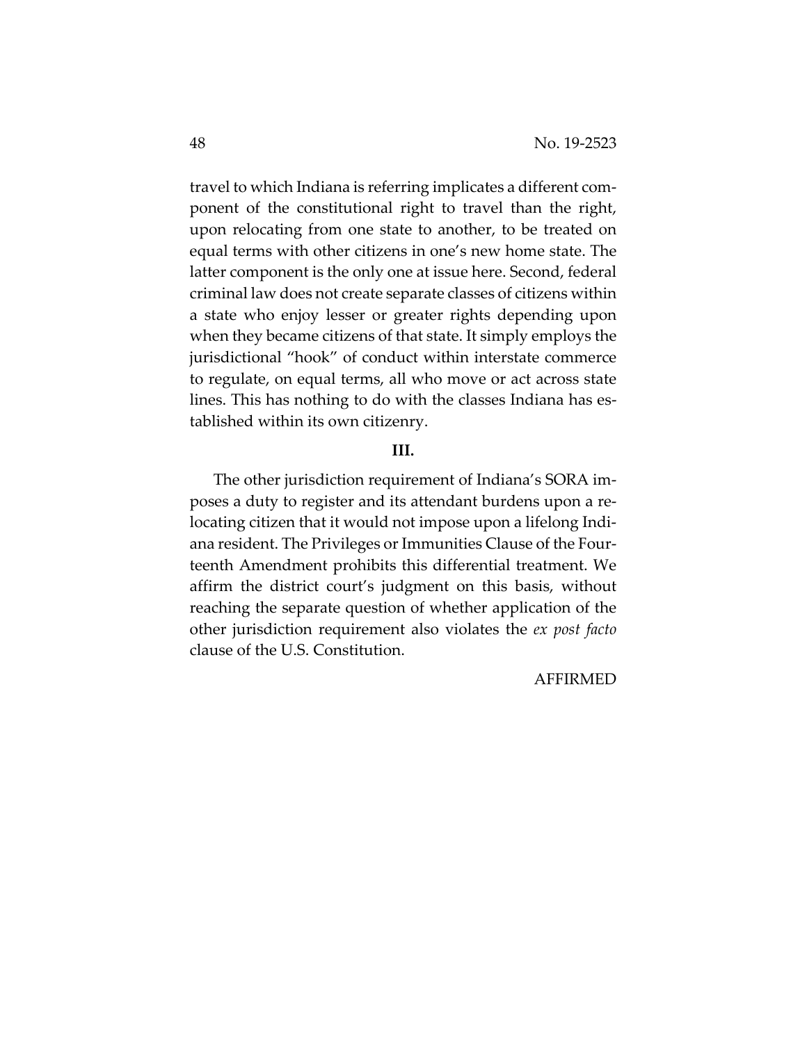travel to which Indiana is referring implicates a different component of the constitutional right to travel than the right, upon relocating from one state to another, to be treated on equal terms with other citizens in one's new home state. The latter component is the only one at issue here. Second, federal criminal law does not create separate classes of citizens within a state who enjoy lesser or greater rights depending upon when they became citizens of that state. It simply employs the jurisdictional "hook" of conduct within interstate commerce to regulate, on equal terms, all who move or act across state lines. This has nothing to do with the classes Indiana has established within its own citizenry.

**III.**

The other jurisdiction requirement of Indiana's SORA imposes a duty to register and its attendant burdens upon a relocating citizen that it would not impose upon a lifelong Indiana resident. The Privileges or Immunities Clause of the Fourteenth Amendment prohibits this differential treatment. We affirm the district court's judgment on this basis, without reaching the separate question of whether application of the other jurisdiction requirement also violates the *ex post facto* clause of the U.S. Constitution.

AFFIRMED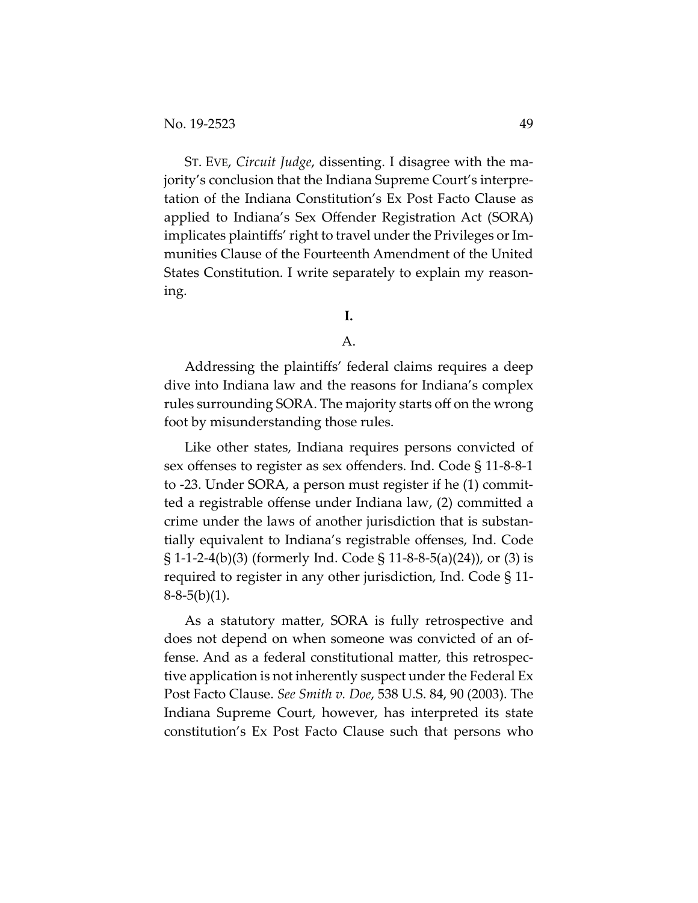ST. EVE, *Circuit Judge*, dissenting. I disagree with the majority's conclusion that the Indiana Supreme Court's interpretation of the Indiana Constitution's Ex Post Facto Clause as applied to Indiana's Sex Offender Registration Act (SORA) implicates plaintiffs' right to travel under the Privileges or Immunities Clause of the Fourteenth Amendment of the United States Constitution. I write separately to explain my reasoning.

**I.**

A.

Addressing the plaintiffs' federal claims requires a deep dive into Indiana law and the reasons for Indiana's complex rules surrounding SORA. The majority starts off on the wrong foot by misunderstanding those rules.

Like other states, Indiana requires persons convicted of sex offenses to register as sex offenders. Ind. Code § 11-8-8-1 to -23. Under SORA, a person must register if he (1) committed a registrable offense under Indiana law, (2) committed a crime under the laws of another jurisdiction that is substantially equivalent to Indiana's registrable offenses, Ind. Code § 1-1-2-4(b)(3) (formerly Ind. Code § 11-8-8-5(a)(24)), or (3) is required to register in any other jurisdiction, Ind. Code § 11-8-8-5(b)(1).

As a statutory matter, SORA is fully retrospective and does not depend on when someone was convicted of an offense. And as a federal constitutional matter, this retrospective application is not inherently suspect under the Federal Ex Post Facto Clause. *See Smith v. Doe*, 538 U.S. 84, 90 (2003). The Indiana Supreme Court, however, has interpreted its state constitution's Ex Post Facto Clause such that persons who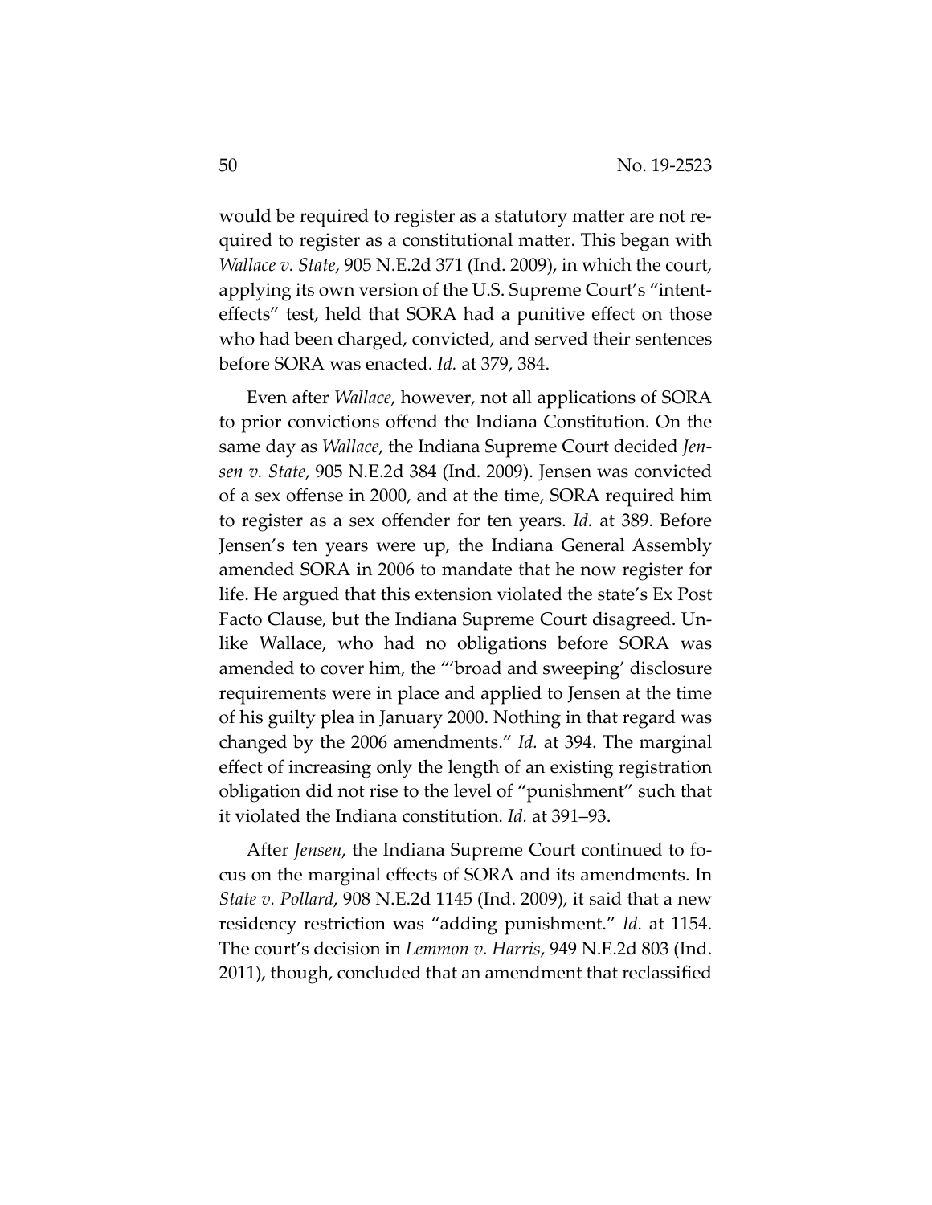would be required to register as a statutory matter are not required to register as a constitutional matter. This began with *Wallace v. State*, 905 N.E.2d 371 (Ind. 2009), in which the court, applying its own version of the U.S. Supreme Court's "intent-effects" test, held that SORA had a punitive effect on those who had been charged, convicted, and served their sentences before SORA was enacted. *Id.* at 379, 384.

Even after *Wallace*, however, not all applications of SORA to prior convictions offend the Indiana Constitution. On the same day as *Wallace*, the Indiana Supreme Court decided *Jensen v. State*, 905 N.E.2d 384 (Ind. 2009). Jensen was convicted of a sex offense in 2000, and at the time, SORA required him to register as a sex offender for ten years. *Id.* at 389. Before Jensen's ten years were up, the Indiana General Assembly amended SORA in 2006 to mandate that he now register for life. He argued that this extension violated the state's Ex Post Facto Clause, but the Indiana Supreme Court disagreed. Unlike Wallace, who had no obligations before SORA was amended to cover him, the "'broad and sweeping' disclosure requirements were in place and applied to Jensen at the time of his guilty plea in January 2000. Nothing in that regard was changed by the 2006 amendments." *Id.* at 394. The marginal effect of increasing only the length of an existing registration obligation did not rise to the level of "punishment" such that it violated the Indiana constitution. *Id.* at 391–93.

After *Jensen*, the Indiana Supreme Court continued to focus on the marginal effects of SORA and its amendments. In *State v. Pollard*, 908 N.E.2d 1145 (Ind. 2009), it said that a new residency restriction was "adding punishment." *Id.* at 1154. The court's decision in *Lemmon v. Harris*, 949 N.E.2d 803 (Ind. 2011), though, concluded that an amendment that reclassified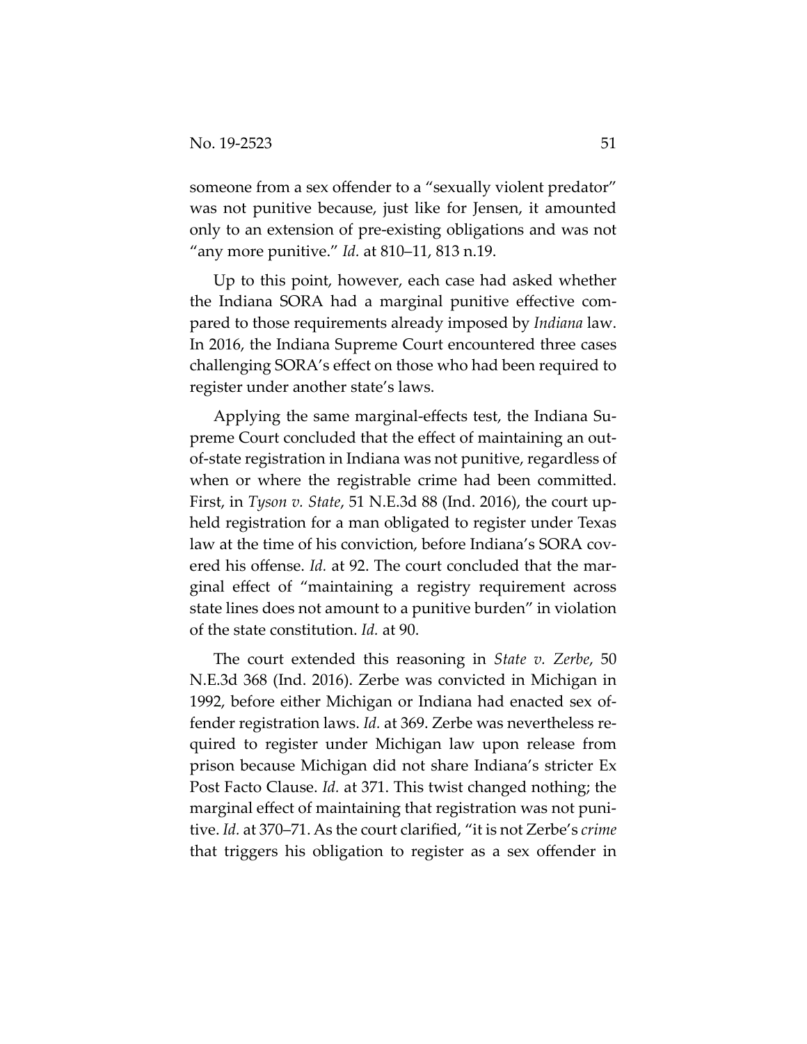someone from a sex offender to a "sexually violent predator" was not punitive because, just like for Jensen, it amounted only to an extension of pre-existing obligations and was not "any more punitive." *Id.* at 810–11, 813 n.19.

Up to this point, however, each case had asked whether the Indiana SORA had a marginal punitive effective compared to those requirements already imposed by *Indiana* law. In 2016, the Indiana Supreme Court encountered three cases challenging SORA's effect on those who had been required to register under another state's laws.

Applying the same marginal-effects test, the Indiana Supreme Court concluded that the effect of maintaining an out-of-state registration in Indiana was not punitive, regardless of when or where the registrable crime had been committed. First, in *Tyson v. State*, 51 N.E.3d 88 (Ind. 2016), the court upheld registration for a man obligated to register under Texas law at the time of his conviction, before Indiana's SORA covered his offense. *Id.* at 92. The court concluded that the marginal effect of "maintaining a registry requirement across state lines does not amount to a punitive burden" in violation of the state constitution. *Id.* at 90.

The court extended this reasoning in *State v. Zerbe*, 50 N.E.3d 368 (Ind. 2016). Zerbe was convicted in Michigan in 1992, before either Michigan or Indiana had enacted sex offender registration laws. *Id.* at 369. Zerbe was nevertheless required to register under Michigan law upon release from prison because Michigan did not share Indiana's stricter Ex Post Facto Clause. *Id.* at 371. This twist changed nothing; the marginal effect of maintaining that registration was not punitive. *Id.* at 370–71. As the court clarified, "it is not Zerbe's *crime* that triggers his obligation to register as a sex offender in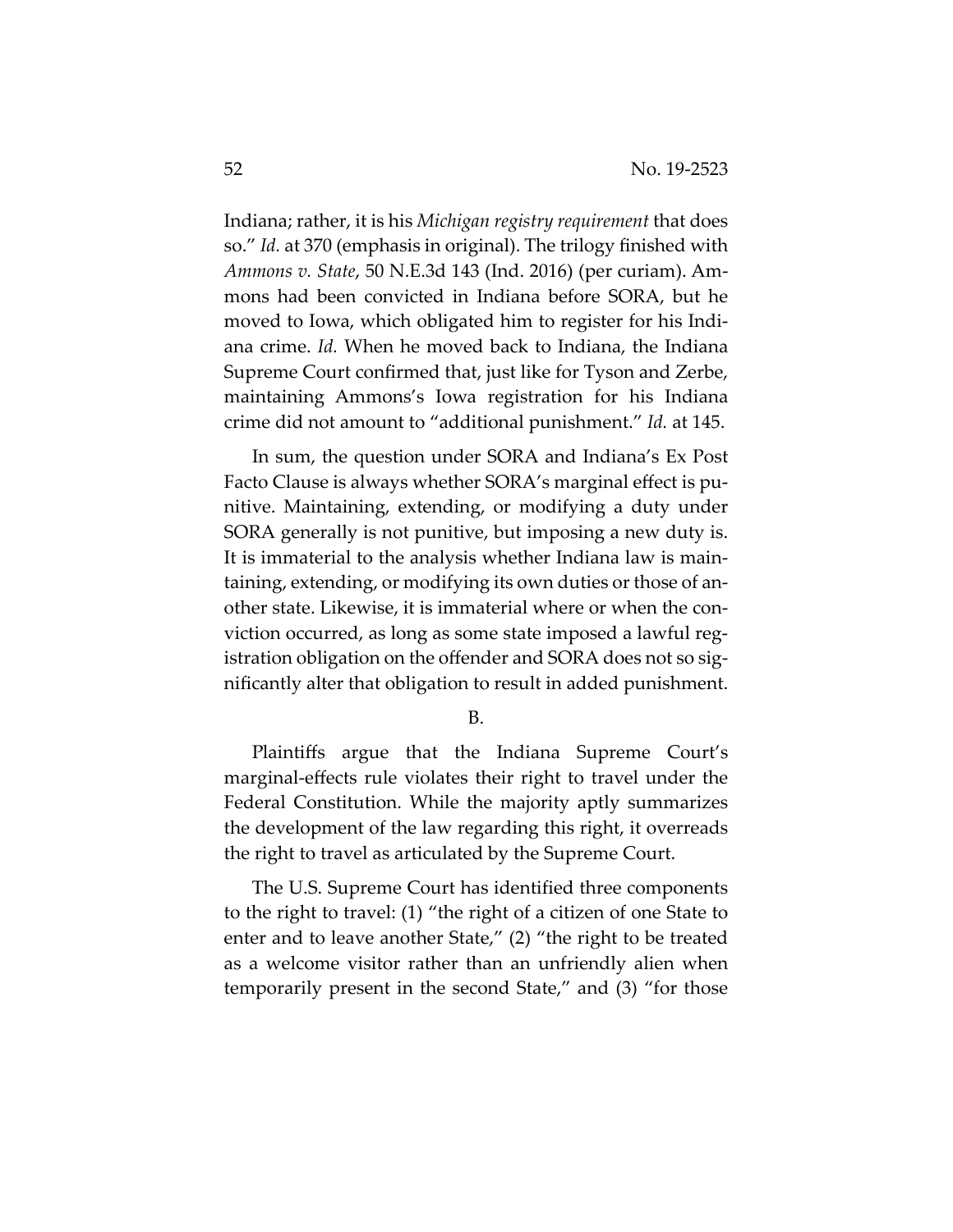Indiana; rather, it is his *Michigan registry requirement* that does so." *Id.* at 370 (emphasis in original). The trilogy finished with *Ammons v. State*, 50 N.E.3d 143 (Ind. 2016) (per curiam). Ammons had been convicted in Indiana before SORA, but he moved to Iowa, which obligated him to register for his Indiana crime. *Id.* When he moved back to Indiana, the Indiana Supreme Court confirmed that, just like for Tyson and Zerbe, maintaining Ammons's Iowa registration for his Indiana crime did not amount to "additional punishment." *Id.* at 145.

In sum, the question under SORA and Indiana's Ex Post Facto Clause is always whether SORA's marginal effect is punitive. Maintaining, extending, or modifying a duty under SORA generally is not punitive, but imposing a new duty is. It is immaterial to the analysis whether Indiana law is maintaining, extending, or modifying its own duties or those of another state. Likewise, it is immaterial where or when the conviction occurred, as long as some state imposed a lawful registration obligation on the offender and SORA does not so significantly alter that obligation to result in added punishment.

B.

Plaintiffs argue that the Indiana Supreme Court's marginal-effects rule violates their right to travel under the Federal Constitution. While the majority aptly summarizes the development of the law regarding this right, it overreads the right to travel as articulated by the Supreme Court.

The U.S. Supreme Court has identified three components to the right to travel: (1) "the right of a citizen of one State to enter and to leave another State," (2) "the right to be treated as a welcome visitor rather than an unfriendly alien when temporarily present in the second State," and (3) "for those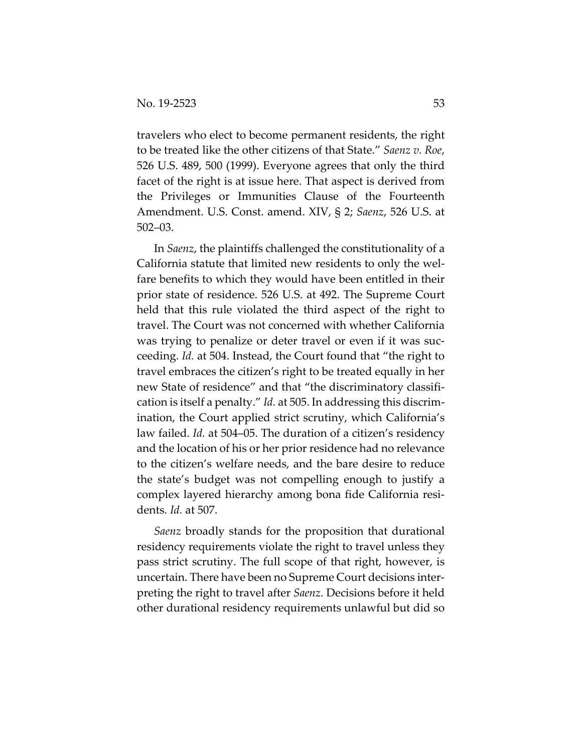travelers who elect to become permanent residents, the right to be treated like the other citizens of that State." *Saenz v. Roe*, 526 U.S. 489, 500 (1999). Everyone agrees that only the third facet of the right is at issue here. That aspect is derived from the Privileges or Immunities Clause of the Fourteenth Amendment. U.S. Const. amend. XIV, § 2; *Saenz*, 526 U.S. at 502–03.

In *Saenz*, the plaintiffs challenged the constitutionality of a California statute that limited new residents to only the welfare benefits to which they would have been entitled in their prior state of residence. 526 U.S. at 492. The Supreme Court held that this rule violated the third aspect of the right to travel. The Court was not concerned with whether California was trying to penalize or deter travel or even if it was succeeding. *Id.* at 504. Instead, the Court found that "the right to travel embraces the citizen's right to be treated equally in her new State of residence" and that "the discriminatory classification is itself a penalty." *Id.* at 505. In addressing this discrimination, the Court applied strict scrutiny, which California's law failed. *Id.* at 504–05. The duration of a citizen's residency and the location of his or her prior residence had no relevance to the citizen's welfare needs, and the bare desire to reduce the state's budget was not compelling enough to justify a complex layered hierarchy among bona fide California residents. *Id.* at 507.

*Saenz* broadly stands for the proposition that durational residency requirements violate the right to travel unless they pass strict scrutiny. The full scope of that right, however, is uncertain. There have been no Supreme Court decisions interpreting the right to travel after *Saenz*. Decisions before it held other durational residency requirements unlawful but did so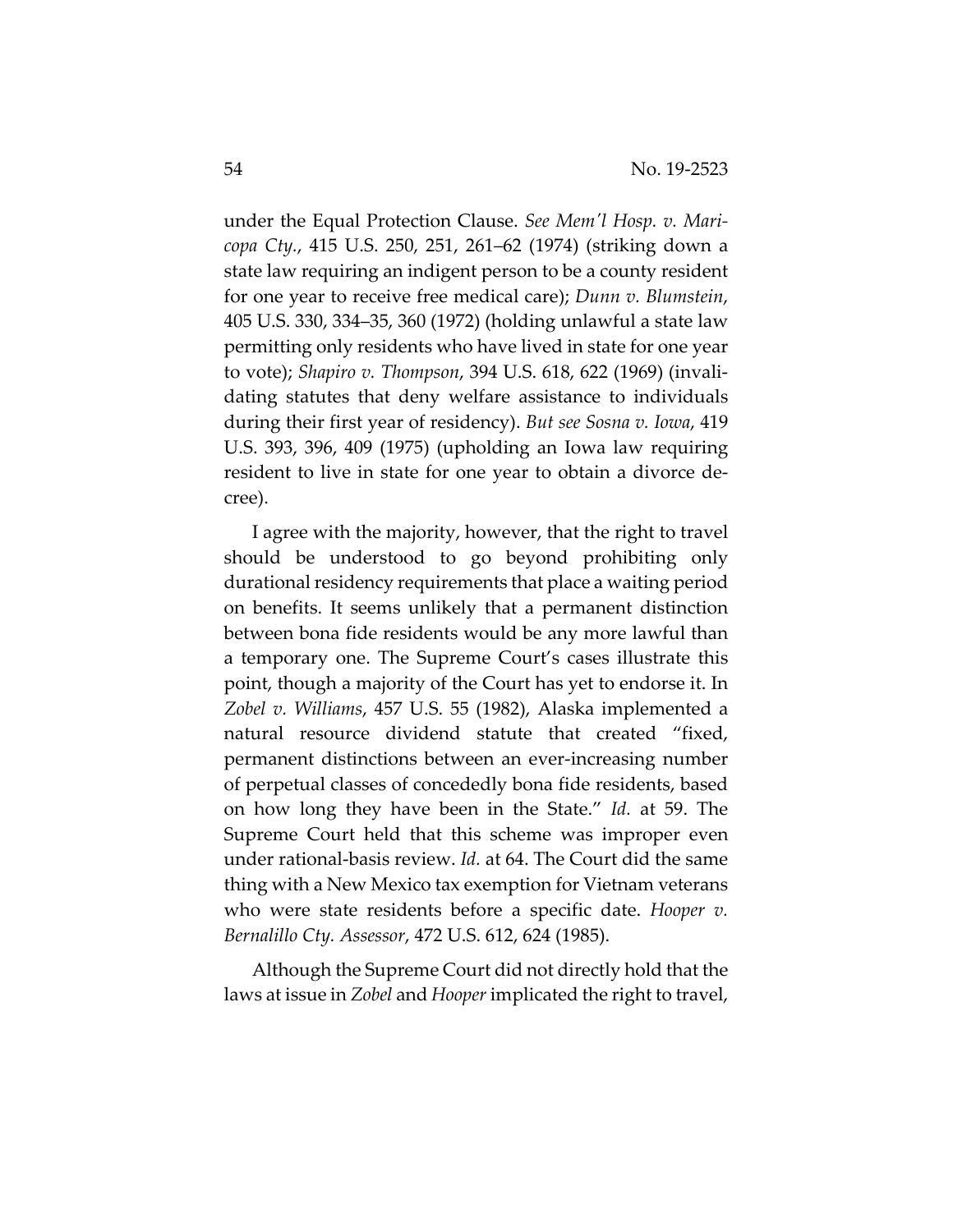under the Equal Protection Clause. *See Mem'l Hosp. v. Maricopa Cty.*, 415 U.S. 250, 251, 261–62 (1974) (striking down a state law requiring an indigent person to be a county resident for one year to receive free medical care); *Dunn v. Blumstein*, 405 U.S. 330, 334–35, 360 (1972) (holding unlawful a state law permitting only residents who have lived in state for one year to vote); *Shapiro v. Thompson*, 394 U.S. 618, 622 (1969) (invalidating statutes that deny welfare assistance to individuals during their first year of residency). *But see Sosna v. Iowa*, 419 U.S. 393, 396, 409 (1975) (upholding an Iowa law requiring resident to live in state for one year to obtain a divorce decree).

I agree with the majority, however, that the right to travel should be understood to go beyond prohibiting only durational residency requirements that place a waiting period on benefits. It seems unlikely that a permanent distinction between bona fide residents would be any more lawful than a temporary one. The Supreme Court's cases illustrate this point, though a majority of the Court has yet to endorse it. In *Zobel v. Williams*, 457 U.S. 55 (1982), Alaska implemented a natural resource dividend statute that created "fixed, permanent distinctions between an ever-increasing number of perpetual classes of concededly bona fide residents, based on how long they have been in the State." *Id.* at 59. The Supreme Court held that this scheme was improper even under rational-basis review. *Id.* at 64. The Court did the same thing with a New Mexico tax exemption for Vietnam veterans who were state residents before a specific date. *Hooper v. Bernalillo Cty. Assessor*, 472 U.S. 612, 624 (1985).

Although the Supreme Court did not directly hold that the laws at issue in *Zobel* and *Hooper* implicated the right to travel,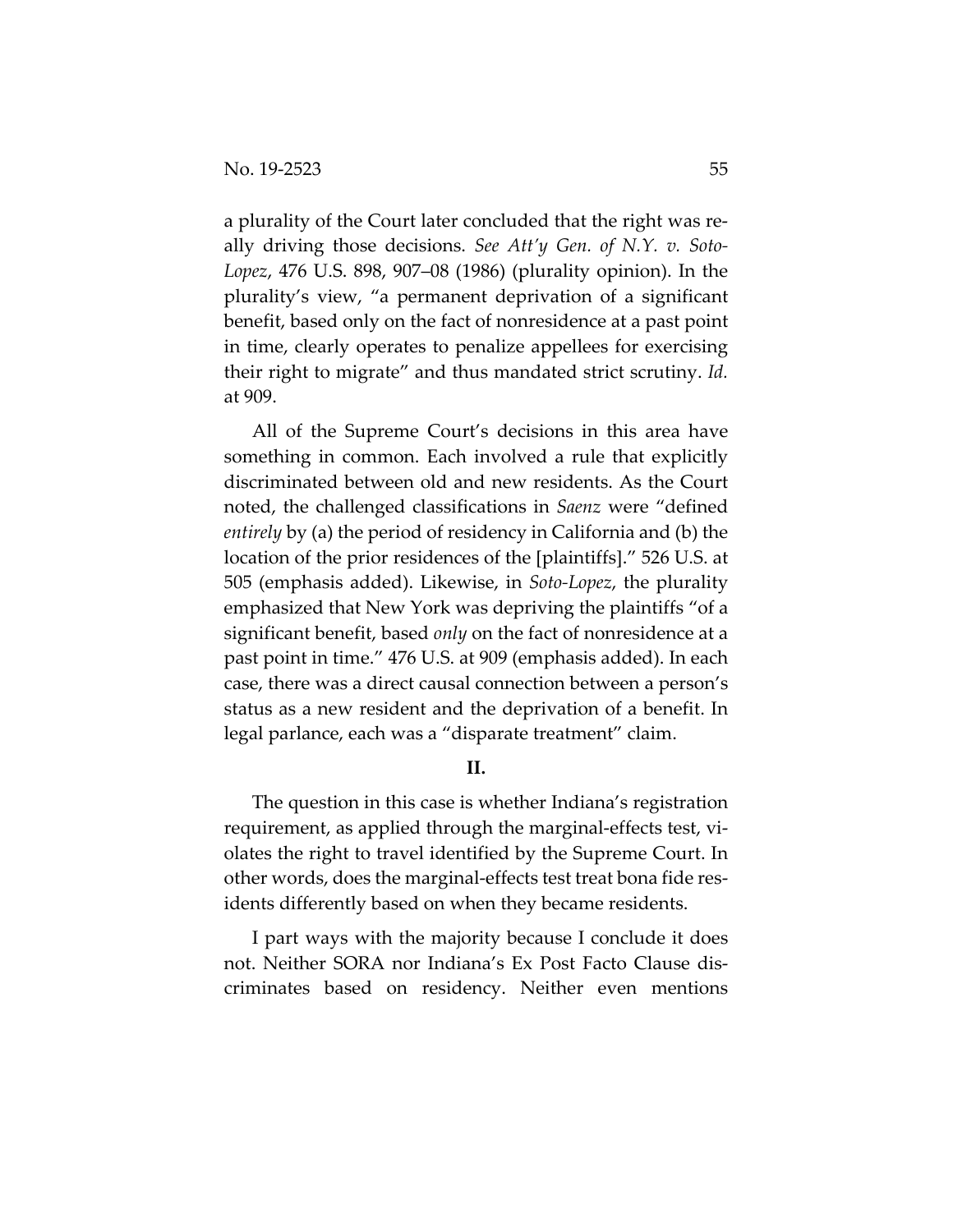a plurality of the Court later concluded that the right was really driving those decisions. *See Att'y Gen. of N.Y. v. Soto-Lopez*, 476 U.S. 898, 907–08 (1986) (plurality opinion). In the plurality's view, "a permanent deprivation of a significant benefit, based only on the fact of nonresidence at a past point in time, clearly operates to penalize appellees for exercising their right to migrate" and thus mandated strict scrutiny. *Id.* at 909.

All of the Supreme Court's decisions in this area have something in common. Each involved a rule that explicitly discriminated between old and new residents. As the Court noted, the challenged classifications in *Saenz* were "defined *entirely* by (a) the period of residency in California and (b) the location of the prior residences of the [plaintiffs]." 526 U.S. at 505 (emphasis added). Likewise, in *Soto-Lopez*, the plurality emphasized that New York was depriving the plaintiffs "of a significant benefit, based *only* on the fact of nonresidence at a past point in time." 476 U.S. at 909 (emphasis added). In each case, there was a direct causal connection between a person's status as a new resident and the deprivation of a benefit. In legal parlance, each was a "disparate treatment" claim.

## II.

The question in this case is whether Indiana's registration requirement, as applied through the marginal-effects test, violates the right to travel identified by the Supreme Court. In other words, does the marginal-effects test treat bona fide residents differently based on when they became residents.

I part ways with the majority because I conclude it does not. Neither SORA nor Indiana's Ex Post Facto Clause discriminates based on residency. Neither even mentions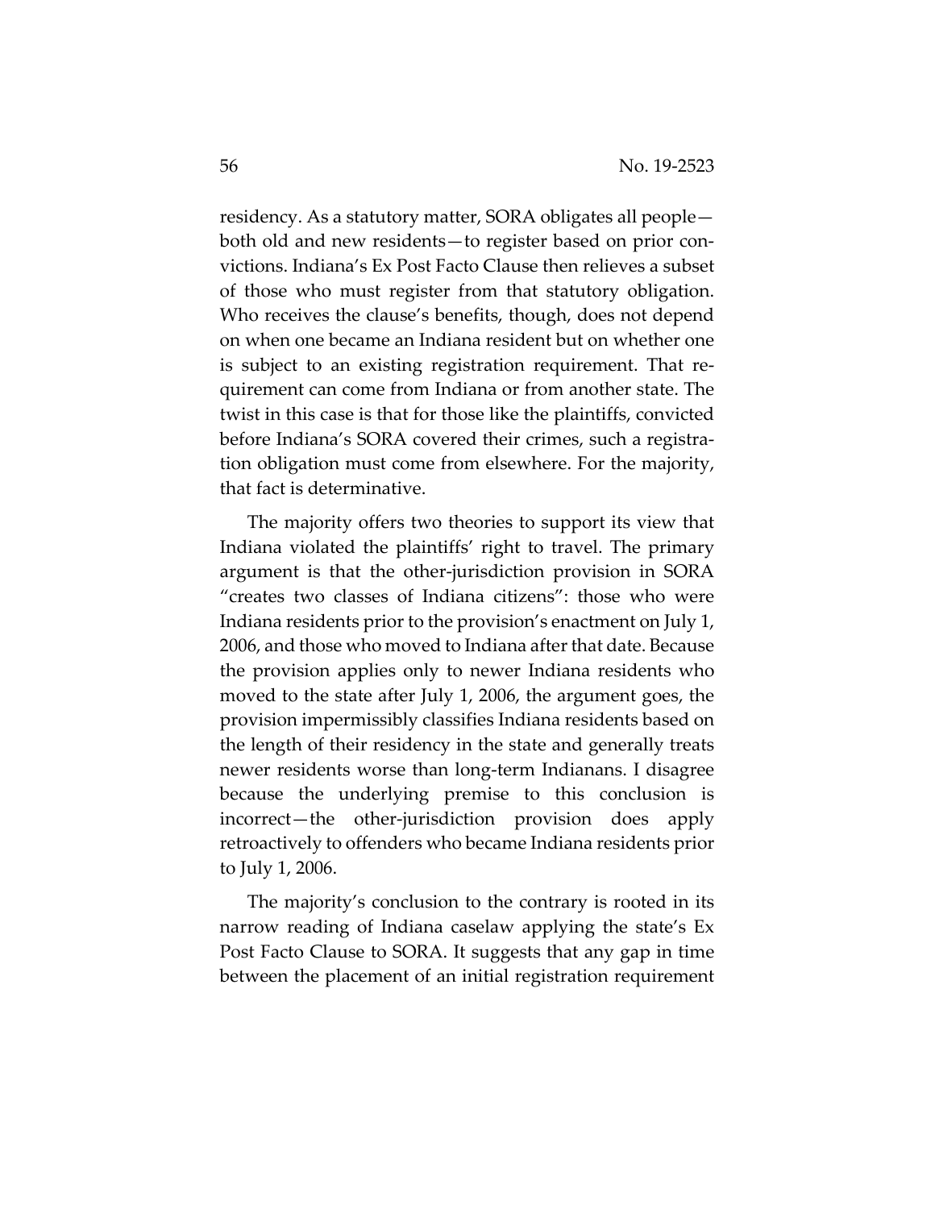residency. As a statutory matter, SORA obligates all people—both old and new residents—to register based on prior convictions. Indiana's Ex Post Facto Clause then relieves a subset of those who must register from that statutory obligation. Who receives the clause's benefits, though, does not depend on when one became an Indiana resident but on whether one is subject to an existing registration requirement. That requirement can come from Indiana or from another state. The twist in this case is that for those like the plaintiffs, convicted before Indiana's SORA covered their crimes, such a registration obligation must come from elsewhere. For the majority, that fact is determinative.

The majority offers two theories to support its view that Indiana violated the plaintiffs' right to travel. The primary argument is that the other-jurisdiction provision in SORA "creates two classes of Indiana citizens": those who were Indiana residents prior to the provision's enactment on July 1, 2006, and those who moved to Indiana after that date. Because the provision applies only to newer Indiana residents who moved to the state after July 1, 2006, the argument goes, the provision impermissibly classifies Indiana residents based on the length of their residency in the state and generally treats newer residents worse than long-term Indianans. I disagree because the underlying premise to this conclusion is incorrect—the other-jurisdiction provision does apply retroactively to offenders who became Indiana residents prior to July 1, 2006.

The majority's conclusion to the contrary is rooted in its narrow reading of Indiana caselaw applying the state's Ex Post Facto Clause to SORA. It suggests that any gap in time between the placement of an initial registration requirement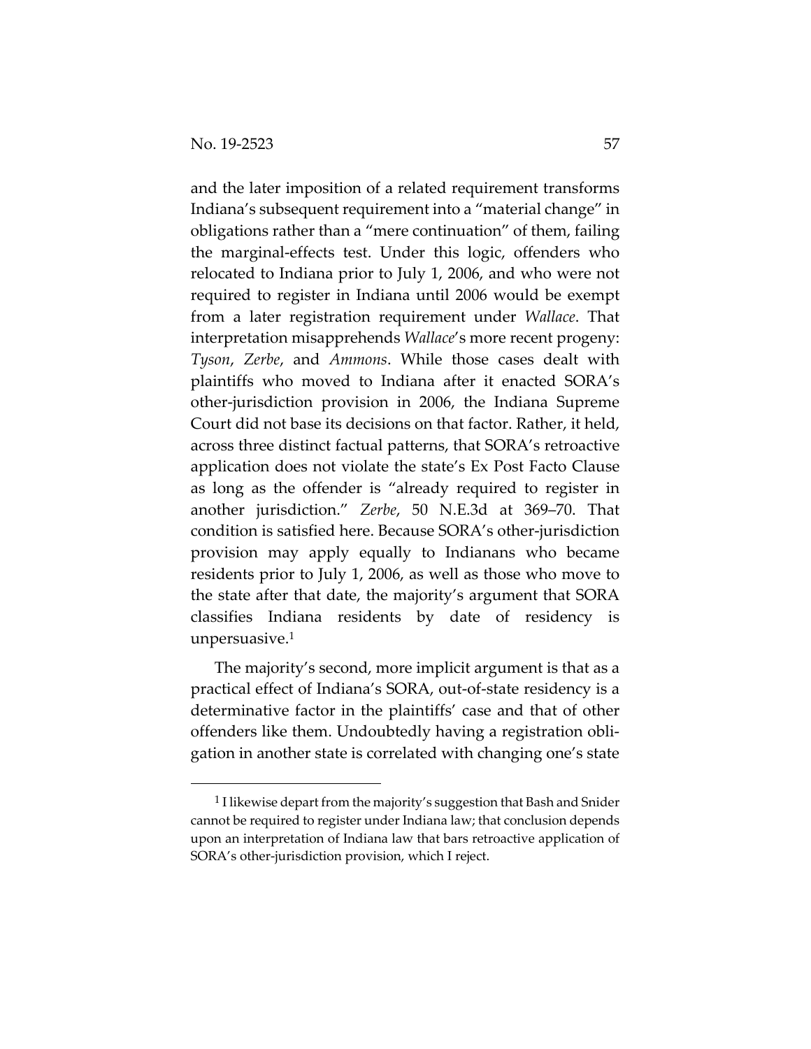and the later imposition of a related requirement transforms Indiana's subsequent requirement into a "material change" in obligations rather than a "mere continuation" of them, failing the marginal-effects test. Under this logic, offenders who relocated to Indiana prior to July 1, 2006, and who were not required to register in Indiana until 2006 would be exempt from a later registration requirement under *Wallace*. That interpretation misapprehends *Wallace*'s more recent progeny: *Tyson*, *Zerbe*, and *Ammons*. While those cases dealt with plaintiffs who moved to Indiana after it enacted SORA's other-jurisdiction provision in 2006, the Indiana Supreme Court did not base its decisions on that factor. Rather, it held, across three distinct factual patterns, that SORA's retroactive application does not violate the state's Ex Post Facto Clause as long as the offender is "already required to register in another jurisdiction." *Zerbe*, 50 N.E.3d at 369–70. That condition is satisfied here. Because SORA's other-jurisdiction provision may apply equally to Indianans who became residents prior to July 1, 2006, as well as those who move to the state after that date, the majority's argument that SORA classifies Indiana residents by date of residency is unpersuasive.[1]

The majority's second, more implicit argument is that as a practical effect of Indiana's SORA, out-of-state residency is a determinative factor in the plaintiffs' case and that of other offenders like them. Undoubtedly having a registration obligation in another state is correlated with changing one's state

---

[1] I likewise depart from the majority's suggestion that Bash and Snider cannot be required to register under Indiana law; that conclusion depends upon an interpretation of Indiana law that bars retroactive application of SORA's other-jurisdiction provision, which I reject.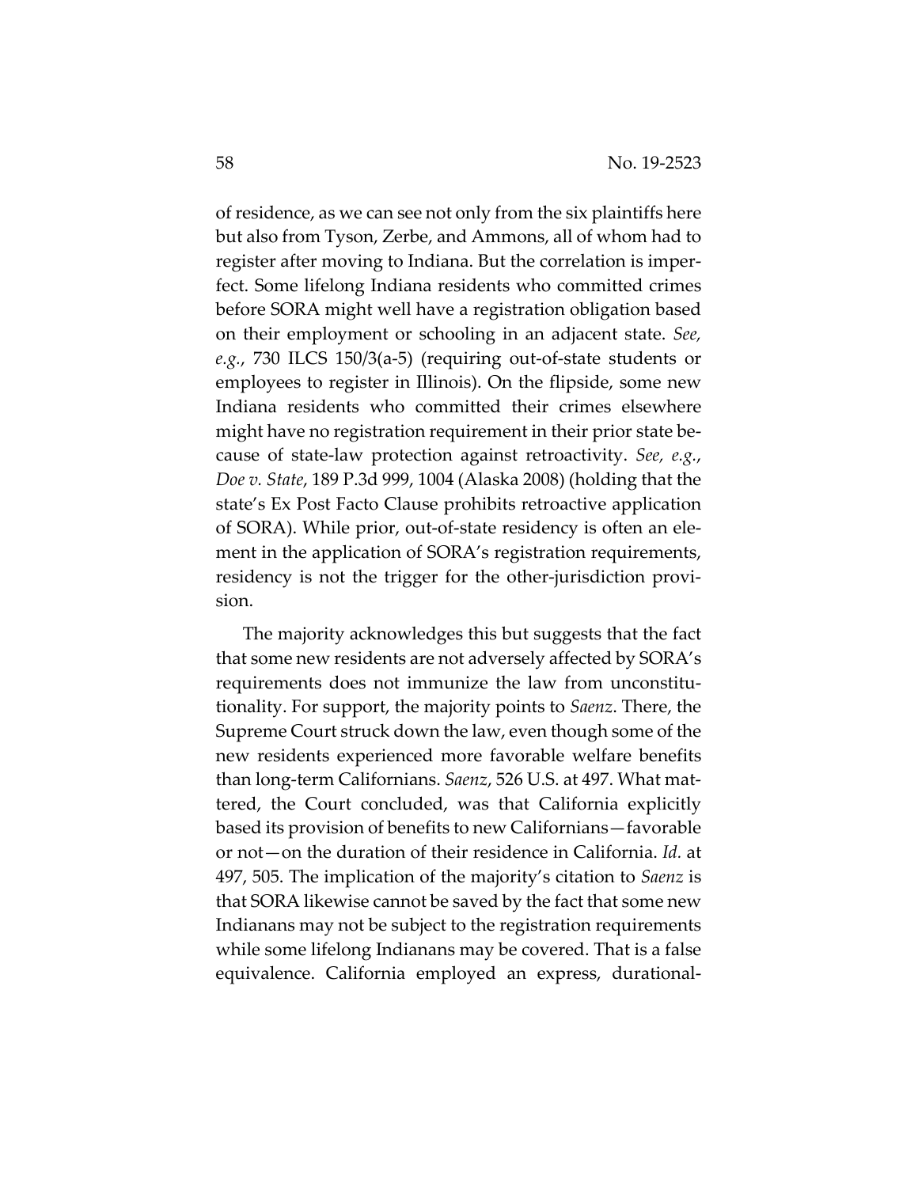of residence, as we can see not only from the six plaintiffs here but also from Tyson, Zerbe, and Ammons, all of whom had to register after moving to Indiana. But the correlation is imperfect. Some lifelong Indiana residents who committed crimes before SORA might well have a registration obligation based on their employment or schooling in an adjacent state. *See, e.g.*, 730 ILCS 150/3(a-5) (requiring out-of-state students or employees to register in Illinois). On the flipside, some new Indiana residents who committed their crimes elsewhere might have no registration requirement in their prior state because of state-law protection against retroactivity. *See, e.g.*, *Doe v. State*, 189 P.3d 999, 1004 (Alaska 2008) (holding that the state's Ex Post Facto Clause prohibits retroactive application of SORA). While prior, out-of-state residency is often an element in the application of SORA's registration requirements, residency is not the trigger for the other-jurisdiction provision.

The majority acknowledges this but suggests that the fact that some new residents are not adversely affected by SORA's requirements does not immunize the law from unconstitutionality. For support, the majority points to *Saenz*. There, the Supreme Court struck down the law, even though some of the new residents experienced more favorable welfare benefits than long-term Californians. *Saenz*, 526 U.S. at 497. What mattered, the Court concluded, was that California explicitly based its provision of benefits to new Californians—favorable or not—on the duration of their residence in California. *Id.* at 497, 505. The implication of the majority's citation to *Saenz* is that SORA likewise cannot be saved by the fact that some new Indianans may not be subject to the registration requirements while some lifelong Indianans may be covered. That is a false equivalence. California employed an express, durational-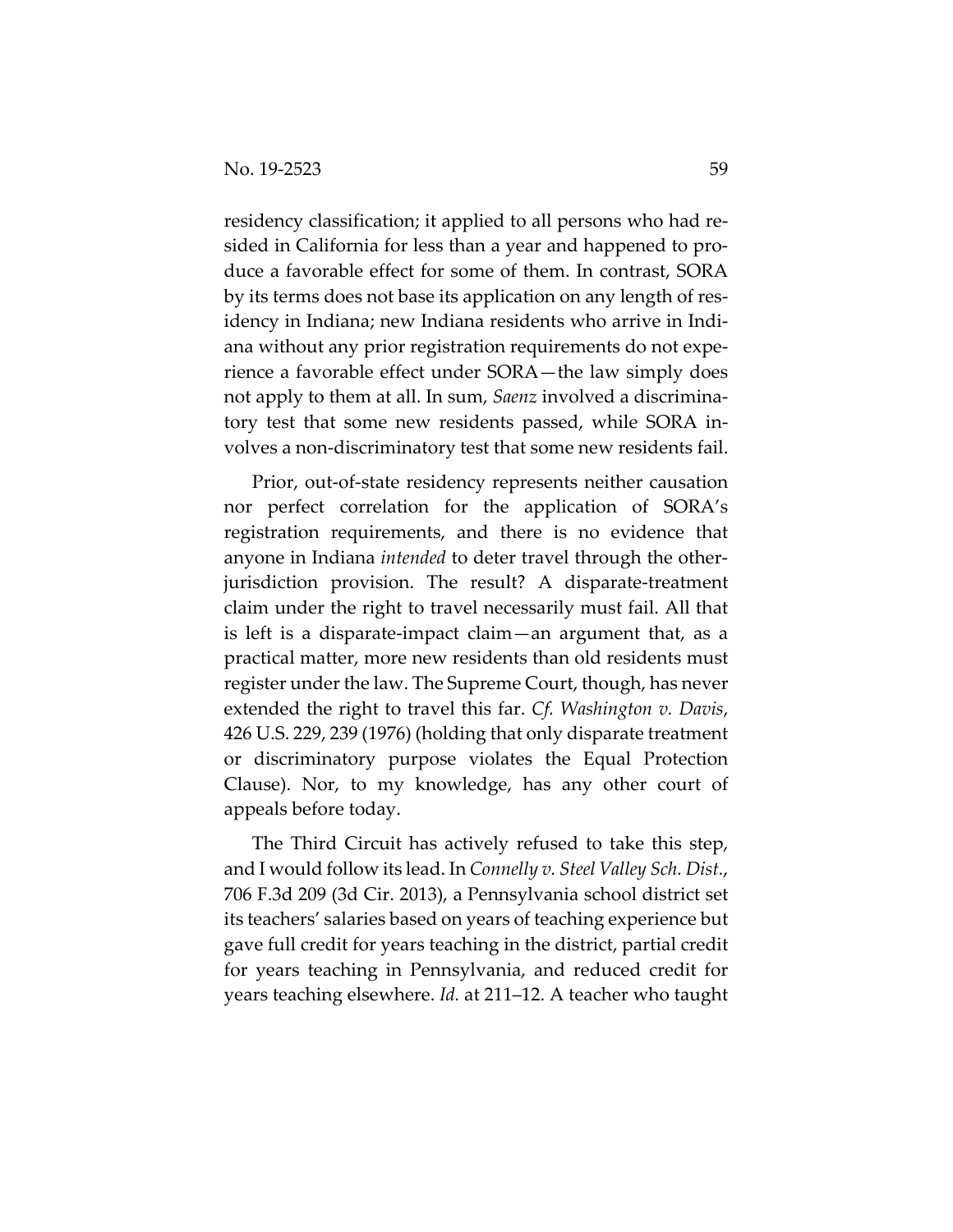residency classification; it applied to all persons who had resided in California for less than a year and happened to produce a favorable effect for some of them. In contrast, SORA by its terms does not base its application on any length of residency in Indiana; new Indiana residents who arrive in Indiana without any prior registration requirements do not experience a favorable effect under SORA—the law simply does not apply to them at all. In sum, *Saenz* involved a discriminatory test that some new residents passed, while SORA involves a non-discriminatory test that some new residents fail.

Prior, out-of-state residency represents neither causation nor perfect correlation for the application of SORA's registration requirements, and there is no evidence that anyone in Indiana *intended* to deter travel through the other-jurisdiction provision. The result? A disparate-treatment claim under the right to travel necessarily must fail. All that is left is a disparate-impact claim—an argument that, as a practical matter, more new residents than old residents must register under the law. The Supreme Court, though, has never extended the right to travel this far. *Cf. Washington v. Davis*, 426 U.S. 229, 239 (1976) (holding that only disparate treatment or discriminatory purpose violates the Equal Protection Clause). Nor, to my knowledge, has any other court of appeals before today.

The Third Circuit has actively refused to take this step, and I would follow its lead. In *Connelly v. Steel Valley Sch. Dist.*, 706 F.3d 209 (3d Cir. 2013), a Pennsylvania school district set its teachers' salaries based on years of teaching experience but gave full credit for years teaching in the district, partial credit for years teaching in Pennsylvania, and reduced credit for years teaching elsewhere. *Id.* at 211–12. A teacher who taught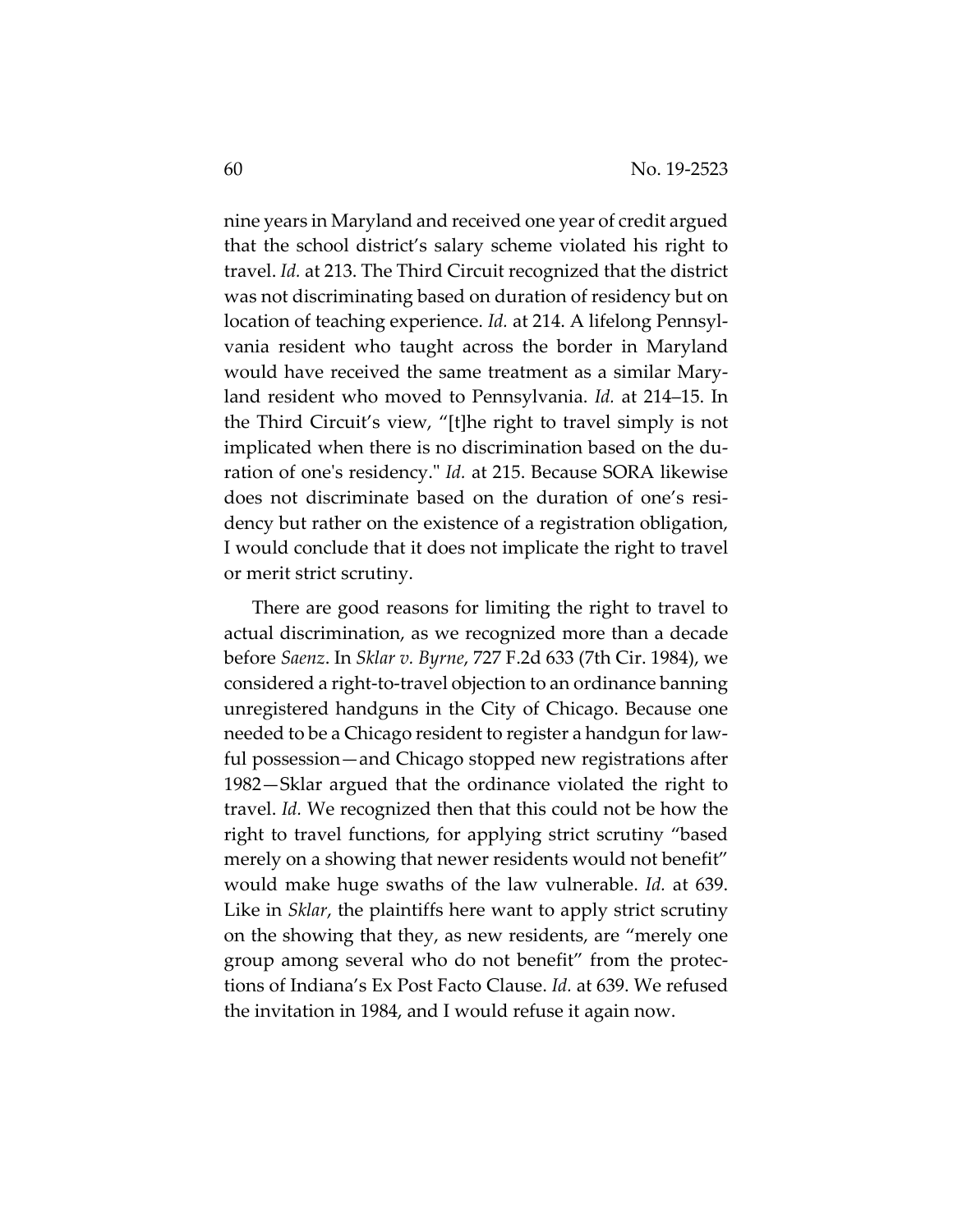nine years in Maryland and received one year of credit argued that the school district's salary scheme violated his right to travel. *Id.* at 213. The Third Circuit recognized that the district was not discriminating based on duration of residency but on location of teaching experience. *Id.* at 214. A lifelong Pennsylvania resident who taught across the border in Maryland would have received the same treatment as a similar Maryland resident who moved to Pennsylvania. *Id.* at 214–15. In the Third Circuit's view, "[t]he right to travel simply is not implicated when there is no discrimination based on the duration of one's residency." *Id.* at 215. Because SORA likewise does not discriminate based on the duration of one's residency but rather on the existence of a registration obligation, I would conclude that it does not implicate the right to travel or merit strict scrutiny.

There are good reasons for limiting the right to travel to actual discrimination, as we recognized more than a decade before *Saenz*. In *Sklar v. Byrne*, 727 F.2d 633 (7th Cir. 1984), we considered a right-to-travel objection to an ordinance banning unregistered handguns in the City of Chicago. Because one needed to be a Chicago resident to register a handgun for lawful possession—and Chicago stopped new registrations after 1982—Sklar argued that the ordinance violated the right to travel. *Id.* We recognized then that this could not be how the right to travel functions, for applying strict scrutiny "based merely on a showing that newer residents would not benefit" would make huge swaths of the law vulnerable. *Id.* at 639. Like in *Sklar*, the plaintiffs here want to apply strict scrutiny on the showing that they, as new residents, are "merely one group among several who do not benefit" from the protections of Indiana's Ex Post Facto Clause. *Id.* at 639. We refused the invitation in 1984, and I would refuse it again now.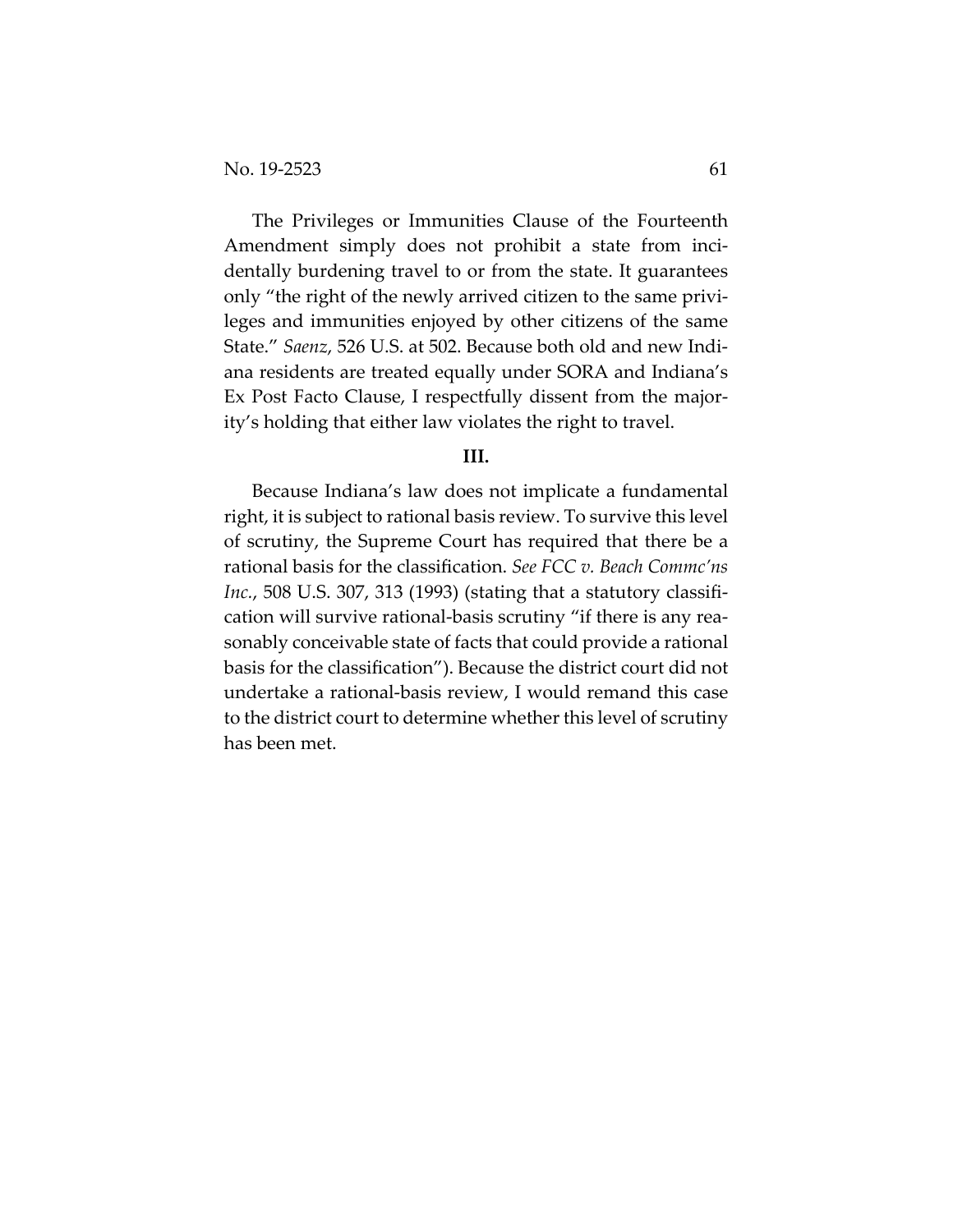The Privileges or Immunities Clause of the Fourteenth Amendment simply does not prohibit a state from incidentally burdening travel to or from the state. It guarantees only "the right of the newly arrived citizen to the same privileges and immunities enjoyed by other citizens of the same State." *Saenz*, 526 U.S. at 502. Because both old and new Indiana residents are treated equally under SORA and Indiana's Ex Post Facto Clause, I respectfully dissent from the majority's holding that either law violates the right to travel.

## III.

Because Indiana's law does not implicate a fundamental right, it is subject to rational basis review. To survive this level of scrutiny, the Supreme Court has required that there be a rational basis for the classification. *See FCC v. Beach Commc'ns Inc.*, 508 U.S. 307, 313 (1993) (stating that a statutory classification will survive rational-basis scrutiny "if there is any reasonably conceivable state of facts that could provide a rational basis for the classification"). Because the district court did not undertake a rational-basis review, I would remand this case to the district court to determine whether this level of scrutiny has been met.